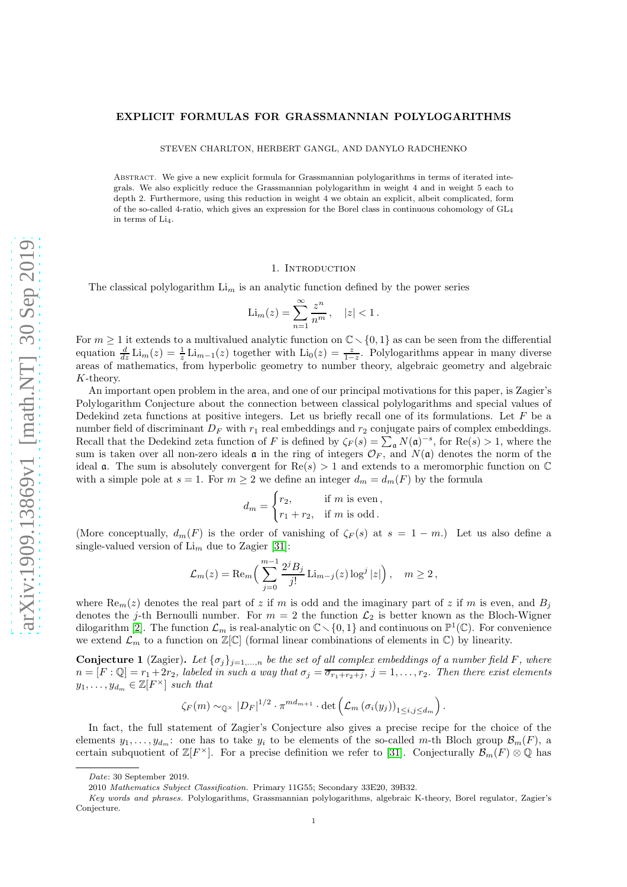# EXPLICIT FORMULAS FOR GRASSMANNIAN POLYLOGARITHMS

STEVEN CHARLTON, HERBERT GANGL, AND DANYLO RADCHENKO

Abstract. We give a new explicit formula for Grassmannian polylogarithms in terms of iterated integrals. We also explicitly reduce the Grassmannian polylogarithm in weight 4 and in weight 5 each to depth 2. Furthermore, using this reduction in weight 4 we obtain an explicit, albeit complicated, form of the so-called 4-ratio, which gives an expression for the Borel class in continuous cohomology of $\mathrm{GL}_4$ in terms of $\mathrm{Li}_4$.

## 1. Introduction

The classical polylogarithm $\mathrm{Li}_m$ is an analytic function defined by the power series

$$\mathrm{Li}_m(z) = \sum_{n=1}^{\infty} \frac{z^n}{n^m}\,, \quad |z| < 1\,.$$

For $m \geq 1$ it extends to a multivalued analytic function on $\mathbb{C} \smallsetminus \{0, 1\}$ as can be seen from the differential equation $\frac{d}{dz}\mathrm{Li}_m(z) = \frac{1}{z}\mathrm{Li}_{m-1}(z)$ together with $\mathrm{Li}_0(z) = \frac{z}{1-z}$. Polylogarithms appear in many diverse areas of mathematics, from hyperbolic geometry to number theory, algebraic geometry and algebraic $K$-theory.

An important open problem in the area, and one of our principal motivations for this paper, is Zagier's Polylogarithm Conjecture about the connection between classical polylogarithms and special values of Dedekind zeta functions at positive integers. Let us briefly recall one of its formulations. Let $F$ be a number field of discriminant $D_F$ with $r_1$ real embeddings and $r_2$ conjugate pairs of complex embeddings. Recall that the Dedekind zeta function of $F$ is defined by $\zeta_F(s) = \sum_{\mathfrak{a}} N(\mathfrak{a})^{-s}$, for $\mathrm{Re}(s) > 1$, where the sum is taken over all non-zero ideals $\mathfrak{a}$ in the ring of integers $\mathcal{O}_F$, and $N(\mathfrak{a})$ denotes the norm of the ideal $\mathfrak{a}$. The sum is absolutely convergent for $\mathrm{Re}(s) > 1$ and extends to a meromorphic function on $\mathbb{C}$ with a simple pole at $s = 1$. For $m \geq 2$ we define an integer $d_m = d_m(F)$ by the formula

$$d_m = \begin{cases} r_2, & \text{if } m \text{ is even}\,, \\ r_1 + r_2, & \text{if } m \text{ is odd}\,. \end{cases}$$

(More conceptually, $d_m(F)$ is the order of vanishing of $\zeta_F(s)$ at $s = 1 - m$.) Let us also define a single-valued version of $\mathrm{Li}_m$ due to Zagier [31]:

$$\mathcal{L}_m(z) = \mathrm{Re}_m\Big( \sum_{j=0}^{m-1} \frac{2^j B_j}{j!} \mathrm{Li}_{m-j}(z) \log^j |z| \Big)\,, \quad m \geq 2\,,$$

where $\mathrm{Re}_m(z)$ denotes the real part of $z$ if $m$ is odd and the imaginary part of $z$ if $m$ is even, and $B_j$ denotes the $j$-th Bernoulli number. For $m = 2$ the function $\mathcal{L}_2$ is better known as the Bloch-Wigner dilogarithm [2]. The function $\mathcal{L}_m$ is real-analytic on $\mathbb{C} \smallsetminus \{0, 1\}$ and continuous on $\mathbb{P}^1(\mathbb{C})$. For convenience we extend $\mathcal{L}_m$ to a function on $\mathbb{Z}[\mathbb{C}]$ (formal linear combinations of elements in $\mathbb{C}$) by linearity.

**Conjecture 1** (Zagier). *Let $\{\sigma_j\}_{j=1,\ldots,n}$ be the set of all complex embeddings of a number field $F$, where $n = [F : \mathbb{Q}] = r_1 + 2r_2$, labeled in such a way that $\sigma_j = \overline{\sigma_{r_1+r_2+j}}$, $j = 1, \ldots, r_2$. Then there exist elements $y_1, \ldots, y_{d_m} \in \mathbb{Z}[F^\times]$ such that*

$$\zeta_F(m) \sim_{\mathbb{Q}^\times} |D_F|^{1/2} \cdot \pi^{m d_{m+1}} \cdot \det\Big( \mathcal{L}_m\left(\sigma_i(y_j)\right)_{1 \leq i,j \leq d_m} \Big)\,.$$

In fact, the full statement of Zagier's Conjecture also gives a precise recipe for the choice of the elements $y_1, \ldots, y_{d_m}$: one has to take $y_i$ to be elements of the so-called $m$-th Bloch group $\mathcal{B}_m(F)$, a certain subquotient of $\mathbb{Z}[F^\times]$. For a precise definition we refer to [31]. Conjecturally $\mathcal{B}_m(F) \otimes \mathbb{Q}$ has

---

*Date*: 30 September 2019.

2010 *Mathematics Subject Classification.* Primary 11G55; Secondary 33E20, 39B32.

*Key words and phrases.* Polylogarithms, Grassmannian polylogarithms, algebraic K-theory, Borel regulator, Zagier's Conjecture.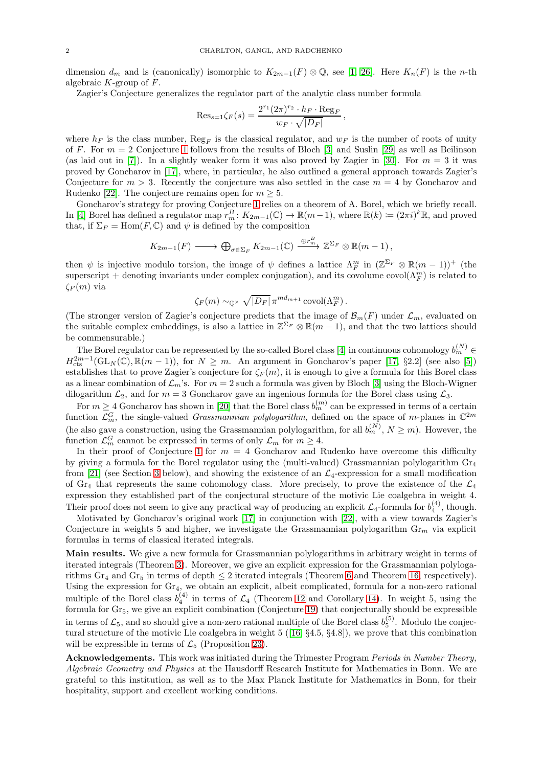dimension $d_m$ and is (canonically) isomorphic to $K_{2m-1}(F) \otimes \mathbb{Q}$, see [1, 26]. Here $K_n(F)$ is the $n$-th algebraic $K$-group of $F$.

Zagier's Conjecture generalizes the regulator part of the analytic class number formula

$$\mathrm{Res}_{s=1}\zeta_F(s) = \frac{2^{r_1}(2\pi)^{r_2} \cdot h_F \cdot \mathrm{Reg}_F}{w_F \cdot \sqrt{|D_F|}}\,,$$

where $h_F$ is the class number, $\mathrm{Reg}_F$ is the classical regulator, and $w_F$ is the number of roots of unity of $F$. For $m = 2$ Conjecture 1 follows from the results of Bloch [3] and Suslin [29] as well as Beilinson (as laid out in [7]). In a slightly weaker form it was also proved by Zagier in [30]. For $m = 3$ it was proved by Goncharov in [17], where, in particular, he also outlined a general approach towards Zagier's Conjecture for $m > 3$. Recently the conjecture was also settled in the case $m = 4$ by Goncharov and Rudenko [22]. The conjecture remains open for $m \geq 5$.

Goncharov's strategy for proving Conjecture 1 relies on a theorem of A. Borel, which we briefly recall. In [4] Borel has defined a regulator map $r_m^B \colon K_{2m-1}(\mathbb{C}) \to \mathbb{R}(m-1)$, where $\mathbb{R}(k) \coloneqq (2\pi i)^k\mathbb{R}$, and proved that, if $\Sigma_F = \mathrm{Hom}(F, \mathbb{C})$ and $\psi$ is defined by the composition

$$K_{2m-1}(F) \longrightarrow \bigoplus\nolimits_{\sigma \in \Sigma_F} K_{2m-1}(\mathbb{C}) \xrightarrow{\ \oplus r_m^B\ } \mathbb{Z}^{\Sigma_F} \otimes \mathbb{R}(m-1)\,,$$

then $\psi$ is injective modulo torsion, the image of $\psi$ defines a lattice $\Lambda_F^m$ in $(\mathbb{Z}^{\Sigma_F} \otimes \mathbb{R}(m-1))^+$ (the superscript $+$ denoting invariants under complex conjugation), and its covolume $\mathrm{covol}(\Lambda_F^m)$ is related to $\zeta_F(m)$ via

$$\zeta_F(m) \sim_{\mathbb{Q}^\times} \sqrt{|D_F|}\, \pi^{m d_{m+1}} \,\mathrm{covol}(\Lambda_F^m)\,.$$

(The stronger version of Zagier's conjecture predicts that the image of $\mathcal{B}_m(F)$ under $\mathcal{L}_m$, evaluated on the suitable complex embeddings, is also a lattice in $\mathbb{Z}^{\Sigma_F} \otimes \mathbb{R}(m-1)$, and that the two lattices should be commensurable.)

The Borel regulator can be represented by the so-called Borel class [4] in continuous cohomology $b_m^{(N)} \in H^{2m-1}_{\mathrm{cts}}(\mathrm{GL}_N(\mathbb{C}), \mathbb{R}(m-1))$, for $N \geq m$. An argument in Goncharov's paper [17, §2.2] (see also [5]) establishes that to prove Zagier's conjecture for $\zeta_F(m)$, it is enough to give a formula for this Borel class as a linear combination of $\mathcal{L}_m$'s. For $m = 2$ such a formula was given by Bloch [3] using the Bloch-Wigner dilogarithm $\mathcal{L}_2$, and for $m = 3$ Goncharov gave an ingenious formula for the Borel class using $\mathcal{L}_3$.

For $m \geq 4$ Goncharov has shown in [20] that the Borel class $b_m^{(m)}$ can be expressed in terms of a certain function $\mathcal{L}_m^G$, the single-valued *Grassmannian polylogarithm*, defined on the space of $m$-planes in $\mathbb{C}^{2m}$ (he also gave a construction, using the Grassmannian polylogarithm, for all $b_m^{(N)}$, $N \geq m$). However, the function $\mathcal{L}_m^G$ cannot be expressed in terms of only $\mathcal{L}_m$ for $m \geq 4$.

In their proof of Conjecture 1 for $m = 4$ Goncharov and Rudenko have overcome this difficulty by giving a formula for the Borel regulator using the (multi-valued) Grassmannian polylogarithm $\mathrm{Gr}_4$ from [21] (see Section 3 below), and showing the existence of an $\mathcal{L}_4$-expression for a small modification of $\mathrm{Gr}_4$ that represents the same cohomology class. More precisely, to prove the existence of the $\mathcal{L}_4$ expression they established part of the conjectural structure of the motivic Lie coalgebra in weight 4. Their proof does not seem to give any practical way of producing an explicit $\mathcal{L}_4$-formula for $b_4^{(4)}$, though.

Motivated by Goncharov's original work [17] in conjunction with [22], with a view towards Zagier's Conjecture in weights 5 and higher, we investigate the Grassmannian polylogarithm $\mathrm{Gr}_m$ via explicit formulas in terms of classical iterated integrals.

**Main results.** We give a new formula for Grassmannian polylogarithms in arbitrary weight in terms of iterated integrals (Theorem 3). Moreover, we give an explicit expression for the Grassmannian polylogarithms $\mathrm{Gr}_4$ and $\mathrm{Gr}_5$ in terms of depth $\leq 2$ iterated integrals (Theorem 6 and Theorem 16, respectively). Using the expression for $\mathrm{Gr}_4$, we obtain an explicit, albeit complicated, formula for a non-zero rational multiple of the Borel class $b_4^{(4)}$ in terms of $\mathcal{L}_4$ (Theorem 12 and Corollary 14). In weight 5, using the formula for $\mathrm{Gr}_5$, we give an explicit combination (Conjecture 19) that conjecturally should be expressible in terms of $\mathcal{L}_5$, and so should give a non-zero rational multiple of the Borel class $b_5^{(5)}$. Modulo the conjectural structure of the motivic Lie coalgebra in weight 5 ([16, §4.5, §4.8]), we prove that this combination will be expressible in terms of $\mathcal{L}_5$ (Proposition 23).

**Acknowledgements.** This work was initiated during the Trimester Program *Periods in Number Theory, Algebraic Geometry and Physics* at the Hausdorff Research Institute for Mathematics in Bonn. We are grateful to this institution, as well as to the Max Planck Institute for Mathematics in Bonn, for their hospitality, support and excellent working conditions.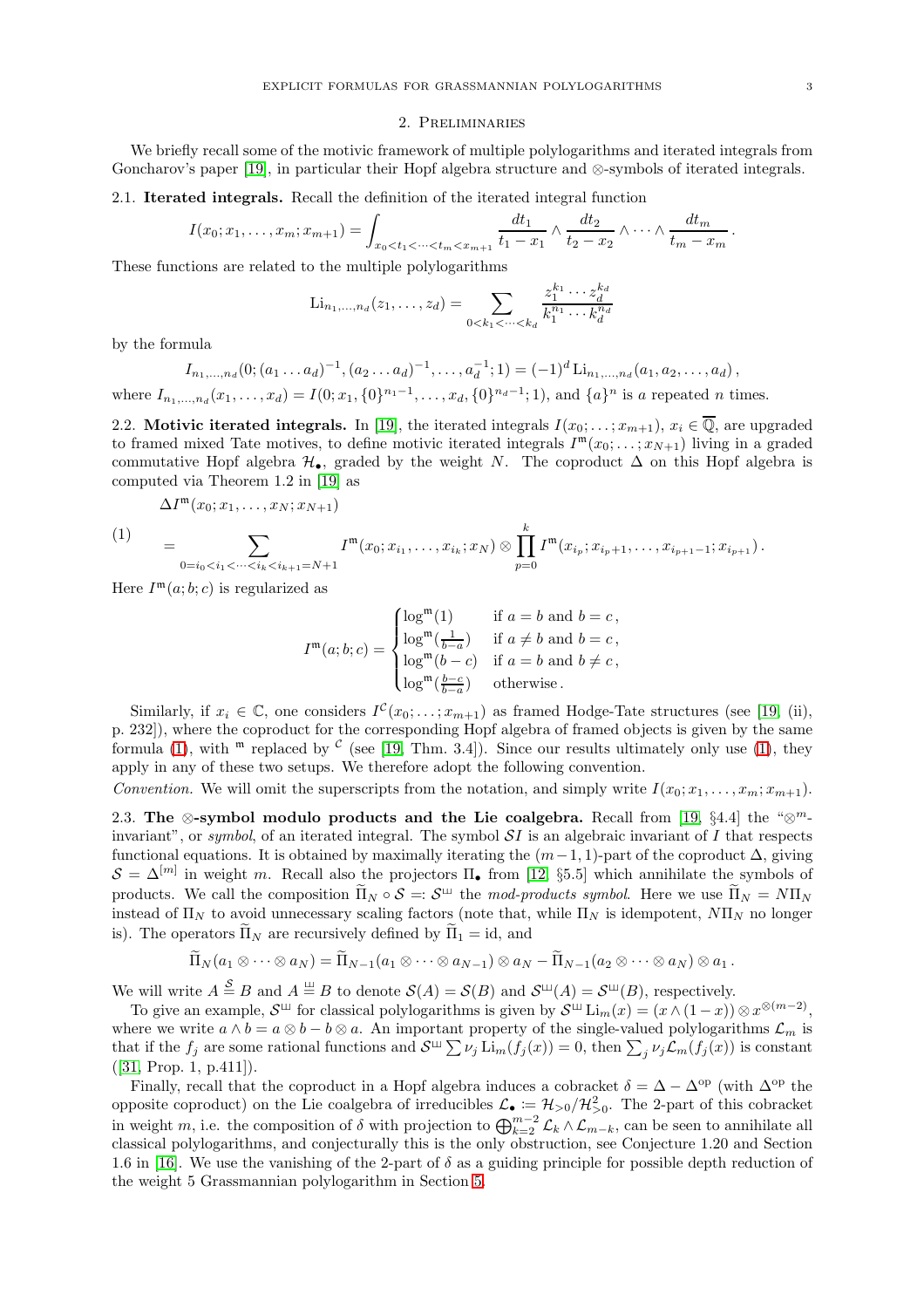## 2. Preliminaries

We briefly recall some of the motivic framework of multiple polylogarithms and iterated integrals from Goncharov's paper [19], in particular their Hopf algebra structure and $\otimes$-symbols of iterated integrals.

**2.1. Iterated integrals.** Recall the definition of the iterated integral function

$$I(x_0; x_1, \dots, x_m; x_{m+1}) = \int_{x_0 < t_1 < \cdots < t_m < x_{m+1}} \frac{dt_1}{t_1 - x_1} \wedge \frac{dt_2}{t_2 - x_2} \wedge \cdots \wedge \frac{dt_m}{t_m - x_m}\,.$$

These functions are related to the multiple polylogarithms

$$\mathrm{Li}_{n_1,\dots,n_d}(z_1, \dots, z_d) = \sum_{0<k_1<\cdots<k_d} \frac{z_1^{k_1} \cdots z_d^{k_d}}{k_1^{n_1} \cdots k_d^{n_d}}$$

by the formula

$$I_{n_1,\dots,n_d}(0; (a_1 \dots a_d)^{-1}, (a_2 \dots a_d)^{-1}, \dots, a_d^{-1}; 1) = (-1)^d \,\mathrm{Li}_{n_1,\dots,n_d}(a_1, a_2, \dots, a_d)\,,$$

where $I_{n_1,\dots,n_d}(x_1, \dots, x_d) = I(0; x_1, \{0\}^{n_1-1}, \dots, x_d, \{0\}^{n_d-1}; 1)$, and $\{a\}^n$ is $a$ repeated $n$ times.

**2.2. Motivic iterated integrals.** In [19], the iterated integrals $I(x_0; \dots; x_{m+1})$, $x_i \in \overline{\mathbb{Q}}$, are upgraded to framed mixed Tate motives, to define motivic iterated integrals $I^{\mathfrak{m}}(x_0; \dots; x_{N+1})$ living in a graded commutative Hopf algebra $\mathcal{H}_\bullet$, graded by the weight $N$. The coproduct $\Delta$ on this Hopf algebra is computed via Theorem 1.2 in [19] as

$$\begin{aligned}
&\Delta I^{\mathfrak{m}}(x_0; x_1, \dots, x_N; x_{N+1}) \\
&= \sum_{0=i_0<i_1<\cdots<i_k<i_{k+1}=N+1} I^{\mathfrak{m}}(x_0; x_{i_1}, \dots, x_{i_k}; x_N) \otimes \prod_{p=0}^{k} I^{\mathfrak{m}}(x_{i_p}; x_{i_p+1}, \dots, x_{i_{p+1}-1}; x_{i_{p+1}})\,.
\end{aligned} \tag{1}$$

Here $I^{\mathfrak{m}}(a; b; c)$ is regularized as

$$I^{\mathfrak{m}}(a; b; c) = \begin{cases} \log^{\mathfrak{m}}(1) & \text{if } a = b \text{ and } b = c\,, \\ \log^{\mathfrak{m}}(\frac{1}{b-a}) & \text{if } a \neq b \text{ and } b = c\,, \\ \log^{\mathfrak{m}}(b - c) & \text{if } a = b \text{ and } b \neq c\,, \\ \log^{\mathfrak{m}}(\frac{b-c}{b-a}) & \text{otherwise}\,. \end{cases}$$

Similarly, if $x_i \in \mathbb{C}$, one considers $I^{\mathcal{C}}(x_0; \dots; x_{m+1})$ as framed Hodge-Tate structures (see [19, (ii), p. 232]), where the coproduct for the corresponding Hopf algebra of framed objects is given by the same formula (1), with $^{\mathfrak{m}}$ replaced by $^{\mathcal{C}}$ (see [19, Thm. 3.4]). Since our results ultimately only use (1), they apply in any of these two setups. We therefore adopt the following convention.

*Convention.* We will omit the superscripts from the notation, and simply write $I(x_0; x_1, \dots, x_m; x_{m+1})$.

**2.3. The $\otimes$-symbol modulo products and the Lie coalgebra.** Recall from [19, §4.4] the "$\otimes^m$-invariant", or *symbol*, of an iterated integral. The symbol $\mathcal{S}I$ is an algebraic invariant of $I$ that respects functional equations. It is obtained by maximally iterating the $(m-1, 1)$-part of the coproduct $\Delta$, giving $\mathcal{S} = \Delta^{[m]}$ in weight $m$. Recall also the projectors $\Pi_\bullet$ from [12, §5.5] which annihilate the symbols of products. We call the composition $\widetilde{\Pi}_N \circ \mathcal{S} =: \mathcal{S}^{ш}$ the *mod-products symbol*. Here we use $\widetilde{\Pi}_N = N\Pi_N$ instead of $\Pi_N$ to avoid unnecessary scaling factors (note that, while $\Pi_N$ is idempotent, $N\Pi_N$ no longer is). The operators $\widetilde{\Pi}_N$ are recursively defined by $\widetilde{\Pi}_1 = \mathrm{id}$, and

$$\widetilde{\Pi}_N(a_1 \otimes \cdots \otimes a_N) = \widetilde{\Pi}_{N-1}(a_1 \otimes \cdots \otimes a_{N-1}) \otimes a_N - \widetilde{\Pi}_{N-1}(a_2 \otimes \cdots \otimes a_N) \otimes a_1\,.$$

We will write $A \overset{\mathcal{S}}{=} B$ and $A \overset{ш}{=} B$ to denote $\mathcal{S}(A) = \mathcal{S}(B)$ and $\mathcal{S}^{ш}(A) = \mathcal{S}^{ш}(B)$, respectively.

To give an example, $\mathcal{S}^{ш}$ for classical polylogarithms is given by $\mathcal{S}^{ш}\,\mathrm{Li}_m(x) = (x \wedge (1-x)) \otimes x^{\otimes(m-2)}$, where we write $a \wedge b = a \otimes b - b \otimes a$. An important property of the single-valued polylogarithms $\mathcal{L}_m$ is that if the $f_j$ are some rational functions and $\mathcal{S}^{ш} \sum \nu_j \,\mathrm{Li}_m(f_j(x)) = 0$, then $\sum_j \nu_j \mathcal{L}_m(f_j(x))$ is constant ([31, Prop. 1, p.411]).

Finally, recall that the coproduct in a Hopf algebra induces a cobracket $\delta = \Delta - \Delta^{\mathrm{op}}$ (with $\Delta^{\mathrm{op}}$ the opposite coproduct) on the Lie coalgebra of irreducibles $\mathcal{L}_\bullet := \mathcal{H}_{>0}/\mathcal{H}_{>0}^2$. The 2-part of this cobracket in weight $m$, i.e. the composition of $\delta$ with projection to $\bigoplus_{k=2}^{m-2} \mathcal{L}_k \wedge \mathcal{L}_{m-k}$, can be seen to annihilate all classical polylogarithms, and conjecturally this is the only obstruction, see Conjecture 1.20 and Section 1.6 in [16]. We use the vanishing of the 2-part of $\delta$ as a guiding principle for possible depth reduction of the weight 5 Grassmannian polylogarithm in Section 5.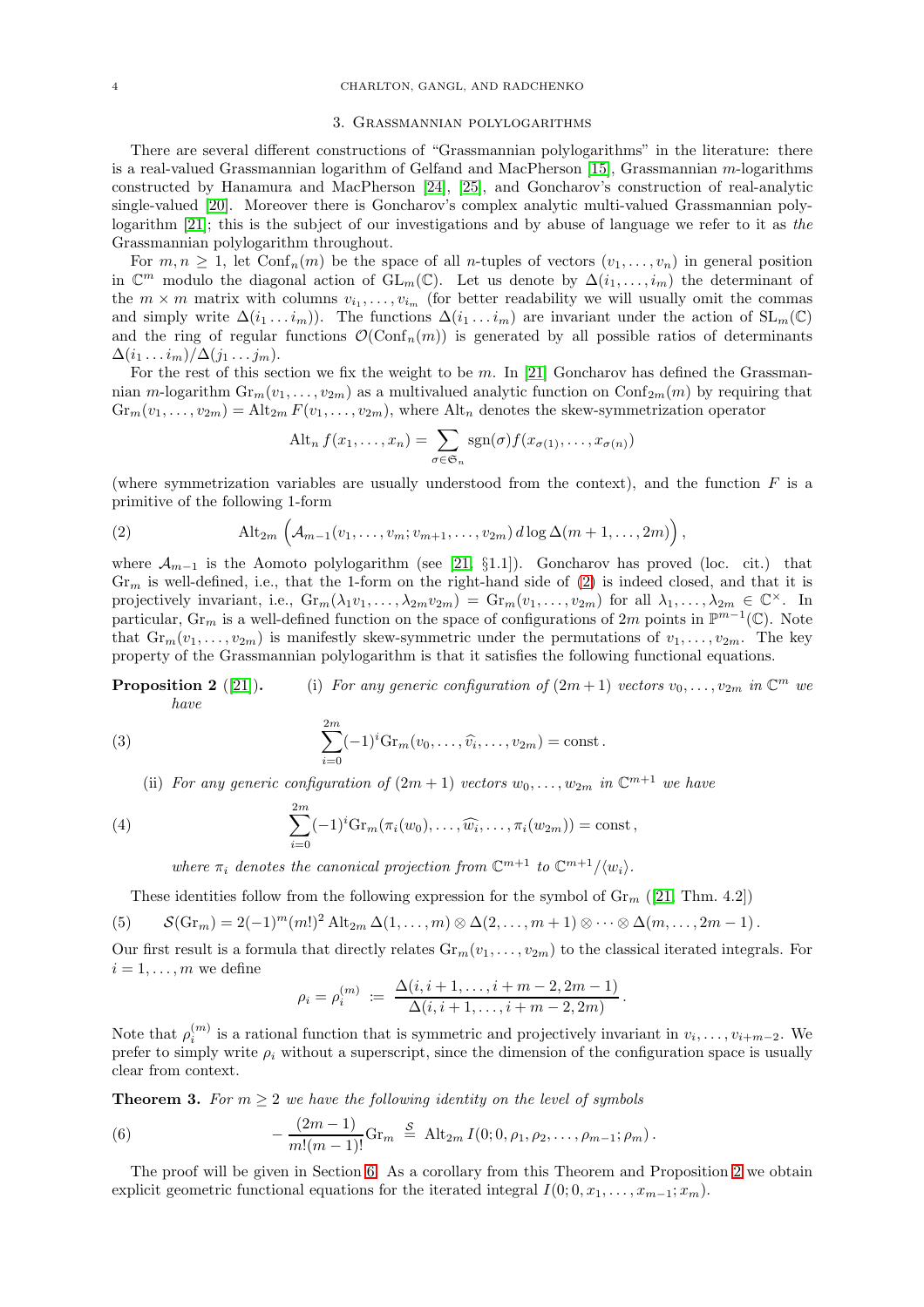## 3. Grassmannian polylogarithms

There are several different constructions of "Grassmannian polylogarithms" in the literature: there is a real-valued Grassmannian logarithm of Gelfand and MacPherson [15], Grassmannian $m$-logarithms constructed by Hanamura and MacPherson [24], [25], and Goncharov's construction of real-analytic single-valued [20]. Moreover there is Goncharov's complex analytic multi-valued Grassmannian polylogarithm [21]; this is the subject of our investigations and by abuse of language we refer to it as *the* Grassmannian polylogarithm throughout.

For $m, n \geq 1$, let $\mathrm{Conf}_n(m)$ be the space of all $n$-tuples of vectors $(v_1, \dots, v_n)$ in general position in $\mathbb{C}^m$ modulo the diagonal action of $\mathrm{GL}_m(\mathbb{C})$. Let us denote by $\Delta(i_1, \dots, i_m)$ the determinant of the $m \times m$ matrix with columns $v_{i_1}, \dots, v_{i_m}$ (for better readability we will usually omit the commas and simply write $\Delta(i_1 \dots i_m)$). The functions $\Delta(i_1 \dots i_m)$ are invariant under the action of $\mathrm{SL}_m(\mathbb{C})$ and the ring of regular functions $\mathcal{O}(\mathrm{Conf}_n(m))$ is generated by all possible ratios of determinants $\Delta(i_1 \dots i_m)/\Delta(j_1 \dots j_m)$.

For the rest of this section we fix the weight to be $m$. In [21] Goncharov has defined the Grassmannian $m$-logarithm $\mathrm{Gr}_m(v_1, \dots, v_{2m})$ as a multivalued analytic function on $\mathrm{Conf}_{2m}(m)$ by requiring that $\mathrm{Gr}_m(v_1, \dots, v_{2m}) = \mathrm{Alt}_{2m} F(v_1, \dots, v_{2m})$, where $\mathrm{Alt}_n$ denotes the skew-symmetrization operator

$$\mathrm{Alt}_n f(x_1, \dots, x_n) = \sum_{\sigma \in \mathfrak{S}_n} \mathrm{sgn}(\sigma) f(x_{\sigma(1)}, \dots, x_{\sigma(n)})$$

(where symmetrization variables are usually understood from the context), and the function $F$ is a primitive of the following 1-form

$$\mathrm{Alt}_{2m} \Big( \mathcal{A}_{m-1}(v_1, \dots, v_m; v_{m+1}, \dots, v_{2m}) \, d \log \Delta(m+1, \dots, 2m) \Big) , \tag{2}$$

where $\mathcal{A}_{m-1}$ is the Aomoto polylogarithm (see [21, §1.1]). Goncharov has proved (loc. cit.) that $\mathrm{Gr}_m$ is well-defined, i.e., that the 1-form on the right-hand side of (2) is indeed closed, and that it is projectively invariant, i.e., $\mathrm{Gr}_m(\lambda_1 v_1, \dots, \lambda_{2m} v_{2m}) = \mathrm{Gr}_m(v_1, \dots, v_{2m})$ for all $\lambda_1, \dots, \lambda_{2m} \in \mathbb{C}^\times$. In particular, $\mathrm{Gr}_m$ is a well-defined function on the space of configurations of $2m$ points in $\mathbb{P}^{m-1}(\mathbb{C})$. Note that $\mathrm{Gr}_m(v_1, \dots, v_{2m})$ is manifestly skew-symmetric under the permutations of $v_1, \dots, v_{2m}$. The key property of the Grassmannian polylogarithm is that it satisfies the following functional equations.

**Proposition 2** ([21]). (i) *For any generic configuration of $(2m+1)$ vectors $v_0, \dots, v_{2m}$ in $\mathbb{C}^m$ we have*

$$\sum_{i=0}^{2m} (-1)^i \mathrm{Gr}_m(v_0, \dots, \widehat{v_i}, \dots, v_{2m}) = \mathrm{const} . \tag{3}$$

(ii) *For any generic configuration of $(2m+1)$ vectors $w_0, \dots, w_{2m}$ in $\mathbb{C}^{m+1}$ we have*

$$\sum_{i=0}^{2m} (-1)^i \mathrm{Gr}_m(\pi_i(w_0), \dots, \widehat{w_i}, \dots, \pi_i(w_{2m})) = \mathrm{const} , \tag{4}$$

*where $\pi_i$ denotes the canonical projection from $\mathbb{C}^{m+1}$ to $\mathbb{C}^{m+1}/\langle w_i \rangle$.*

These identities follow from the following expression for the symbol of $\mathrm{Gr}_m$ ([21, Thm. 4.2])

$$\mathcal{S}(\mathrm{Gr}_m) = 2(-1)^m (m!)^2 \, \mathrm{Alt}_{2m} \, \Delta(1, \dots, m) \otimes \Delta(2, \dots, m+1) \otimes \dots \otimes \Delta(m, \dots, 2m-1) . \tag{5}$$

Our first result is a formula that directly relates $\mathrm{Gr}_m(v_1, \dots, v_{2m})$ to the classical iterated integrals. For $i = 1, \dots, m$ we define

$$\rho_i = \rho_i^{(m)} := \frac{\Delta(i, i+1, \dots, i+m-2, 2m-1)}{\Delta(i, i+1, \dots, i+m-2, 2m)} .$$

Note that $\rho_i^{(m)}$ is a rational function that is symmetric and projectively invariant in $v_i, \dots, v_{i+m-2}$. We prefer to simply write $\rho_i$ without a superscript, since the dimension of the configuration space is usually clear from context.

**Theorem 3.** *For $m \geq 2$ we have the following identity on the level of symbols*

$$-\frac{(2m-1)}{m!(m-1)!} \mathrm{Gr}_m \overset{\mathcal{S}}{=} \mathrm{Alt}_{2m} \, I(0; 0, \rho_1, \rho_2, \dots, \rho_{m-1}; \rho_m) . \tag{6}$$

The proof will be given in Section 6. As a corollary from this Theorem and Proposition 2 we obtain explicit geometric functional equations for the iterated integral $I(0; 0, x_1, \dots, x_{m-1}; x_m)$.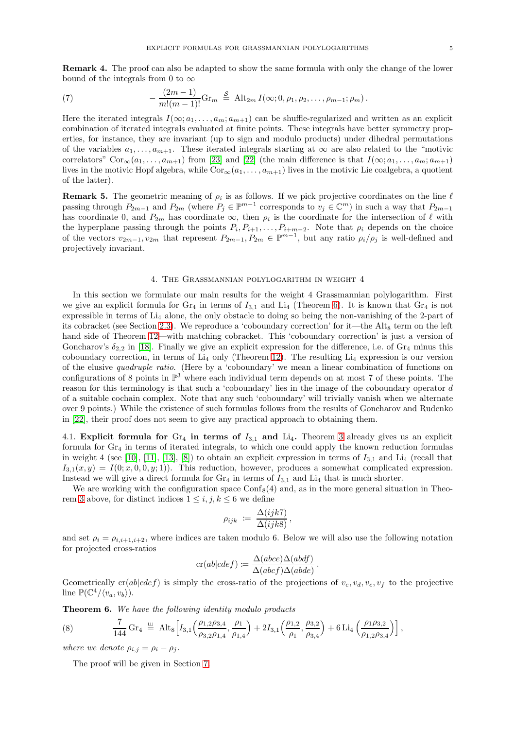**Remark 4.** The proof can also be adapted to show the same formula with only the change of the lower bound of the integrals from 0 to $\infty$

$$-\frac{(2m-1)}{m!(m-1)!}\mathrm{Gr}_m \overset{\mathcal{S}}{=} \mathrm{Alt}_{2m}\, I(\infty; 0, \rho_1, \rho_2, \ldots, \rho_{m-1}; \rho_m)\,. \tag{7}$$

Here the iterated integrals $I(\infty; a_1, \ldots, a_m; a_{m+1})$ can be shuffle-regularized and written as an explicit combination of iterated integrals evaluated at finite points. These integrals have better symmetry properties, for instance, they are invariant (up to sign and modulo products) under dihedral permutations of the variables $a_1, \ldots, a_{m+1}$. These iterated integrals starting at $\infty$ are also related to the "motivic correlators" $\mathrm{Cor}_\infty(a_1, \ldots, a_{m+1})$ from [23] and [22] (the main difference is that $I(\infty; a_1, \ldots, a_m; a_{m+1})$ lives in the motivic Hopf algebra, while $\mathrm{Cor}_\infty(a_1, \ldots, a_{m+1})$ lives in the motivic Lie coalgebra, a quotient of the latter).

**Remark 5.** The geometric meaning of $\rho_i$ is as follows. If we pick projective coordinates on the line $\ell$ passing through $P_{2m-1}$ and $P_{2m}$ (where $P_j \in \mathbb{P}^{m-1}$ corresponds to $v_j \in \mathbb{C}^m$) in such a way that $P_{2m-1}$ has coordinate 0, and $P_{2m}$ has coordinate $\infty$, then $\rho_i$ is the coordinate for the intersection of $\ell$ with the hyperplane passing through the points $P_i, P_{i+1}, \ldots, P_{i+m-2}$. Note that $\rho_i$ depends on the choice of the vectors $v_{2m-1}, v_{2m}$ that represent $P_{2m-1}, P_{2m} \in \mathbb{P}^{m-1}$, but any ratio $\rho_i/\rho_j$ is well-defined and projectively invariant.

## 4. The Grassmannian polylogarithm in weight 4

In this section we formulate our main results for the weight 4 Grassmannian polylogarithm. First we give an explicit formula for $\mathrm{Gr}_4$ in terms of $I_{3,1}$ and $\mathrm{Li}_4$ (Theorem 6). It is known that $\mathrm{Gr}_4$ is not expressible in terms of $\mathrm{Li}_4$ alone, the only obstacle to doing so being the non-vanishing of the 2-part of its cobracket (see Section 2.3). We reproduce a 'coboundary correction' for it—the $\mathrm{Alt}_8$ term on the left hand side of Theorem 12—with matching cobracket. This 'coboundary correction' is just a version of Goncharov's $\delta_{2,2}$ in [18]. Finally we give an explicit expression for the difference, i.e. of $\mathrm{Gr}_4$ minus this coboundary correction, in terms of $\mathrm{Li}_4$ only (Theorem 12). The resulting $\mathrm{Li}_4$ expression is our version of the elusive *quadruple ratio*. (Here by a 'coboundary' we mean a linear combination of functions on configurations of 8 points in $\mathbb{P}^3$ where each individual term depends on at most 7 of these points. The reason for this terminology is that such a 'coboundary' lies in the image of the coboundary operator $d$ of a suitable cochain complex. Note that any such 'coboundary' will trivially vanish when we alternate over 9 points.) While the existence of such formulas follows from the results of Goncharov and Rudenko in [22], their proof does not seem to give any practical approach to obtaining them.

### 4.1. Explicit formula for $\mathrm{Gr}_4$ in terms of $I_{3,1}$ and $\mathrm{Li}_4$.

Theorem 3 already gives us an explicit formula for $\mathrm{Gr}_4$ in terms of iterated integrals, to which one could apply the known reduction formulas in weight 4 (see [10], [11], [13], [8]) to obtain an explicit expression in terms of $I_{3,1}$ and $\mathrm{Li}_4$ (recall that $I_{3,1}(x,y) = I(0; x, 0, 0, y; 1)$). This reduction, however, produces a somewhat complicated expression. Instead we will give a direct formula for $\mathrm{Gr}_4$ in terms of $I_{3,1}$ and $\mathrm{Li}_4$ that is much shorter.

We are working with the configuration space $\mathrm{Conf}_8(4)$ and, as in the more general situation in Theorem 3 above, for distinct indices $1 \le i, j, k \le 6$ we define

$$\rho_{ijk} \coloneqq \frac{\Delta(ijk7)}{\Delta(ijk8)}\,,$$

and set $\rho_i = \rho_{i,i+1,i+2}$, where indices are taken modulo 6. Below we will also use the following notation for projected cross-ratios

$$\mathrm{cr}(ab|cdef) \coloneqq \frac{\Delta(abce)\Delta(abdf)}{\Delta(abcf)\Delta(abde)}\,.$$

Geometrically $\mathrm{cr}(ab|cdef)$ is simply the cross-ratio of the projections of $v_c, v_d, v_e, v_f$ to the projective line $\mathbb{P}(\mathbb{C}^4/\langle v_a, v_b\rangle)$.

**Theorem 6.** *We have the following identity modulo products*

$$\frac{7}{144}\,\mathrm{Gr}_4 \overset{\sqcup\!\sqcup}{=} \mathrm{Alt}_8\Big[I_{3,1}\Big(\frac{\rho_{1,2}\rho_{3,4}}{\rho_{3,2}\rho_{1,4}}, \frac{\rho_1}{\rho_{1,4}}\Big) + 2I_{3,1}\Big(\frac{\rho_{1,2}}{\rho_1}, \frac{\rho_{3,2}}{\rho_{3,4}}\Big) + 6\,\mathrm{Li}_4\Big(\frac{\rho_1\rho_{3,2}}{\rho_{1,2}\rho_{3,4}}\Big)\Big]\,, \tag{8}$$

*where we denote $\rho_{i,j} = \rho_i - \rho_j$.*

The proof will be given in Section 7.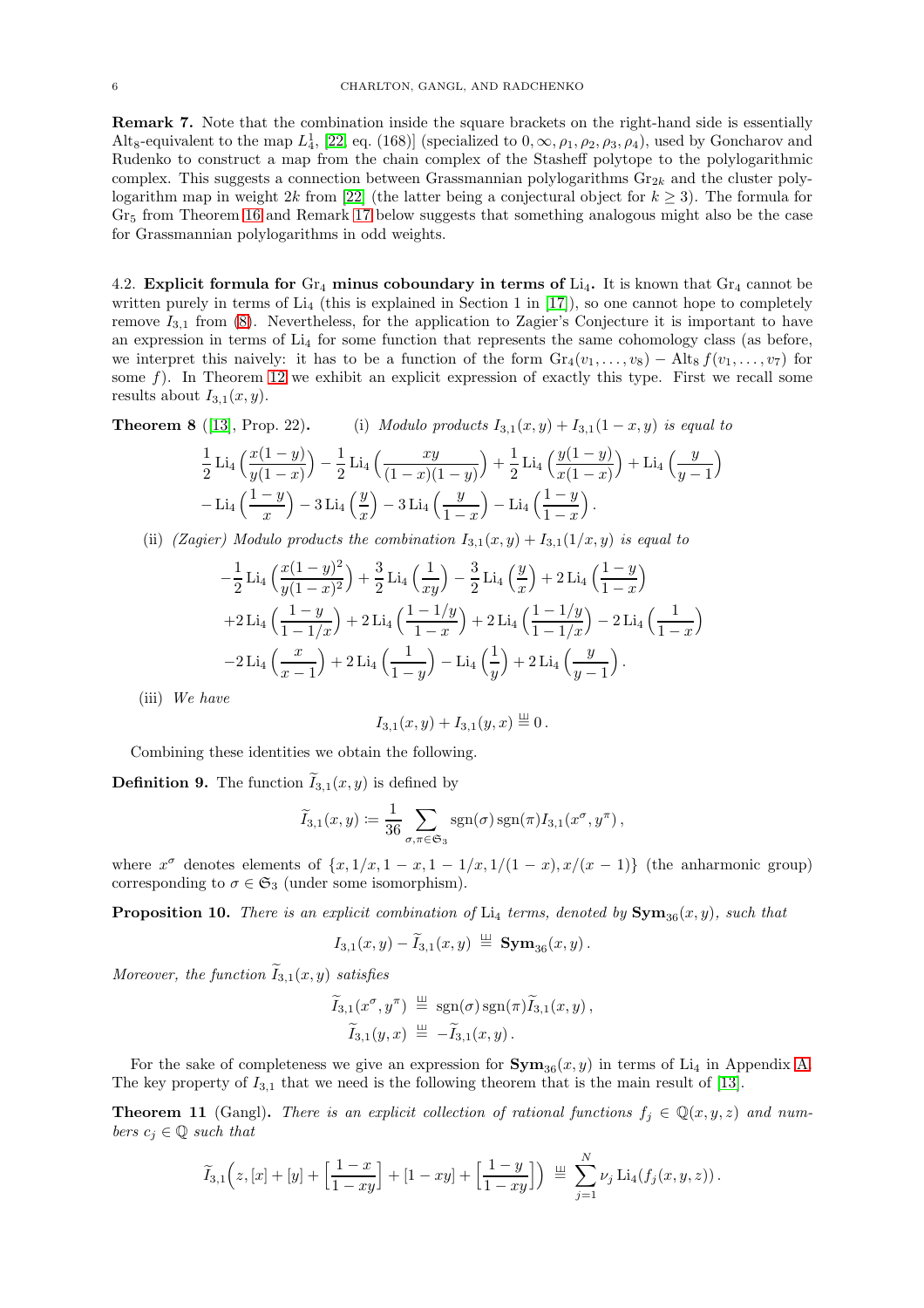**Remark 7.** Note that the combination inside the square brackets on the right-hand side is essentially $\mathrm{Alt}_8$-equivalent to the map $L_4^1$, [22, eq. (168)] (specialized to $0, \infty, \rho_1, \rho_2, \rho_3, \rho_4$), used by Goncharov and Rudenko to construct a map from the chain complex of the Stasheff polytope to the polylogarithmic complex. This suggests a connection between Grassmannian polylogarithms $\mathrm{Gr}_{2k}$ and the cluster polylogarithm map in weight $2k$ from [22] (the latter being a conjectural object for $k \geq 3$). The formula for $\mathrm{Gr}_5$ from Theorem 16 and Remark 17 below suggests that something analogous might also be the case for Grassmannian polylogarithms in odd weights.

### 4.2. Explicit formula for $\mathrm{Gr}_4$ minus coboundary in terms of $\mathrm{Li}_4$.

It is known that $\mathrm{Gr}_4$ cannot be written purely in terms of $\mathrm{Li}_4$ (this is explained in Section 1 in [17]), so one cannot hope to completely remove $I_{3,1}$ from (8). Nevertheless, for the application to Zagier's Conjecture it is important to have an expression in terms of $\mathrm{Li}_4$ for some function that represents the same cohomology class (as before, we interpret this naively: it has to be a function of the form $\mathrm{Gr}_4(v_1, \ldots, v_8) - \mathrm{Alt}_8 f(v_1, \ldots, v_7)$ for some $f$). In Theorem 12 we exhibit an explicit expression of exactly this type. First we recall some results about $I_{3,1}(x, y)$.

**Theorem 8** ([13], Prop. 22)**.** (i) *Modulo products $I_{3,1}(x, y) + I_{3,1}(1 - x, y)$ is equal to*

$$\frac{1}{2}\operatorname{Li}_4\Big(\frac{x(1-y)}{y(1-x)}\Big) - \frac{1}{2}\operatorname{Li}_4\Big(\frac{xy}{(1-x)(1-y)}\Big) + \frac{1}{2}\operatorname{Li}_4\Big(\frac{y(1-x)}{x(1-x)}\Big) + \operatorname{Li}_4\Big(\frac{y}{y-1}\Big)$$
$$- \operatorname{Li}_4\Big(\frac{1-y}{x}\Big) - 3\operatorname{Li}_4\Big(\frac{y}{x}\Big) - 3\operatorname{Li}_4\Big(\frac{y}{1-x}\Big) - \operatorname{Li}_4\Big(\frac{1-y}{1-x}\Big).$$

(ii) *(Zagier) Modulo products the combination $I_{3,1}(x, y) + I_{3,1}(1/x, y)$ is equal to*

$$-\frac{1}{2}\operatorname{Li}_4\Big(\frac{x(1-y)^2}{y(1-x)^2}\Big) + \frac{3}{2}\operatorname{Li}_4\Big(\frac{1}{xy}\Big) - \frac{3}{2}\operatorname{Li}_4\Big(\frac{y}{x}\Big) + 2\operatorname{Li}_4\Big(\frac{1-y}{1-x}\Big)$$
$$+2\operatorname{Li}_4\Big(\frac{1-y}{1-1/x}\Big) + 2\operatorname{Li}_4\Big(\frac{1-1/y}{1-x}\Big) + 2\operatorname{Li}_4\Big(\frac{1-1/y}{1-1/x}\Big) - 2\operatorname{Li}_4\Big(\frac{1}{1-x}\Big)$$
$$-2\operatorname{Li}_4\Big(\frac{x}{x-1}\Big) + 2\operatorname{Li}_4\Big(\frac{1}{1-y}\Big) - \operatorname{Li}_4\Big(\frac{1}{y}\Big) + 2\operatorname{Li}_4\Big(\frac{y}{y-1}\Big).$$

(iii) *We have*

$$I_{3,1}(x, y) + I_{3,1}(y, x) \overset{\text{ш}}{=} 0\,.$$

Combining these identities we obtain the following.

**Definition 9.** The function $\widetilde{I}_{3,1}(x, y)$ is defined by

$$\widetilde{I}_{3,1}(x, y) \coloneqq \frac{1}{36} \sum_{\sigma, \pi \in \mathfrak{S}_3} \operatorname{sgn}(\sigma) \operatorname{sgn}(\pi) I_{3,1}(x^\sigma, y^\pi)\,,$$

where $x^\sigma$ denotes elements of $\{x, 1/x, 1 - x, 1 - 1/x, 1/(1 - x), x/(x - 1)\}$ (the anharmonic group) corresponding to $\sigma \in \mathfrak{S}_3$ (under some isomorphism).

**Proposition 10.** *There is an explicit combination of $\mathrm{Li}_4$ terms, denoted by $\mathbf{Sym}_{36}(x, y)$, such that*

$$I_{3,1}(x, y) - \widetilde{I}_{3,1}(x, y) \overset{\text{ш}}{=} \mathbf{Sym}_{36}(x, y)\,.$$

*Moreover, the function $\widetilde{I}_{3,1}(x, y)$ satisfies*

$$\widetilde{I}_{3,1}(x^\sigma, y^\pi) \overset{\text{ш}}{=} \operatorname{sgn}(\sigma)\operatorname{sgn}(\pi)\widetilde{I}_{3,1}(x, y)\,,$$
$$\widetilde{I}_{3,1}(y, x) \overset{\text{ш}}{=} -\widetilde{I}_{3,1}(x, y)\,.$$

For the sake of completeness we give an expression for $\mathbf{Sym}_{36}(x, y)$ in terms of $\mathrm{Li}_4$ in Appendix A. The key property of $I_{3,1}$ that we need is the following theorem that is the main result of [13].

**Theorem 11** (Gangl)**.** *There is an explicit collection of rational functions $f_j \in \mathbb{Q}(x, y, z)$ and numbers $c_j \in \mathbb{Q}$ such that*

$$\widetilde{I}_{3,1}\Big(z, [x] + [y] + \Big[\frac{1-x}{1-xy}\Big] + [1-xy] + \Big[\frac{1-y}{1-xy}\Big]\Big) \overset{\text{ш}}{=} \sum_{j=1}^{N} \nu_j \operatorname{Li}_4(f_j(x, y, z))\,.$$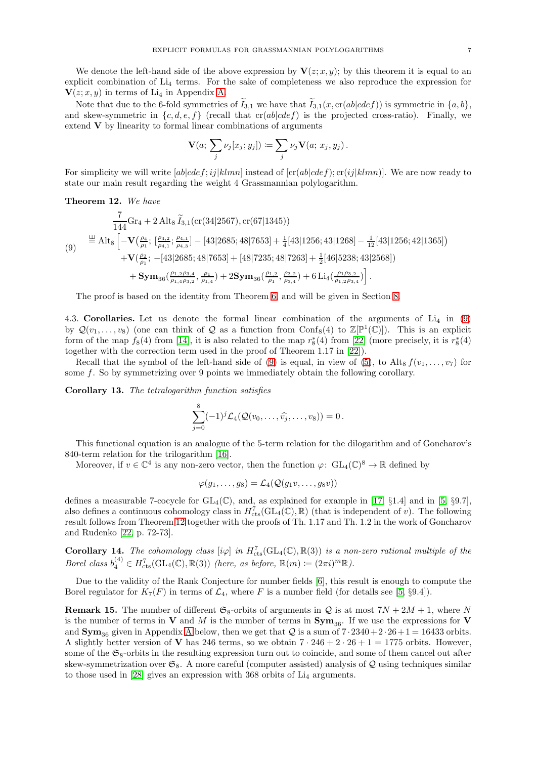We denote the left-hand side of the above expression by $\mathbf{V}(z;x,y)$; by this theorem it is equal to an explicit combination of $\mathrm{Li}_4$ terms. For the sake of completeness we also reproduce the expression for $\mathbf{V}(z;x,y)$ in terms of $\mathrm{Li}_4$ in Appendix A.

Note that due to the 6-fold symmetries of $\widetilde{I}_{3,1}$ we have that $\widetilde{I}_{3,1}(x,\mathrm{cr}(ab|cdef))$ is symmetric in $\{a,b\}$, and skew-symmetric in $\{c,d,e,f\}$ (recall that $\mathrm{cr}(ab|cdef)$ is the projected cross-ratio). Finally, we extend $\mathbf{V}$ by linearity to formal linear combinations of arguments

$$\mathbf{V}(a;\,\sum_j \nu_j[x_j;y_j]) \coloneqq \sum_j \nu_j \mathbf{V}(a;\,x_j,y_j)\,.$$

For simplicity we will write $[ab|cdef;ij|klmn]$ instead of $[\mathrm{cr}(ab|cdef);\mathrm{cr}(ij|klmn)]$. We are now ready to state our main result regarding the weight 4 Grassmannian polylogarithm.

**Theorem 12.** *We have*

$$
\begin{aligned}
&\frac{7}{144}\mathrm{Gr}_4 + 2\,\mathrm{Alt}_8\,\widetilde{I}_{3,1}(\mathrm{cr}(34|2567),\mathrm{cr}(67|1345)) \\
&\overset{\text{ш}}{=} \mathrm{Alt}_8\Big[-\mathbf{V}\big(\tfrac{\rho_4}{\rho_1};\,[\tfrac{\rho_{4,2}}{\rho_{4,1}};\tfrac{\rho_{4,1}}{\rho_{4,3}}] - [43|2685;48|7653] + \tfrac{1}{4}[43|1256;43|1268] - \tfrac{1}{12}[43|1256;42|1365]\big) \\
&\quad + \mathbf{V}\big(\tfrac{\rho_2}{\rho_1};\, -[43|2685;48|7653] + [48|7235;48|7263] + \tfrac{1}{2}[46|5238;43|2568]\big) \\
&\quad + \mathbf{Sym}_{36}\big(\tfrac{\rho_{1,2}\rho_{3,4}}{\rho_{1,4}\rho_{3,2}},\tfrac{\rho_1}{\rho_{1,4}}\big) + 2\mathbf{Sym}_{36}\big(\tfrac{\rho_{1,2}}{\rho_1},\tfrac{\rho_{3,2}}{\rho_{3,4}}\big) + 6\,\mathrm{Li}_4\big(\tfrac{\rho_1\rho_{3,2}}{\rho_{1,2}\rho_{3,4}}\big)\Big]\,.
\end{aligned}
\tag{9}
$$

The proof is based on the identity from Theorem 6, and will be given in Section 8.

4.3. **Corollaries.** Let us denote the formal linear combination of the arguments of $\mathrm{Li}_4$ in (9) by $\mathcal{Q}(v_1,\dots,v_8)$ (one can think of $\mathcal{Q}$ as a function from $\mathrm{Conf}_8(4)$ to $\mathbb{Z}[\mathbb{P}^1(\mathbb{C})]$). This is an explicit form of the map $f_8(4)$ from [14], it is also related to the map $r_8^*(4)$ from [22] (more precisely, it is $r_8^*(4)$ together with the correction term used in the proof of Theorem 1.17 in [22]).

Recall that the symbol of the left-hand side of (9) is equal, in view of (5), to $\mathrm{Alt}_8\, f(v_1,\dots,v_7)$ for some $f$. So by symmetrizing over 9 points we immediately obtain the following corollary.

**Corollary 13.** *The tetralogarithm function satisfies*

$$\sum_{j=0}^{8}(-1)^j\mathcal{L}_4(\mathcal{Q}(v_0,\dots,\widehat{v_j},\dots,v_8)) = 0\,.$$

This functional equation is an analogue of the 5-term relation for the dilogarithm and of Goncharov's 840-term relation for the trilogarithm [16].

Moreover, if $v\in\mathbb{C}^4$ is any non-zero vector, then the function $\varphi\colon\,\mathrm{GL}_4(\mathbb{C})^8\to\mathbb{R}$ defined by

$$\varphi(g_1,\dots,g_8) = \mathcal{L}_4(\mathcal{Q}(g_1v,\dots,g_8v))$$

defines a measurable 7-cocycle for $\mathrm{GL}_4(\mathbb{C})$, and, as explained for example in [17, §1.4] and in [5, §9.7], also defines a continuous cohomology class in $H^7_{\mathrm{cts}}(\mathrm{GL}_4(\mathbb{C}),\mathbb{R})$ (that is independent of $v$). The following result follows from Theorem 12 together with the proofs of Th. 1.17 and Th. 1.2 in the work of Goncharov and Rudenko [22, p. 72-73].

**Corollary 14.** *The cohomology class $[i\varphi]$ in $H^7_{\mathrm{cts}}(\mathrm{GL}_4(\mathbb{C}),\mathbb{R}(3))$ is a non-zero rational multiple of the Borel class $b_4^{(4)}\in H^7_{\mathrm{cts}}(\mathrm{GL}_4(\mathbb{C}),\mathbb{R}(3))$ (here, as before, $\mathbb{R}(m)\coloneqq(2\pi i)^m\mathbb{R}$).*

Due to the validity of the Rank Conjecture for number fields [6], this result is enough to compute the Borel regulator for $K_7(F)$ in terms of $\mathcal{L}_4$, where $F$ is a number field (for details see [5, §9.4]).

**Remark 15.** The number of different $\mathfrak{S}_8$-orbits of arguments in $\mathcal{Q}$ is at most $7N+2M+1$, where $N$ is the number of terms in $\mathbf{V}$ and $M$ is the number of terms in $\mathbf{Sym}_{36}$. If we use the expressions for $\mathbf{V}$ and $\mathbf{Sym}_{36}$ given in Appendix A below, then we get that $\mathcal{Q}$ is a sum of $7\cdot 2340+2\cdot 26+1 = 16433$ orbits. A slightly better version of $\mathbf{V}$ has 246 terms, so we obtain $7\cdot 246+2\cdot 26+1 = 1775$ orbits. However, some of the $\mathfrak{S}_8$-orbits in the resulting expression turn out to coincide, and some of them cancel out after skew-symmetrization over $\mathfrak{S}_8$. A more careful (computer assisted) analysis of $\mathcal{Q}$ using techniques similar to those used in [28] gives an expression with 368 orbits of $\mathrm{Li}_4$ arguments.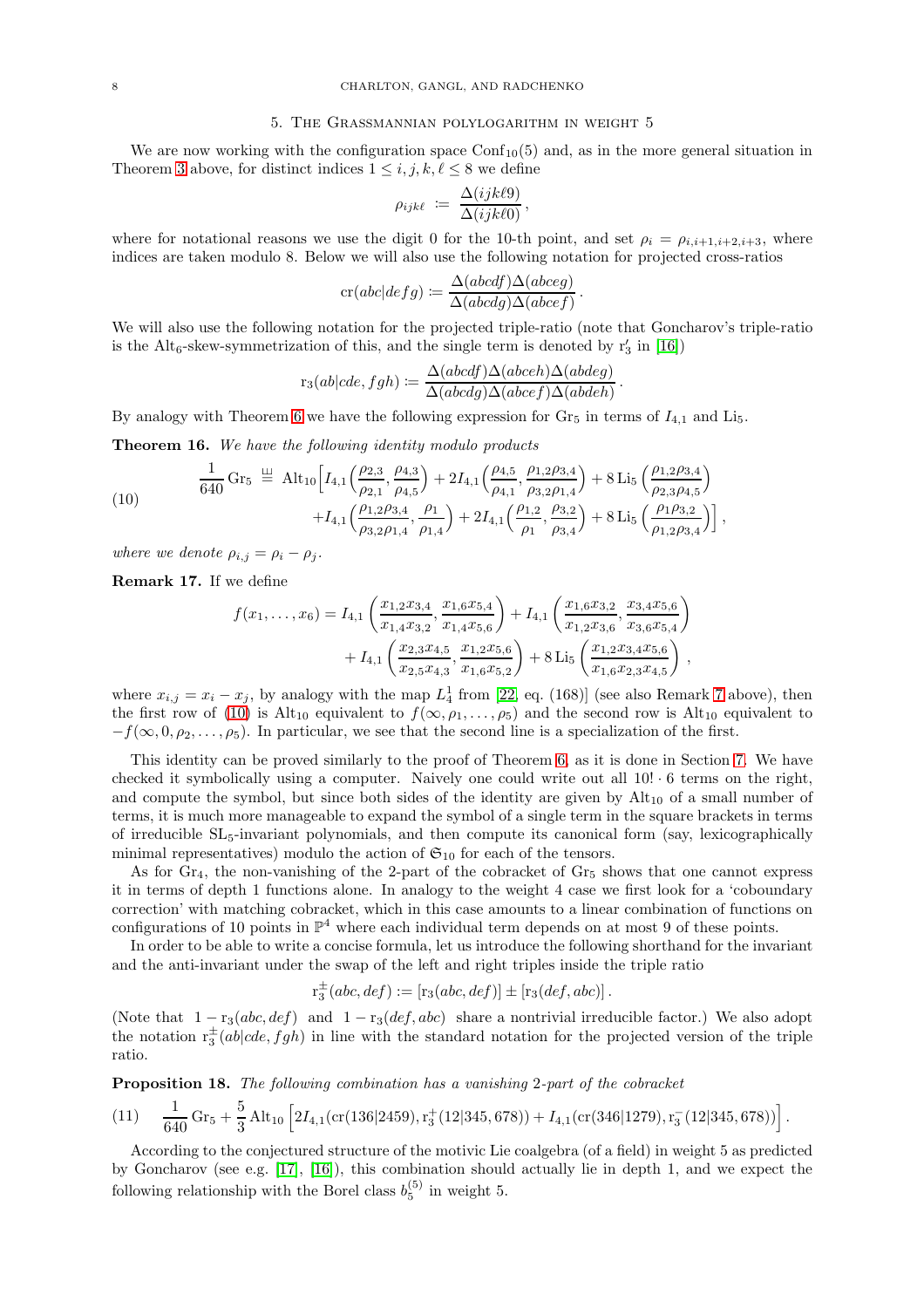## 5. The Grassmannian polylogarithm in weight 5

We are now working with the configuration space $\mathrm{Conf}_{10}(5)$ and, as in the more general situation in Theorem 3 above, for distinct indices $1 \le i, j, k, \ell \le 8$ we define

$$\rho_{ijk\ell} \;:=\; \frac{\Delta(ijk\ell 9)}{\Delta(ijk\ell 0)}\,,$$

where for notational reasons we use the digit 0 for the 10-th point, and set $\rho_i = \rho_{i,i+1,i+2,i+3}$, where indices are taken modulo 8. Below we will also use the following notation for projected cross-ratios

$$\mathrm{cr}(abc|defg) := \frac{\Delta(abcdf)\Delta(abceg)}{\Delta(abcdg)\Delta(abcef)}\,.$$

We will also use the following notation for the projected triple-ratio (note that Goncharov's triple-ratio is the $\mathrm{Alt}_6$-skew-symmetrization of this, and the single term is denoted by $\mathrm{r}_3'$ in [16])

$$\mathrm{r}_3(ab|cde, fgh) := \frac{\Delta(abcdf)\Delta(abceh)\Delta(abdeg)}{\Delta(abcdg)\Delta(abcef)\Delta(abdeh)}\,.$$

By analogy with Theorem 6 we have the following expression for $\mathrm{Gr}_5$ in terms of $I_{4,1}$ and $\mathrm{Li}_5$.

**Theorem 16.** *We have the following identity modulo products*

$$\begin{aligned}
\frac{1}{640}\,\mathrm{Gr}_5 \;\overset{\text{ш}}{=}\; \mathrm{Alt}_{10}\Big[ & I_{4,1}\Big(\frac{\rho_{2,3}}{\rho_{2,1}}, \frac{\rho_{4,3}}{\rho_{4,5}}\Big) + 2 I_{4,1}\Big(\frac{\rho_{4,5}}{\rho_{4,1}}, \frac{\rho_{1,2}\rho_{3,4}}{\rho_{3,2}\rho_{1,4}}\Big) + 8\,\mathrm{Li}_5\Big(\frac{\rho_{1,2}\rho_{3,4}}{\rho_{2,3}\rho_{4,5}}\Big) \\
& + I_{4,1}\Big(\frac{\rho_{1,2}\rho_{3,4}}{\rho_{3,2}\rho_{1,4}}, \frac{\rho_1}{\rho_{1,4}}\Big) + 2 I_{4,1}\Big(\frac{\rho_{1,2}}{\rho_1}, \frac{\rho_{3,2}}{\rho_{3,4}}\Big) + 8\,\mathrm{Li}_5\Big(\frac{\rho_1\rho_{3,2}}{\rho_{1,2}\rho_{3,4}}\Big)\Big]\,,
\end{aligned} \tag{10}$$

*where we denote $\rho_{i,j} = \rho_i - \rho_j$.*

**Remark 17.** If we define

$$\begin{aligned}
f(x_1,\dots,x_6) = {} & I_{4,1}\left(\frac{x_{1,2}x_{3,4}}{x_{1,4}x_{3,2}}, \frac{x_{1,6}x_{5,4}}{x_{1,4}x_{5,6}}\right) + I_{4,1}\left(\frac{x_{1,6}x_{3,2}}{x_{1,2}x_{3,6}}, \frac{x_{3,4}x_{5,6}}{x_{3,6}x_{5,4}}\right) \\
& + I_{4,1}\left(\frac{x_{2,3}x_{4,5}}{x_{2,5}x_{4,3}}, \frac{x_{1,2}x_{5,6}}{x_{1,6}x_{5,2}}\right) + 8\,\mathrm{Li}_5\left(\frac{x_{1,2}x_{3,4}x_{5,6}}{x_{1,6}x_{2,3}x_{4,5}}\right)\,,
\end{aligned}$$

where $x_{i,j} = x_i - x_j$, by analogy with the map $L_4^1$ from [22, eq. (168)] (see also Remark 7 above), then the first row of (10) is $\mathrm{Alt}_{10}$ equivalent to $f(\infty, \rho_1, \dots, \rho_5)$ and the second row is $\mathrm{Alt}_{10}$ equivalent to $-f(\infty, 0, \rho_2, \dots, \rho_5)$. In particular, we see that the second line is a specialization of the first.

This identity can be proved similarly to the proof of Theorem 6, as it is done in Section 7. We have checked it symbolically using a computer. Naively one could write out all $10! \cdot 6$ terms on the right, and compute the symbol, but since both sides of the identity are given by $\mathrm{Alt}_{10}$ of a small number of terms, it is much more manageable to expand the symbol of a single term in the square brackets in terms of irreducible $\mathrm{SL}_5$-invariant polynomials, and then compute its canonical form (say, lexicographically minimal representatives) modulo the action of $\mathfrak{S}_{10}$ for each of the tensors.

As for $\mathrm{Gr}_4$, the non-vanishing of the 2-part of the cobracket of $\mathrm{Gr}_5$ shows that one cannot express it in terms of depth 1 functions alone. In analogy to the weight 4 case we first look for a 'coboundary correction' with matching cobracket, which in this case amounts to a linear combination of functions on configurations of 10 points in $\mathbb{P}^4$ where each individual term depends on at most 9 of these points.

In order to be able to write a concise formula, let us introduce the following shorthand for the invariant and the anti-invariant under the swap of the left and right triples inside the triple ratio

$$\mathrm{r}_3^{\pm}(abc, def) := [\mathrm{r}_3(abc, def)] \pm [\mathrm{r}_3(def, abc)]\,.$$

(Note that $1 - \mathrm{r}_3(abc, def)$ and $1 - \mathrm{r}_3(def, abc)$ share a nontrivial irreducible factor.) We also adopt the notation $\mathrm{r}_3^{\pm}(ab|cde, fgh)$ in line with the standard notation for the projected version of the triple ratio.

**Proposition 18.** *The following combination has a vanishing 2-part of the cobracket*

$$\frac{1}{640}\,\mathrm{Gr}_5 + \frac{5}{3}\,\mathrm{Alt}_{10}\Big[2 I_{4,1}(\mathrm{cr}(136|2459), \mathrm{r}_3^{+}(12|345, 678)) + I_{4,1}(\mathrm{cr}(346|1279), \mathrm{r}_3^{-}(12|345, 678))\Big]\,. \tag{11}$$

According to the conjectured structure of the motivic Lie coalgebra (of a field) in weight 5 as predicted by Goncharov (see e.g. [17], [16]), this combination should actually lie in depth 1, and we expect the following relationship with the Borel class $b_5^{(5)}$ in weight 5.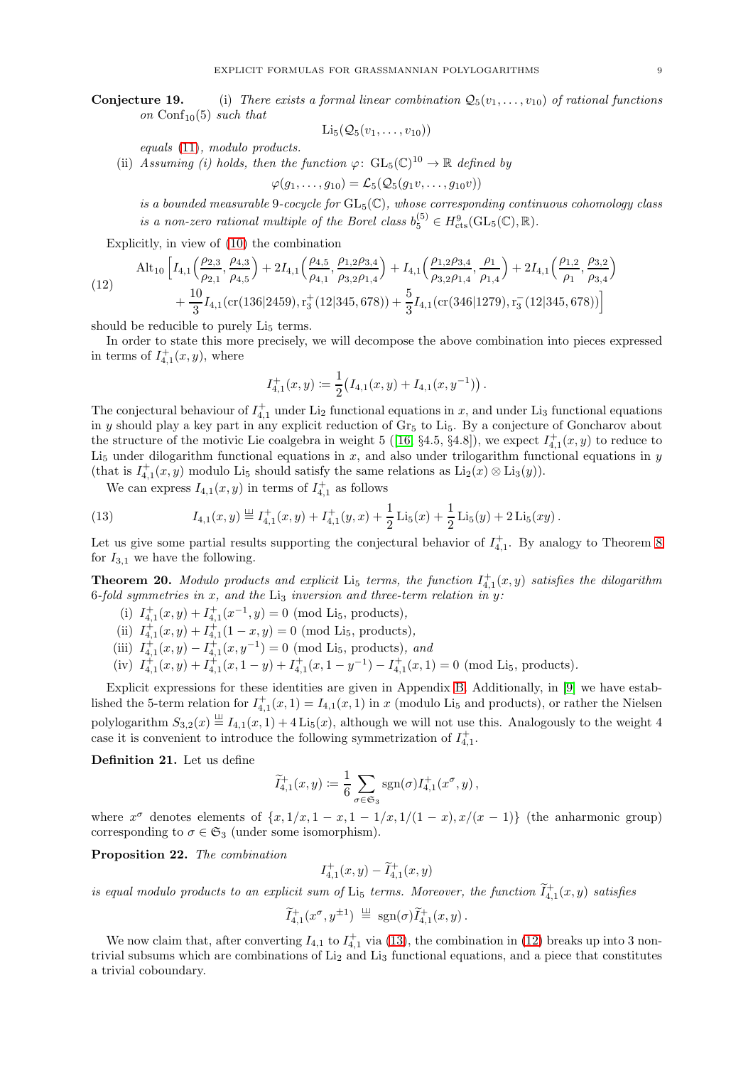**Conjecture 19.** (i) *There exists a formal linear combination $\mathcal{Q}_5(v_1, \ldots, v_{10})$ of rational functions on $\mathrm{Conf}_{10}(5)$ such that*

$$\mathrm{Li}_5(\mathcal{Q}_5(v_1, \ldots, v_{10}))$$

*equals* (11)*, modulo products.*

(ii) *Assuming (i) holds, then the function $\varphi \colon \mathrm{GL}_5(\mathbb{C})^{10} \to \mathbb{R}$ defined by*

$$\varphi(g_1, \ldots, g_{10}) = \mathcal{L}_5(\mathcal{Q}_5(g_1 v, \ldots, g_{10} v))$$

*is a bounded measurable 9-cocycle for $\mathrm{GL}_5(\mathbb{C})$, whose corresponding continuous cohomology class is a non-zero rational multiple of the Borel class $b_5^{(5)} \in H^9_{\mathrm{cts}}(\mathrm{GL}_5(\mathbb{C}), \mathbb{R})$.*

Explicitly, in view of (10) the combination

$$
\begin{aligned}
(12) \qquad \mathrm{Alt}_{10} \Big[ & I_{4,1}\Big(\frac{\rho_{2,3}}{\rho_{2,1}}, \frac{\rho_{4,3}}{\rho_{4,5}}\Big) + 2 I_{4,1}\Big(\frac{\rho_{4,5}}{\rho_{4,1}}, \frac{\rho_{1,2}\rho_{3,4}}{\rho_{3,2}\rho_{1,4}}\Big) + I_{4,1}\Big(\frac{\rho_{1,2}\rho_{3,4}}{\rho_{3,2}\rho_{1,4}}, \frac{\rho_1}{\rho_{1,4}}\Big) + 2 I_{4,1}\Big(\frac{\rho_{1,2}}{\rho_1}, \frac{\rho_{3,2}}{\rho_{3,4}}\Big) \\
& + \frac{10}{3} I_{4,1}(\mathrm{cr}(136|2459), \mathrm{r}_3^+(12|345, 678)) + \frac{5}{3} I_{4,1}(\mathrm{cr}(346|1279), \mathrm{r}_3^-(12|345, 678)) \Big]
\end{aligned}
$$

should be reducible to purely $\mathrm{Li}_5$ terms.

In order to state this more precisely, we will decompose the above combination into pieces expressed in terms of $I_{4,1}^+(x,y)$, where

$$I_{4,1}^+(x,y) \coloneqq \frac{1}{2}\big(I_{4,1}(x,y) + I_{4,1}(x, y^{-1})\big) .$$

The conjectural behaviour of $I_{4,1}^+$ under $\mathrm{Li}_2$ functional equations in $x$, and under $\mathrm{Li}_3$ functional equations in $y$ should play a key part in any explicit reduction of $\mathrm{Gr}_5$ to $\mathrm{Li}_5$. By a conjecture of Goncharov about the structure of the motivic Lie coalgebra in weight 5 ([16] §4.5, §4.8]), we expect $I_{4,1}^+(x,y)$ to reduce to $\mathrm{Li}_5$ under dilogarithm functional equations in $x$, and also under trilogarithm functional equations in $y$ (that is $I_{4,1}^+(x,y)$ modulo $\mathrm{Li}_5$ should satisfy the same relations as $\mathrm{Li}_2(x) \otimes \mathrm{Li}_3(y)$).

We can express $I_{4,1}(x,y)$ in terms of $I_{4,1}^+$ as follows

$$I_{4,1}(x,y) \overset{\sqcup\!\sqcup}{=} I_{4,1}^+(x,y) + I_{4,1}^+(y,x) + \frac{1}{2}\mathrm{Li}_5(x) + \frac{1}{2}\mathrm{Li}_5(y) + 2\,\mathrm{Li}_5(xy) . \tag{13}$$

Let us give some partial results supporting the conjectural behavior of $I_{4,1}^+$. By analogy to Theorem 8 for $I_{3,1}$ we have the following.

**Theorem 20.** *Modulo products and explicit $\mathrm{Li}_5$ terms, the function $I_{4,1}^+(x,y)$ satisfies the dilogarithm 6-fold symmetries in $x$, and the $\mathrm{Li}_3$ inversion and three-term relation in $y$:*

(i) $I_{4,1}^+(x,y) + I_{4,1}^+(x^{-1},y) = 0 \pmod{\mathrm{Li}_5, \text{products}}$,

(ii) $I_{4,1}^+(x,y) + I_{4,1}^+(1-x,y) = 0 \pmod{\mathrm{Li}_5, \text{products}}$,

(iii) $I_{4,1}^+(x,y) - I_{4,1}^+(x,y^{-1}) = 0 \pmod{\mathrm{Li}_5, \text{products}}$, *and*

(iv) $I_{4,1}^+(x,y) + I_{4,1}^+(x,1-y) + I_{4,1}^+(x,1-y^{-1}) - I_{4,1}^+(x,1) = 0 \pmod{\mathrm{Li}_5, \text{products}}$.

Explicit expressions for these identities are given in Appendix B. Additionally, in [9] we have established the 5-term relation for $I_{4,1}^+(x,1) = I_{4,1}(x,1)$ in $x$ (modulo $\mathrm{Li}_5$ and products), or rather the Nielsen polylogarithm $S_{3,2}(x) \overset{\sqcup\!\sqcup}{=} I_{4,1}(x,1) + 4\,\mathrm{Li}_5(x)$, although we will not use this. Analogously to the weight 4 case it is convenient to introduce the following symmetrization of $I_{4,1}^+$.

**Definition 21.** Let us define

$$\widetilde{I}_{4,1}^+(x,y) \coloneqq \frac{1}{6}\sum_{\sigma \in \mathfrak{S}_3} \mathrm{sgn}(\sigma) I_{4,1}^+(x^\sigma, y) ,$$

where $x^\sigma$ denotes elements of $\{x, 1/x, 1-x, 1-1/x, 1/(1-x), x/(x-1)\}$ (the anharmonic group) corresponding to $\sigma \in \mathfrak{S}_3$ (under some isomorphism).

**Proposition 22.** *The combination*

$$I_{4,1}^+(x,y) - \widetilde{I}_{4,1}^+(x,y)$$

*is equal modulo products to an explicit sum of $\mathrm{Li}_5$ terms. Moreover, the function $\widetilde{I}_{4,1}^+(x,y)$ satisfies*

$$\widetilde{I}_{4,1}^+(x^\sigma, y^{\pm 1}) \overset{\sqcup\!\sqcup}{=} \mathrm{sgn}(\sigma)\widetilde{I}_{4,1}^+(x,y) .$$

We now claim that, after converting $I_{4,1}$ to $I_{4,1}^+$ via (13), the combination in (12) breaks up into 3 nontrivial subsums which are combinations of $\mathrm{Li}_2$ and $\mathrm{Li}_3$ functional equations, and a piece that constitutes a trivial coboundary.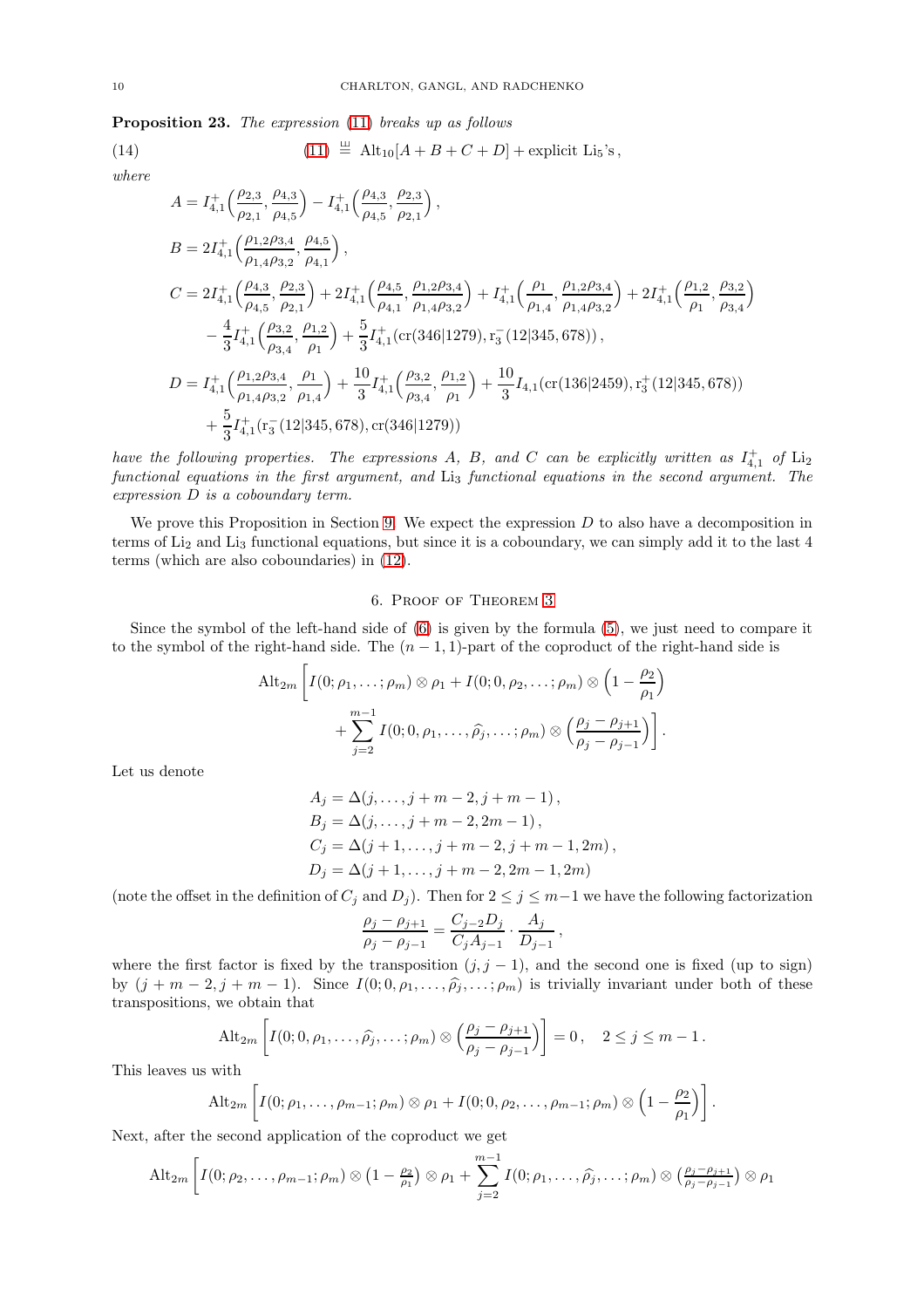**Proposition 23.** *The expression* (11) *breaks up as follows*

$$(11) \overset{\sqcup\!\sqcup}{=} \operatorname{Alt}_{10}[A+B+C+D] + \text{explicit } \mathrm{Li}_5\text{'s}\,, \tag{14}$$

*where*

$$A = I^+_{4,1}\Big(\frac{\rho_{2,3}}{\rho_{2,1}}, \frac{\rho_{4,3}}{\rho_{4,5}}\Big) - I^+_{4,1}\Big(\frac{\rho_{4,3}}{\rho_{4,5}}, \frac{\rho_{2,3}}{\rho_{2,1}}\Big)\,,$$

$$B = 2I^+_{4,1}\Big(\frac{\rho_{1,2}\rho_{3,4}}{\rho_{1,4}\rho_{3,2}}, \frac{\rho_{4,5}}{\rho_{4,1}}\Big)\,,$$

$$\begin{aligned} C = {} & 2I^+_{4,1}\Big(\frac{\rho_{4,3}}{\rho_{4,5}}, \frac{\rho_{2,3}}{\rho_{2,1}}\Big) + 2I^+_{4,1}\Big(\frac{\rho_{4,5}}{\rho_{4,1}}, \frac{\rho_{1,2}\rho_{3,4}}{\rho_{1,4}\rho_{3,2}}\Big) + I^+_{4,1}\Big(\frac{\rho_1}{\rho_{1,4}}, \frac{\rho_{1,2}\rho_{3,4}}{\rho_{1,4}\rho_{3,2}}\Big) + 2I^+_{4,1}\Big(\frac{\rho_{1,2}}{\rho_1}, \frac{\rho_{3,2}}{\rho_{3,4}}\Big) \\ & - \frac{4}{3}I^+_{4,1}\Big(\frac{\rho_{3,2}}{\rho_{3,4}}, \frac{\rho_{1,2}}{\rho_1}\Big) + \frac{5}{3}I^+_{4,1}(\operatorname{cr}(346|1279), \mathrm{r}_3^-(12|345,678))\,, \end{aligned}$$

$$\begin{aligned} D = {} & I^+_{4,1}\Big(\frac{\rho_{1,2}\rho_{3,4}}{\rho_{1,4}\rho_{3,2}}, \frac{\rho_1}{\rho_{1,4}}\Big) + \frac{10}{3}I^+_{4,1}\Big(\frac{\rho_{3,2}}{\rho_{3,4}}, \frac{\rho_{1,2}}{\rho_1}\Big) + \frac{10}{3}I_{4,1}(\operatorname{cr}(136|2459), \mathrm{r}_3^+(12|345,678)) \\ & + \frac{5}{3}I^+_{4,1}(\mathrm{r}_3^-(12|345,678), \operatorname{cr}(346|1279)) \end{aligned}$$

*have the following properties. The expressions $A$, $B$, and $C$ can be explicitly written as $I^+_{4,1}$ of $\mathrm{Li}_2$ functional equations in the first argument, and $\mathrm{Li}_3$ functional equations in the second argument. The expression $D$ is a coboundary term.*

We prove this Proposition in Section 9. We expect the expression $D$ to also have a decomposition in terms of $\mathrm{Li}_2$ and $\mathrm{Li}_3$ functional equations, but since it is a coboundary, we can simply add it to the last 4 terms (which are also coboundaries) in (12).

## 6. Proof of Theorem 3

Since the symbol of the left-hand side of (6) is given by the formula (5), we just need to compare it to the symbol of the right-hand side. The $(n-1,1)$-part of the coproduct of the right-hand side is

$$\begin{aligned} \operatorname{Alt}_{2m}\Bigg[ & I(0;\rho_1,\ldots,\rho_m)\otimes\rho_1 + I(0;0,\rho_2,\ldots;\rho_m)\otimes\Big(1-\frac{\rho_2}{\rho_1}\Big) \\ & + \sum_{j=2}^{m-1} I(0;0,\rho_1,\ldots,\widehat{\rho_j},\ldots;\rho_m)\otimes\Big(\frac{\rho_j-\rho_{j+1}}{\rho_j-\rho_{j-1}}\Big)\Bigg]. \end{aligned}$$

Let us denote

$$\begin{aligned} A_j &= \Delta(j,\ldots,j+m-2,j+m-1)\,,\\ B_j &= \Delta(j,\ldots,j+m-2,2m-1)\,,\\ C_j &= \Delta(j+1,\ldots,j+m-2,j+m-1,2m)\,,\\ D_j &= \Delta(j+1,\ldots,j+m-2,2m-1,2m) \end{aligned}$$

(note the offset in the definition of $C_j$ and $D_j$). Then for $2\le j\le m-1$ we have the following factorization

$$\frac{\rho_j-\rho_{j+1}}{\rho_j-\rho_{j-1}} = \frac{C_{j-2}D_j}{C_jA_{j-1}}\cdot\frac{A_j}{D_{j-1}}\,,$$

where the first factor is fixed by the transposition $(j,j-1)$, and the second one is fixed (up to sign) by $(j+m-2,j+m-1)$. Since $I(0;0,\rho_1,\ldots,\widehat{\rho_j},\ldots;\rho_m)$ is trivially invariant under both of these transpositions, we obtain that

$$\operatorname{Alt}_{2m}\Big[I(0;0,\rho_1,\ldots,\widehat{\rho_j},\ldots;\rho_m)\otimes\Big(\frac{\rho_j-\rho_{j+1}}{\rho_j-\rho_{j-1}}\Big)\Big] = 0\,,\quad 2\le j\le m-1\,.$$

This leaves us with

$$\operatorname{Alt}_{2m}\Big[I(0;\rho_1,\ldots,\rho_{m-1};\rho_m)\otimes\rho_1 + I(0;0,\rho_2,\ldots,\rho_{m-1};\rho_m)\otimes\Big(1-\frac{\rho_2}{\rho_1}\Big)\Big].$$

Next, after the second application of the coproduct we get

$$\operatorname{Alt}_{2m}\Bigg[I(0;\rho_2,\ldots,\rho_{m-1};\rho_m)\otimes\big(1-\tfrac{\rho_2}{\rho_1}\big)\otimes\rho_1 + \sum_{j=2}^{m-1} I(0;\rho_1,\ldots,\widehat{\rho_j},\ldots;\rho_m)\otimes\big(\tfrac{\rho_j-\rho_{j+1}}{\rho_j-\rho_{j-1}}\big)\otimes\rho_1$$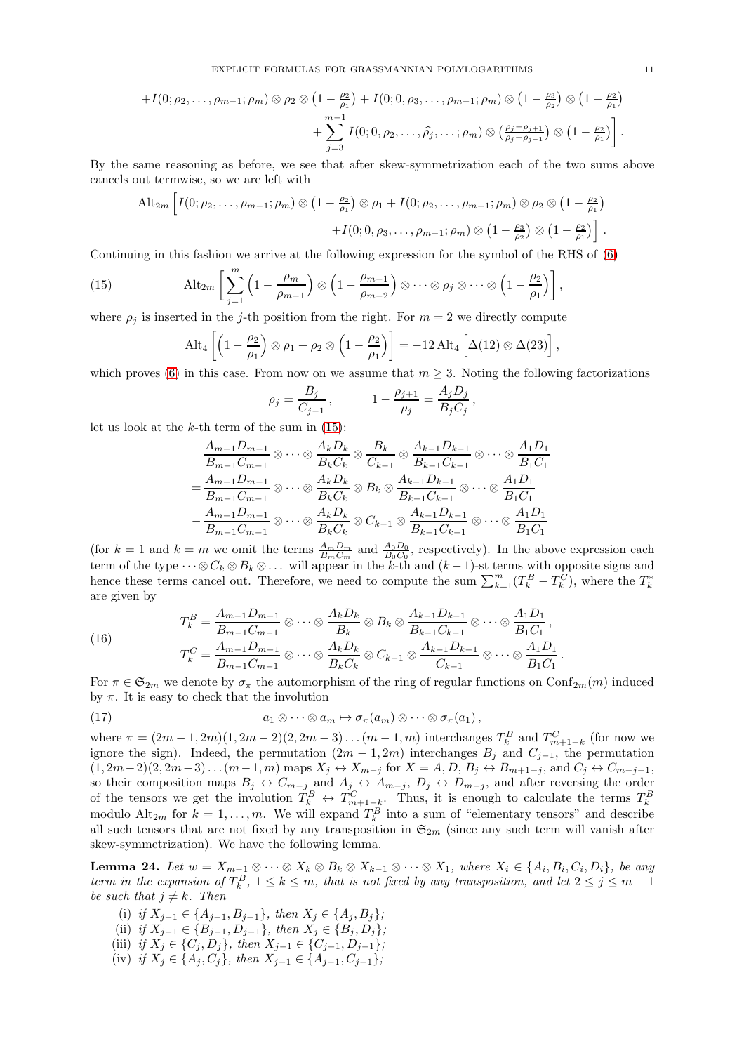$$+I(0;\rho_2,\dots,\rho_{m-1};\rho_m)\otimes\rho_2\otimes\left(1-\tfrac{\rho_2}{\rho_1}\right)+I(0;0,\rho_3,\dots,\rho_{m-1};\rho_m)\otimes\left(1-\tfrac{\rho_3}{\rho_2}\right)\otimes\left(1-\tfrac{\rho_2}{\rho_1}\right)$$
$$+\sum_{j=3}^{m-1}I(0;0,\rho_2,\dots,\widehat{\rho_j},\dots;\rho_m)\otimes\left(\tfrac{\rho_j-\rho_{j+1}}{\rho_j-\rho_{j-1}}\right)\otimes\left(1-\tfrac{\rho_2}{\rho_1}\right)\Bigg].$$

By the same reasoning as before, we see that after skew-symmetrization each of the two sums above cancels out termwise, so we are left with

$$\mathrm{Alt}_{2m}\Big[I(0;\rho_2,\dots,\rho_{m-1};\rho_m)\otimes\left(1-\tfrac{\rho_2}{\rho_1}\right)\otimes\rho_1+I(0;\rho_2,\dots,\rho_{m-1};\rho_m)\otimes\rho_2\otimes\left(1-\tfrac{\rho_2}{\rho_1}\right)$$
$$+I(0;0,\rho_3,\dots,\rho_{m-1};\rho_m)\otimes\left(1-\tfrac{\rho_3}{\rho_2}\right)\otimes\left(1-\tfrac{\rho_2}{\rho_1}\right)\Big].$$

Continuing in this fashion we arrive at the following expression for the symbol of the RHS of (6)

$$\mathrm{Alt}_{2m}\left[\sum_{j=1}^{m}\left(1-\frac{\rho_m}{\rho_{m-1}}\right)\otimes\left(1-\frac{\rho_{m-1}}{\rho_{m-2}}\right)\otimes\cdots\otimes\rho_j\otimes\cdots\otimes\left(1-\frac{\rho_2}{\rho_1}\right)\right],\tag{15}$$

where $\rho_j$ is inserted in the $j$-th position from the right. For $m=2$ we directly compute

$$\mathrm{Alt}_4\left[\left(1-\frac{\rho_2}{\rho_1}\right)\otimes\rho_1+\rho_2\otimes\left(1-\frac{\rho_2}{\rho_1}\right)\right]=-12\,\mathrm{Alt}_4\left[\Delta(12)\otimes\Delta(23)\right],$$

which proves (6) in this case. From now on we assume that $m\geq 3$. Noting the following factorizations

$$\rho_j=\frac{B_j}{C_{j-1}},\qquad 1-\frac{\rho_{j+1}}{\rho_j}=\frac{A_jD_j}{B_jC_j},$$

let us look at the $k$-th term of the sum in (15):

$$\begin{aligned}&\frac{A_{m-1}D_{m-1}}{B_{m-1}C_{m-1}}\otimes\cdots\otimes\frac{A_kD_k}{B_kC_k}\otimes\frac{B_k}{C_{k-1}}\otimes\frac{A_{k-1}D_{k-1}}{B_{k-1}C_{k-1}}\otimes\cdots\otimes\frac{A_1D_1}{B_1C_1}\\
=&\frac{A_{m-1}D_{m-1}}{B_{m-1}C_{m-1}}\otimes\cdots\otimes\frac{A_kD_k}{B_kC_k}\otimes B_k\otimes\frac{A_{k-1}D_{k-1}}{B_{k-1}C_{k-1}}\otimes\cdots\otimes\frac{A_1D_1}{B_1C_1}\\
-&\frac{A_{m-1}D_{m-1}}{B_{m-1}C_{m-1}}\otimes\cdots\otimes\frac{A_kD_k}{B_kC_k}\otimes C_{k-1}\otimes\frac{A_{k-1}D_{k-1}}{B_{k-1}C_{k-1}}\otimes\cdots\otimes\frac{A_1D_1}{B_1C_1}\end{aligned}$$

(for $k=1$ and $k=m$ we omit the terms $\frac{A_mD_m}{B_mC_m}$ and $\frac{A_0D_0}{B_0C_0}$, respectively). In the above expression each term of the type $\cdots\otimes C_k\otimes B_k\otimes\dots$ will appear in the $k$-th and $(k-1)$-st terms with opposite signs and hence these terms cancel out. Therefore, we need to compute the sum $\sum_{k=1}^m(T_k^B-T_k^C)$, where the $T_k^*$ are given by

$$\begin{aligned}T_k^B&=\frac{A_{m-1}D_{m-1}}{B_{m-1}C_{m-1}}\otimes\cdots\otimes\frac{A_kD_k}{B_k}\otimes B_k\otimes\frac{A_{k-1}D_{k-1}}{B_{k-1}C_{k-1}}\otimes\cdots\otimes\frac{A_1D_1}{B_1C_1},\\
T_k^C&=\frac{A_{m-1}D_{m-1}}{B_{m-1}C_{m-1}}\otimes\cdots\otimes\frac{A_kD_k}{B_kC_k}\otimes C_{k-1}\otimes\frac{A_{k-1}D_{k-1}}{C_{k-1}}\otimes\cdots\otimes\frac{A_1D_1}{B_1C_1}.\end{aligned}\tag{16}$$

For $\pi\in\mathfrak{S}_{2m}$ we denote by $\sigma_\pi$ the automorphism of the ring of regular functions on $\mathrm{Conf}_{2m}(m)$ induced by $\pi$. It is easy to check that the involution

$$a_1\otimes\cdots\otimes a_m\mapsto\sigma_\pi(a_m)\otimes\cdots\otimes\sigma_\pi(a_1),\tag{17}$$

where $\pi=(2m-1,2m)(1,2m-2)(2,2m-3)\dots(m-1,m)$ interchanges $T_k^B$ and $T_{m+1-k}^C$ (for now we ignore the sign). Indeed, the permutation $(2m-1,2m)$ interchanges $B_j$ and $C_{j-1}$, the permutation $(1,2m-2)(2,2m-3)\dots(m-1,m)$ maps $X_j\leftrightarrow X_{m-j}$ for $X=A,D$, $B_j\leftrightarrow B_{m+1-j}$, and $C_j\leftrightarrow C_{m-j-1}$, so their composition maps $B_j\leftrightarrow C_{m-j}$ and $A_j\leftrightarrow A_{m-j}$, $D_j\leftrightarrow D_{m-j}$, and after reversing the order of the tensors we get the involution $T_k^B\leftrightarrow T_{m+1-k}^C$. Thus, it is enough to calculate the terms $T_k^B$ modulo $\mathrm{Alt}_{2m}$ for $k=1,\dots,m$. We will expand $T_k^B$ into a sum of "elementary tensors" and describe all such tensors that are not fixed by any transposition in $\mathfrak{S}_{2m}$ (since any such term will vanish after skew-symmetrization). We have the following lemma.

**Lemma 24.** *Let $w=X_{m-1}\otimes\cdots\otimes X_k\otimes B_k\otimes X_{k-1}\otimes\cdots\otimes X_1$, where $X_i\in\{A_i,B_i,C_i,D_i\}$, be any term in the expansion of $T_k^B$, $1\leq k\leq m$, that is not fixed by any transposition, and let $2\leq j\leq m-1$ be such that $j\neq k$. Then*

- (i) *if $X_{j-1}\in\{A_{j-1},B_{j-1}\}$, then $X_j\in\{A_j,B_j\}$;*
- (ii) *if $X_{j-1}\in\{B_{j-1},D_{j-1}\}$, then $X_j\in\{B_j,D_j\}$;*
- (iii) *if $X_j\in\{C_j,D_j\}$, then $X_{j-1}\in\{C_{j-1},D_{j-1}\}$;*
- (iv) *if $X_j\in\{A_j,C_j\}$, then $X_{j-1}\in\{A_{j-1},C_{j-1}\}$;*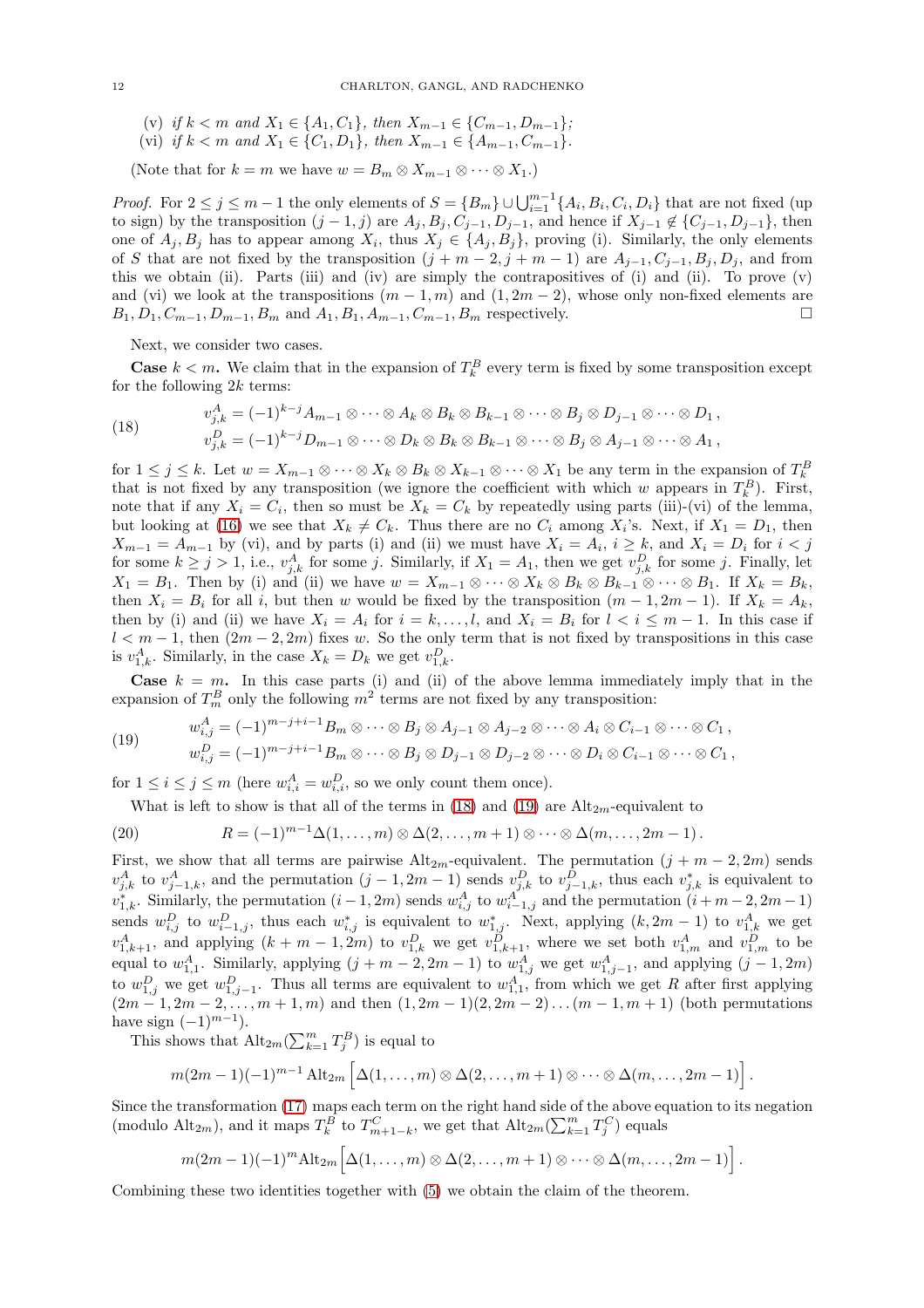(v) if $k < m$ and $X_1 \in \{A_1, C_1\}$, then $X_{m-1} \in \{C_{m-1}, D_{m-1}\}$;

(vi) if $k < m$ and $X_1 \in \{C_1, D_1\}$, then $X_{m-1} \in \{A_{m-1}, C_{m-1}\}$.

(Note that for $k = m$ we have $w = B_m \otimes X_{m-1} \otimes \cdots \otimes X_1$.)

*Proof.* For $2 \leq j \leq m-1$ the only elements of $S = \{B_m\} \cup \bigcup_{i=1}^{m-1}\{A_i, B_i, C_i, D_i\}$ that are not fixed (up to sign) by the transposition $(j-1, j)$ are $A_j, B_j, C_{j-1}, D_{j-1}$, and hence if $X_{j-1} \notin \{C_{j-1}, D_{j-1}\}$, then one of $A_j, B_j$ has to appear among $X_i$, thus $X_j \in \{A_j, B_j\}$, proving (i). Similarly, the only elements of $S$ that are not fixed by the transposition $(j+m-2, j+m-1)$ are $A_{j-1}, C_{j-1}, B_j, D_j$, and from this we obtain (ii). Parts (iii) and (iv) are simply the contrapositives of (i) and (ii). To prove (v) and (vi) we look at the transpositions $(m-1, m)$ and $(1, 2m-2)$, whose only non-fixed elements are $B_1, D_1, C_{m-1}, D_{m-1}, B_m$ and $A_1, B_1, A_{m-1}, C_{m-1}, B_m$ respectively. $\square$

Next, we consider two cases.

**Case $k < m$.** We claim that in the expansion of $T_k^B$ every term is fixed by some transposition except for the following $2k$ terms:

$$
\begin{aligned}
v_{j,k}^A &= (-1)^{k-j} A_{m-1} \otimes \cdots \otimes A_k \otimes B_k \otimes B_{k-1} \otimes \cdots \otimes B_j \otimes D_{j-1} \otimes \cdots \otimes D_1 \,, \\
v_{j,k}^D &= (-1)^{k-j} D_{m-1} \otimes \cdots \otimes D_k \otimes B_k \otimes B_{k-1} \otimes \cdots \otimes B_j \otimes A_{j-1} \otimes \cdots \otimes A_1 \,,
\end{aligned}
\tag{18}
$$

for $1 \leq j \leq k$. Let $w = X_{m-1} \otimes \cdots \otimes X_k \otimes B_k \otimes X_{k-1} \otimes \cdots \otimes X_1$ be any term in the expansion of $T_k^B$ that is not fixed by any transposition (we ignore the coefficient with which $w$ appears in $T_k^B$). First, note that if any $X_i = C_i$, then so must be $X_k = C_k$ by repeatedly using parts (iii)-(vi) of the lemma, but looking at (16) we see that $X_k \neq C_k$. Thus there are no $C_i$ among $X_i$'s. Next, if $X_1 = D_1$, then $X_{m-1} = A_{m-1}$ by (vi), and by parts (i) and (ii) we must have $X_i = A_i$, $i \geq k$, and $X_i = D_i$ for $i < j$ for some $k \geq j > 1$, i.e., $v_{j,k}^A$ for some $j$. Similarly, if $X_1 = A_1$, then we get $v_{j,k}^D$ for some $j$. Finally, let $X_1 = B_1$. Then by (i) and (ii) we have $w = X_{m-1} \otimes \cdots \otimes X_k \otimes B_k \otimes B_{k-1} \otimes \cdots \otimes B_1$. If $X_k = B_k$, then $X_i = B_i$ for all $i$, but then $w$ would be fixed by the transposition $(m-1, 2m-1)$. If $X_k = A_k$, then by (i) and (ii) we have $X_i = A_i$ for $i = k, \ldots, l$, and $X_i = B_i$ for $l < i \leq m-1$. In this case if $l < m-1$, then $(2m-2, 2m)$ fixes $w$. So the only term that is not fixed by transpositions in this case is $v_{1,k}^A$. Similarly, in the case $X_k = D_k$ we get $v_{1,k}^D$.

**Case $k = m$.** In this case parts (i) and (ii) of the above lemma immediately imply that in the expansion of $T_m^B$ only the following $m^2$ terms are not fixed by any transposition:

$$
\begin{aligned}
w_{i,j}^A &= (-1)^{m-j+i-1} B_m \otimes \cdots \otimes B_j \otimes A_{j-1} \otimes A_{j-2} \otimes \cdots \otimes A_i \otimes C_{i-1} \otimes \cdots \otimes C_1 \,, \\
w_{i,j}^D &= (-1)^{m-j+i-1} B_m \otimes \cdots \otimes B_j \otimes D_{j-1} \otimes D_{j-2} \otimes \cdots \otimes D_i \otimes C_{i-1} \otimes \cdots \otimes C_1 \,,
\end{aligned}
\tag{19}
$$

for $1 \leq i \leq j \leq m$ (here $w_{i,i}^A = w_{i,i}^D$, so we only count them once).

What is left to show is that all of the terms in (18) and (19) are $\mathrm{Alt}_{2m}$-equivalent to

$$
R = (-1)^{m-1} \Delta(1, \ldots, m) \otimes \Delta(2, \ldots, m+1) \otimes \cdots \otimes \Delta(m, \ldots, 2m-1) \,. \tag{20}
$$

First, we show that all terms are pairwise $\mathrm{Alt}_{2m}$-equivalent. The permutation $(j+m-2, 2m)$ sends $v_{j,k}^A$ to $v_{j-1,k}^A$, and the permutation $(j-1, 2m-1)$ sends $v_{j,k}^D$ to $v_{j-1,k}^D$, thus each $v_{j,k}^*$ is equivalent to $v_{1,k}^*$. Similarly, the permutation $(i-1, 2m)$ sends $w_{i,j}^A$ to $w_{i-1,j}^A$ and the permutation $(i+m-2, 2m-1)$ sends $w_{i,j}^D$ to $w_{i-1,j}^D$, thus each $w_{i,j}^*$ is equivalent to $w_{1,j}^*$. Next, applying $(k, 2m-1)$ to $v_{1,k}^A$ we get $v_{1,k+1}^A$, and applying $(k+m-1, 2m)$ to $v_{1,k}^D$ we get $v_{1,k+1}^D$, where we set both $v_{1,m}^A$ and $v_{1,m}^D$ to be equal to $w_{1,1}^A$. Similarly, applying $(j+m-2, 2m-1)$ to $w_{1,j}^A$ we get $w_{1,j-1}^A$, and applying $(j-1, 2m)$ to $w_{1,j}^D$ we get $w_{1,j-1}^D$. Thus all terms are equivalent to $w_{1,1}^A$, from which we get $R$ after first applying $(2m-1, 2m-2, \ldots, m+1, m)$ and then $(1, 2m-1)(2, 2m-2)\ldots(m-1, m+1)$ (both permutations have sign $(-1)^{m-1}$).

This shows that $\mathrm{Alt}_{2m}(\sum_{k=1}^m T_j^B)$ is equal to

$$
m(2m-1)(-1)^{m-1} \mathrm{Alt}_{2m}\Big[\Delta(1, \ldots, m) \otimes \Delta(2, \ldots, m+1) \otimes \cdots \otimes \Delta(m, \ldots, 2m-1)\Big] .
$$

Since the transformation (17) maps each term on the right hand side of the above equation to its negation (modulo $\mathrm{Alt}_{2m}$), and it maps $T_k^B$ to $T_{m+1-k}^C$, we get that $\mathrm{Alt}_{2m}(\sum_{k=1}^m T_j^C)$ equals

$$
m(2m-1)(-1)^m \mathrm{Alt}_{2m}\Big[\Delta(1, \ldots, m) \otimes \Delta(2, \ldots, m+1) \otimes \cdots \otimes \Delta(m, \ldots, 2m-1)\Big] .
$$

Combining these two identities together with (5) we obtain the claim of the theorem.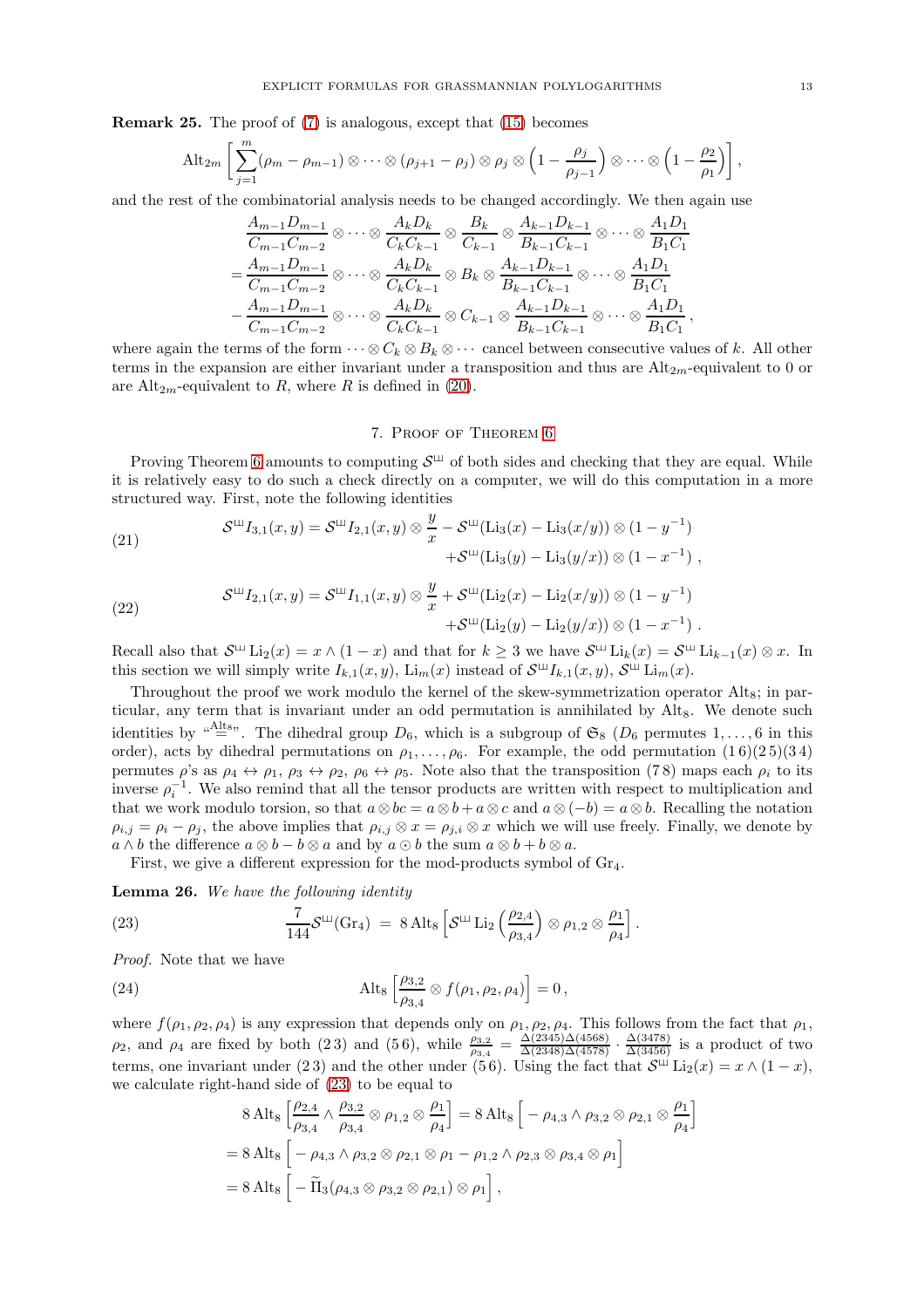**Remark 25.** The proof of (7) is analogous, except that (15) becomes

$$\mathrm{Alt}_{2m}\left[\sum_{j=1}^{m}(\rho_m-\rho_{m-1})\otimes\cdots\otimes(\rho_{j+1}-\rho_j)\otimes\rho_j\otimes\left(1-\frac{\rho_j}{\rho_{j-1}}\right)\otimes\cdots\otimes\left(1-\frac{\rho_2}{\rho_1}\right)\right],$$

and the rest of the combinatorial analysis needs to be changed accordingly. We then again use

$$\begin{aligned}
&\frac{A_{m-1}D_{m-1}}{C_{m-1}C_{m-2}}\otimes\cdots\otimes\frac{A_kD_k}{C_kC_{k-1}}\otimes\frac{B_k}{C_{k-1}}\otimes\frac{A_{k-1}D_{k-1}}{B_{k-1}C_{k-1}}\otimes\cdots\otimes\frac{A_1D_1}{B_1C_1}\\
=&\frac{A_{m-1}D_{m-1}}{C_{m-1}C_{m-2}}\otimes\cdots\otimes\frac{A_kD_k}{C_kC_{k-1}}\otimes B_k\otimes\frac{A_{k-1}D_{k-1}}{B_{k-1}C_{k-1}}\otimes\cdots\otimes\frac{A_1D_1}{B_1C_1}\\
-&\frac{A_{m-1}D_{m-1}}{C_{m-1}C_{m-2}}\otimes\cdots\otimes\frac{A_kD_k}{C_kC_{k-1}}\otimes C_{k-1}\otimes\frac{A_{k-1}D_{k-1}}{B_{k-1}C_{k-1}}\otimes\cdots\otimes\frac{A_1D_1}{B_1C_1},
\end{aligned}$$

where again the terms of the form $\cdots\otimes C_k\otimes B_k\otimes\cdots$ cancel between consecutive values of $k$. All other terms in the expansion are either invariant under a transposition and thus are $\mathrm{Alt}_{2m}$-equivalent to 0 or are $\mathrm{Alt}_{2m}$-equivalent to $R$, where $R$ is defined in (20).

## 7. Proof of Theorem 6

Proving Theorem 6 amounts to computing $\mathcal{S}^{ш}$ of both sides and checking that they are equal. While it is relatively easy to do such a check directly on a computer, we will do this computation in a more structured way. First, note the following identities

$$\begin{aligned}
\mathcal{S}^{ш}I_{3,1}(x,y)=\mathcal{S}^{ш}I_{2,1}(x,y)\otimes\frac{y}{x}&-\mathcal{S}^{ш}(\mathrm{Li}_3(x)-\mathrm{Li}_3(x/y))\otimes(1-y^{-1})\\
&+\mathcal{S}^{ш}(\mathrm{Li}_3(y)-\mathrm{Li}_3(y/x))\otimes(1-x^{-1})\,,
\end{aligned}\tag{21}$$

$$\begin{aligned}
\mathcal{S}^{ш}I_{2,1}(x,y)=\mathcal{S}^{ш}I_{1,1}(x,y)\otimes\frac{y}{x}&+\mathcal{S}^{ш}(\mathrm{Li}_2(x)-\mathrm{Li}_2(x/y))\otimes(1-y^{-1})\\
&+\mathcal{S}^{ш}(\mathrm{Li}_2(y)-\mathrm{Li}_2(y/x))\otimes(1-x^{-1})\,.
\end{aligned}\tag{22}$$

Recall also that $\mathcal{S}^{ш}\,\mathrm{Li}_2(x)=x\wedge(1-x)$ and that for $k\geq 3$ we have $\mathcal{S}^{ш}\,\mathrm{Li}_k(x)=\mathcal{S}^{ш}\,\mathrm{Li}_{k-1}(x)\otimes x$. In this section we will simply write $I_{k,1}(x,y)$, $\mathrm{Li}_m(x)$ instead of $\mathcal{S}^{ш}I_{k,1}(x,y)$, $\mathcal{S}^{ш}\,\mathrm{Li}_m(x)$.

Throughout the proof we work modulo the kernel of the skew-symmetrization operator $\mathrm{Alt}_8$; in particular, any term that is invariant under an odd permutation is annihilated by $\mathrm{Alt}_8$. We denote such identities by "$\overset{\mathrm{Alt}_8}{=}$". The dihedral group $D_6$, which is a subgroup of $\mathfrak{S}_8$ ($D_6$ permutes $1,\ldots,6$ in this order), acts by dihedral permutations on $\rho_1,\ldots,\rho_6$. For example, the odd permutation $(1\,6)(2\,5)(3\,4)$ permutes $\rho$'s as $\rho_4\leftrightarrow\rho_1$, $\rho_3\leftrightarrow\rho_2$, $\rho_6\leftrightarrow\rho_5$. Note also that the transposition $(7\,8)$ maps each $\rho_i$ to its inverse $\rho_i^{-1}$. We also remind that all the tensor products are written with respect to multiplication and that we work modulo torsion, so that $a\otimes bc=a\otimes b+a\otimes c$ and $a\otimes(-b)=a\otimes b$. Recalling the notation $\rho_{i,j}=\rho_i-\rho_j$, the above implies that $\rho_{i,j}\otimes x=\rho_{j,i}\otimes x$ which we will use freely. Finally, we denote by $a\wedge b$ the difference $a\otimes b-b\otimes a$ and by $a\odot b$ the sum $a\otimes b+b\otimes a$.

First, we give a different expression for the mod-products symbol of $\mathrm{Gr}_4$.

**Lemma 26.** *We have the following identity*

$$\frac{7}{144}\mathcal{S}^{ш}(\mathrm{Gr}_4)\;=\;8\,\mathrm{Alt}_8\left[\mathcal{S}^{ш}\,\mathrm{Li}_2\left(\frac{\rho_{2,4}}{\rho_{3,4}}\right)\otimes\rho_{1,2}\otimes\frac{\rho_1}{\rho_4}\right].\tag{23}$$

*Proof.* Note that we have

$$\mathrm{Alt}_8\left[\frac{\rho_{3,2}}{\rho_{3,4}}\otimes f(\rho_1,\rho_2,\rho_4)\right]=0\,,\tag{24}$$

where $f(\rho_1,\rho_2,\rho_4)$ is any expression that depends only on $\rho_1,\rho_2,\rho_4$. This follows from the fact that $\rho_1$, $\rho_2$, and $\rho_4$ are fixed by both $(2\,3)$ and $(5\,6)$, while $\frac{\rho_{3,2}}{\rho_{3,4}}=\frac{\Delta(2345)\Delta(4568)}{\Delta(2348)\Delta(4578)}\cdot\frac{\Delta(3478)}{\Delta(3456)}$ is a product of two terms, one invariant under $(2\,3)$ and the other under $(5\,6)$. Using the fact that $\mathcal{S}^{ш}\,\mathrm{Li}_2(x)=x\wedge(1-x)$, we calculate right-hand side of (23) to be equal to

$$\begin{aligned}
&8\,\mathrm{Alt}_8\left[\frac{\rho_{2,4}}{\rho_{3,4}}\wedge\frac{\rho_{3,2}}{\rho_{3,4}}\otimes\rho_{1,2}\otimes\frac{\rho_1}{\rho_4}\right]=8\,\mathrm{Alt}_8\Big[-\rho_{4,3}\wedge\rho_{3,2}\otimes\rho_{2,1}\otimes\frac{\rho_1}{\rho_4}\Big]\\
=&\,8\,\mathrm{Alt}_8\Big[-\rho_{4,3}\wedge\rho_{3,2}\otimes\rho_{2,1}\otimes\rho_1-\rho_{1,2}\wedge\rho_{2,3}\otimes\rho_{3,4}\otimes\rho_1\Big]\\
=&\,8\,\mathrm{Alt}_8\Big[-\widetilde{\Pi}_3(\rho_{4,3}\otimes\rho_{3,2}\otimes\rho_{2,1})\otimes\rho_1\Big],
\end{aligned}$$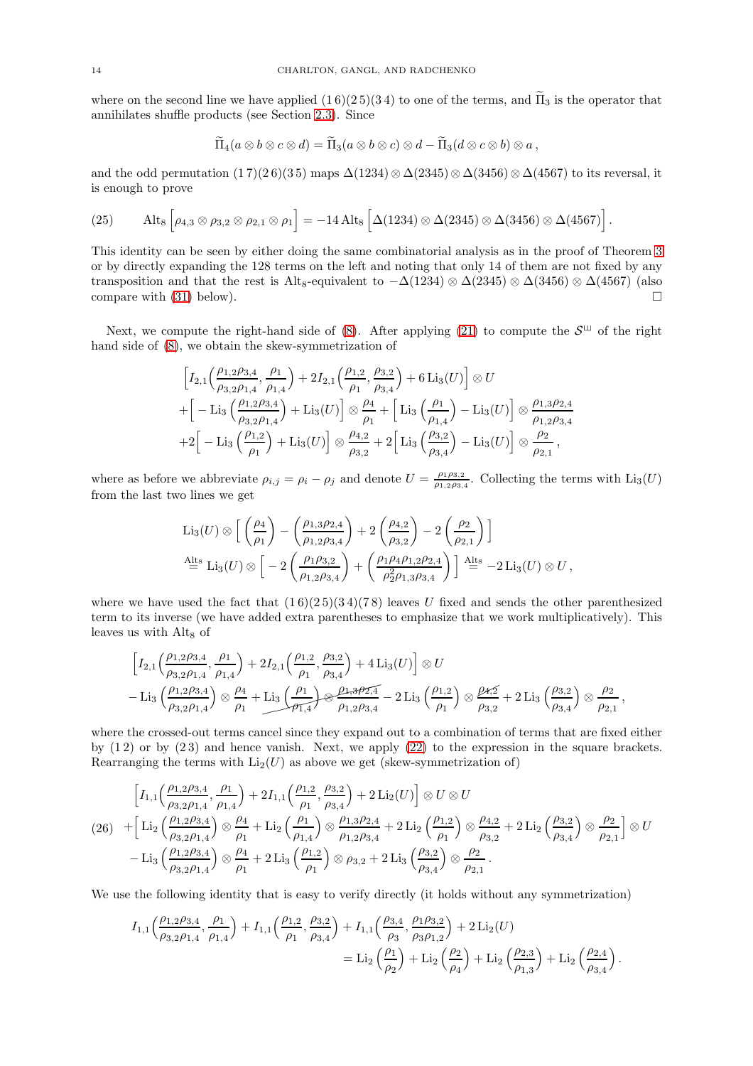where on the second line we have applied $(1\,6)(2\,5)(3\,4)$ to one of the terms, and $\widetilde{\Pi}_3$ is the operator that annihilates shuffle products (see Section 2.3). Since

$$\widetilde{\Pi}_4(a \otimes b \otimes c \otimes d) = \widetilde{\Pi}_3(a \otimes b \otimes c) \otimes d - \widetilde{\Pi}_3(d \otimes c \otimes b) \otimes a\,,$$

and the odd permutation $(1\,7)(2\,6)(3\,5)$ maps $\Delta(1234) \otimes \Delta(2345) \otimes \Delta(3456) \otimes \Delta(4567)$ to its reversal, it is enough to prove

$$\operatorname{Alt}_8 \Big[\rho_{4,3} \otimes \rho_{3,2} \otimes \rho_{2,1} \otimes \rho_1\Big] = -14 \operatorname{Alt}_8 \Big[\Delta(1234) \otimes \Delta(2345) \otimes \Delta(3456) \otimes \Delta(4567)\Big]. \tag{25}$$

This identity can be seen by either doing the same combinatorial analysis as in the proof of Theorem 3 or by directly expanding the 128 terms on the left and noting that only 14 of them are not fixed by any transposition and that the rest is $\operatorname{Alt}_8$-equivalent to $-\Delta(1234) \otimes \Delta(2345) \otimes \Delta(3456) \otimes \Delta(4567)$ (also compare with (31) below). $\square$

Next, we compute the right-hand side of (8). After applying (21) to compute the $\mathcal{S}^{\sqcup\!\sqcup}$ of the right hand side of (8), we obtain the skew-symmetrization of

$$\begin{aligned}
&\Big[I_{2,1}\Big(\frac{\rho_{1,2}\rho_{3,4}}{\rho_{3,2}\rho_{1,4}}, \frac{\rho_1}{\rho_{1,4}}\Big) + 2I_{2,1}\Big(\frac{\rho_{1,2}}{\rho_1}, \frac{\rho_{3,2}}{\rho_{3,4}}\Big) + 6\operatorname{Li}_3(U)\Big] \otimes U \\
&+\Big[-\operatorname{Li}_3\Big(\frac{\rho_{1,2}\rho_{3,4}}{\rho_{3,2}\rho_{1,4}}\Big) + \operatorname{Li}_3(U)\Big] \otimes \frac{\rho_4}{\rho_1} + \Big[\operatorname{Li}_3\Big(\frac{\rho_1}{\rho_{1,4}}\Big) - \operatorname{Li}_3(U)\Big] \otimes \frac{\rho_{1,3}\rho_{2,4}}{\rho_{1,2}\rho_{3,4}} \\
&+2\Big[-\operatorname{Li}_3\Big(\frac{\rho_{1,2}}{\rho_1}\Big) + \operatorname{Li}_3(U)\Big] \otimes \frac{\rho_{4,2}}{\rho_{3,2}} + 2\Big[\operatorname{Li}_3\Big(\frac{\rho_{3,2}}{\rho_{3,4}}\Big) - \operatorname{Li}_3(U)\Big] \otimes \frac{\rho_2}{\rho_{2,1}}\,,
\end{aligned}$$

where as before we abbreviate $\rho_{i,j} = \rho_i - \rho_j$ and denote $U = \frac{\rho_1\rho_{3,2}}{\rho_{1,2}\rho_{3,4}}$. Collecting the terms with $\operatorname{Li}_3(U)$ from the last two lines we get

$$\begin{aligned}
&\operatorname{Li}_3(U) \otimes \Big[\Big(\frac{\rho_4}{\rho_1}\Big) - \Big(\frac{\rho_{1,3}\rho_{2,4}}{\rho_{1,2}\rho_{3,4}}\Big) + 2\Big(\frac{\rho_{4,2}}{\rho_{3,2}}\Big) - 2\Big(\frac{\rho_2}{\rho_{2,1}}\Big)\Big] \\
&\overset{\operatorname{Alt}_8}{=} \operatorname{Li}_3(U) \otimes \Big[-2\Big(\frac{\rho_1\rho_{3,2}}{\rho_{1,2}\rho_{3,4}}\Big) + \Big(\frac{\rho_1\rho_4\rho_{1,2}\rho_{2,4}}{\rho_2^2\rho_{1,3}\rho_{3,4}}\Big)\Big] \overset{\operatorname{Alt}_8}{=} -2\operatorname{Li}_3(U) \otimes U\,,
\end{aligned}$$

where we have used the fact that $(1\,6)(2\,5)(3\,4)(7\,8)$ leaves $U$ fixed and sends the other parenthesized term to its inverse (we have added extra parentheses to emphasize that we work multiplicatively). This leaves us with $\operatorname{Alt}_8$ of

$$\begin{aligned}
&\Big[I_{2,1}\Big(\frac{\rho_{1,2}\rho_{3,4}}{\rho_{3,2}\rho_{1,4}}, \frac{\rho_1}{\rho_{1,4}}\Big) + 2I_{2,1}\Big(\frac{\rho_{1,2}}{\rho_1}, \frac{\rho_{3,2}}{\rho_{3,4}}\Big) + 4\operatorname{Li}_3(U)\Big] \otimes U \\
&-\operatorname{Li}_3\Big(\frac{\rho_{1,2}\rho_{3,4}}{\rho_{3,2}\rho_{1,4}}\Big) \otimes \frac{\rho_4}{\rho_1} + \cancel{\operatorname{Li}_3\Big(\frac{\rho_1}{\rho_{1,4}}\Big) \otimes \frac{\rho_{1,3}\rho_{2,4}}{\rho_{1,2}\rho_{3,4}}} - 2\operatorname{Li}_3\Big(\frac{\rho_{1,2}}{\rho_1}\Big) \otimes \frac{\cancel{\rho_{4,2}}}{\rho_{3,2}} + 2\operatorname{Li}_3\Big(\frac{\rho_{3,2}}{\rho_{3,4}}\Big) \otimes \frac{\rho_2}{\rho_{2,1}}\,,
\end{aligned}$$

where the crossed-out terms cancel since they expand out to a combination of terms that are fixed either by $(1\,2)$ or by $(2\,3)$ and hence vanish. Next, we apply (22) to the expression in the square brackets. Rearranging the terms with $\operatorname{Li}_2(U)$ as above we get (skew-symmetrization of)

$$\begin{aligned}
&\Big[I_{1,1}\Big(\frac{\rho_{1,2}\rho_{3,4}}{\rho_{3,2}\rho_{1,4}}, \frac{\rho_1}{\rho_{1,4}}\Big) + 2I_{1,1}\Big(\frac{\rho_{1,2}}{\rho_1}, \frac{\rho_{3,2}}{\rho_{3,4}}\Big) + 2\operatorname{Li}_2(U)\Big] \otimes U \otimes U \\
&+\Big[\operatorname{Li}_2\Big(\frac{\rho_{1,2}\rho_{3,4}}{\rho_{3,2}\rho_{1,4}}\Big) \otimes \frac{\rho_4}{\rho_1} + \operatorname{Li}_2\Big(\frac{\rho_1}{\rho_{1,4}}\Big) \otimes \frac{\rho_{1,3}\rho_{2,4}}{\rho_{1,2}\rho_{3,4}} + 2\operatorname{Li}_2\Big(\frac{\rho_{1,2}}{\rho_1}\Big) \otimes \frac{\rho_{4,2}}{\rho_{3,2}} + 2\operatorname{Li}_2\Big(\frac{\rho_{3,2}}{\rho_{3,4}}\Big) \otimes \frac{\rho_2}{\rho_{2,1}}\Big] \otimes U \\
&-\operatorname{Li}_3\Big(\frac{\rho_{1,2}\rho_{3,4}}{\rho_{3,2}\rho_{1,4}}\Big) \otimes \frac{\rho_4}{\rho_1} + 2\operatorname{Li}_3\Big(\frac{\rho_{1,2}}{\rho_1}\Big) \otimes \rho_{3,2} + 2\operatorname{Li}_3\Big(\frac{\rho_{3,2}}{\rho_{3,4}}\Big) \otimes \frac{\rho_2}{\rho_{2,1}}\,.
\end{aligned} \tag{26}$$

We use the following identity that is easy to verify directly (it holds without any symmetrization)

$$\begin{aligned}
I_{1,1}\Big(\frac{\rho_{1,2}\rho_{3,4}}{\rho_{3,2}\rho_{1,4}}, \frac{\rho_1}{\rho_{1,4}}\Big) + I_{1,1}\Big(\frac{\rho_{1,2}}{\rho_1}, \frac{\rho_{3,2}}{\rho_{3,4}}\Big) + I_{1,1}\Big(\frac{\rho_{3,4}}{\rho_3}, \frac{\rho_1\rho_{3,2}}{\rho_3\rho_{1,2}}\Big) + 2\operatorname{Li}_2(U) \\
= \operatorname{Li}_2\Big(\frac{\rho_1}{\rho_2}\Big) + \operatorname{Li}_2\Big(\frac{\rho_2}{\rho_4}\Big) + \operatorname{Li}_2\Big(\frac{\rho_{2,3}}{\rho_{1,3}}\Big) + \operatorname{Li}_2\Big(\frac{\rho_{2,4}}{\rho_{3,4}}\Big).
\end{aligned}$$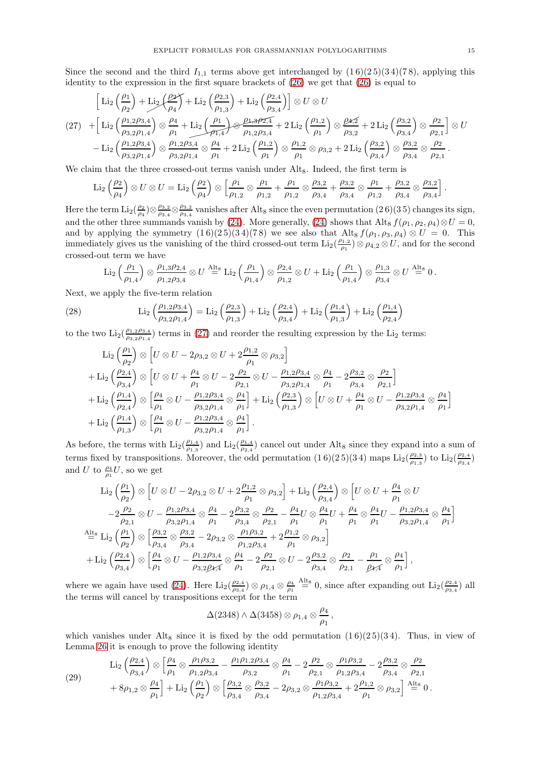Since the second and the third $I_{1,1}$ terms above get interchanged by $(1\,6)(2\,5)(3\,4)(7\,8)$, applying this identity to the expression in the first square brackets of (26) we get that (26) is equal to

$$
\begin{aligned}
&\Big[\operatorname{Li}_2\Big(\frac{\rho_1}{\rho_2}\Big)+\cancel{\operatorname{Li}_2\Big(\frac{\rho_2}{\rho_4}\Big)}+\operatorname{Li}_2\Big(\frac{\rho_{2,3}}{\rho_{1,3}}\Big)+\operatorname{Li}_2\Big(\frac{\rho_{2,4}}{\rho_{3,4}}\Big)\Big]\otimes U\otimes U\\
(27)\quad &+\Big[\operatorname{Li}_2\Big(\frac{\rho_{1,2}\rho_{3,4}}{\rho_{3,2}\rho_{1,4}}\Big)\otimes\frac{\rho_4}{\rho_1}+\cancel{\operatorname{Li}_2\Big(\frac{\rho_1}{\rho_{1,4}}\Big)\otimes\frac{\rho_{1,3}\rho_{2,4}}{\rho_{1,2}\rho_{3,4}}}+2\operatorname{Li}_2\Big(\frac{\rho_{1,2}}{\rho_1}\Big)\otimes\cancel{\frac{\rho_{4,2}}{\rho_{3,2}}}+2\operatorname{Li}_2\Big(\frac{\rho_{3,2}}{\rho_{3,4}}\Big)\otimes\frac{\rho_2}{\rho_{2,1}}\Big]\otimes U\\
&-\operatorname{Li}_2\Big(\frac{\rho_{1,2}\rho_{3,4}}{\rho_{3,2}\rho_{1,4}}\Big)\otimes\frac{\rho_{1,2}\rho_{3,4}}{\rho_{3,2}\rho_{1,4}}\otimes\frac{\rho_4}{\rho_1}+2\operatorname{Li}_2\Big(\frac{\rho_{1,2}}{\rho_1}\Big)\otimes\frac{\rho_{1,2}}{\rho_1}\otimes\rho_{3,2}+2\operatorname{Li}_2\Big(\frac{\rho_{3,2}}{\rho_{3,4}}\Big)\otimes\frac{\rho_{3,2}}{\rho_{3,4}}\otimes\frac{\rho_2}{\rho_{2,1}}\,.
\end{aligned}
$$

We claim that the three crossed-out terms vanish under $\mathrm{Alt}_8$. Indeed, the first term is

$$
\operatorname{Li}_2\Big(\frac{\rho_2}{\rho_4}\Big)\otimes U\otimes U=\operatorname{Li}_2\Big(\frac{\rho_2}{\rho_4}\Big)\otimes\Big[\frac{\rho_1}{\rho_{1,2}}\otimes\frac{\rho_1}{\rho_{1,2}}+\frac{\rho_1}{\rho_{1,2}}\otimes\frac{\rho_{3,2}}{\rho_{3,4}}+\frac{\rho_{3,2}}{\rho_{3,4}}\otimes\frac{\rho_1}{\rho_{1,2}}+\frac{\rho_{3,2}}{\rho_{3,4}}\otimes\frac{\rho_{3,2}}{\rho_{3,4}}\Big].
$$

Here the term $\operatorname{Li}_2(\frac{\rho_2}{\rho_4})\otimes\frac{\rho_{3,2}}{\rho_{3,4}}\otimes\frac{\rho_{3,2}}{\rho_{3,4}}$ vanishes after $\mathrm{Alt}_8$ since the even permutation $(2\,6)(3\,5)$ changes its sign, and the other three summands vanish by (24). More generally, (24) shows that $\mathrm{Alt}_8\, f(\rho_1,\rho_2,\rho_4)\otimes U=0$, and by applying the symmetry $(1\,6)(2\,5)(3\,4)(7\,8)$ we see also that $\mathrm{Alt}_8\, f(\rho_1,\rho_3,\rho_4)\otimes U=0$. This immediately gives us the vanishing of the third crossed-out term $\operatorname{Li}_2(\frac{\rho_{1,2}}{\rho_1})\otimes\rho_{4,2}\otimes U$, and for the second crossed-out term we have

$$
\operatorname{Li}_2\Big(\frac{\rho_1}{\rho_{1,4}}\Big)\otimes\frac{\rho_{1,3}\rho_{2,4}}{\rho_{1,2}\rho_{3,4}}\otimes U\overset{\mathrm{Alt}_8}{=}\operatorname{Li}_2\Big(\frac{\rho_1}{\rho_{1,4}}\Big)\otimes\frac{\rho_{2,4}}{\rho_{1,2}}\otimes U+\operatorname{Li}_2\Big(\frac{\rho_1}{\rho_{1,4}}\Big)\otimes\frac{\rho_{1,3}}{\rho_{3,4}}\otimes U\overset{\mathrm{Alt}_8}{=}0\,.
$$

Next, we apply the five-term relation

$$
(28)\qquad \operatorname{Li}_2\Big(\frac{\rho_{1,2}\rho_{3,4}}{\rho_{3,2}\rho_{1,4}}\Big)=\operatorname{Li}_2\Big(\frac{\rho_{2,3}}{\rho_{1,3}}\Big)+\operatorname{Li}_2\Big(\frac{\rho_{2,4}}{\rho_{3,4}}\Big)+\operatorname{Li}_2\Big(\frac{\rho_{1,4}}{\rho_{1,3}}\Big)+\operatorname{Li}_2\Big(\frac{\rho_{1,4}}{\rho_{2,4}}\Big)
$$

to the two $\operatorname{Li}_2(\frac{\rho_{1,2}\rho_{3,4}}{\rho_{3,2}\rho_{1,4}})$ terms in (27) and reorder the resulting expression by the $\operatorname{Li}_2$ terms:

$$
\begin{aligned}
&\operatorname{Li}_2\Big(\frac{\rho_1}{\rho_2}\Big)\otimes\Big[U\otimes U-2\rho_{3,2}\otimes U+2\frac{\rho_{1,2}}{\rho_1}\otimes\rho_{3,2}\Big]\\
&+\operatorname{Li}_2\Big(\frac{\rho_{2,4}}{\rho_{3,4}}\Big)\otimes\Big[U\otimes U+\frac{\rho_4}{\rho_1}\otimes U-2\frac{\rho_2}{\rho_{2,1}}\otimes U-\frac{\rho_{1,2}\rho_{3,4}}{\rho_{3,2}\rho_{1,4}}\otimes\frac{\rho_4}{\rho_1}-2\frac{\rho_{3,2}}{\rho_{3,4}}\otimes\frac{\rho_2}{\rho_{2,1}}\Big]\\
&+\operatorname{Li}_2\Big(\frac{\rho_{1,4}}{\rho_{2,4}}\Big)\otimes\Big[\frac{\rho_4}{\rho_1}\otimes U-\frac{\rho_{1,2}\rho_{3,4}}{\rho_{3,2}\rho_{1,4}}\otimes\frac{\rho_4}{\rho_1}\Big]+\operatorname{Li}_2\Big(\frac{\rho_{2,3}}{\rho_{1,3}}\Big)\otimes\Big[U\otimes U+\frac{\rho_4}{\rho_1}\otimes U-\frac{\rho_{1,2}\rho_{3,4}}{\rho_{3,2}\rho_{1,4}}\otimes\frac{\rho_4}{\rho_1}\Big]\\
&+\operatorname{Li}_2\Big(\frac{\rho_{1,4}}{\rho_{1,3}}\Big)\otimes\Big[\frac{\rho_4}{\rho_1}\otimes U-\frac{\rho_{1,2}\rho_{3,4}}{\rho_{3,2}\rho_{1,4}}\otimes\frac{\rho_4}{\rho_1}\Big].
\end{aligned}
$$

As before, the terms with $\operatorname{Li}_2(\frac{\rho_{1,4}}{\rho_{1,3}})$ and $\operatorname{Li}_2(\frac{\rho_{1,4}}{\rho_{2,4}})$ cancel out under $\mathrm{Alt}_8$ since they expand into a sum of terms fixed by transpositions. Moreover, the odd permutation $(1\,6)(2\,5)(3\,4)$ maps $\operatorname{Li}_2(\frac{\rho_{2,3}}{\rho_{1,3}})$ to $\operatorname{Li}_2(\frac{\rho_{2,4}}{\rho_{3,4}})$ and $U$ to $\frac{\rho_4}{\rho_1}U$, so we get

$$
\begin{aligned}
&\operatorname{Li}_2\Big(\frac{\rho_1}{\rho_2}\Big)\otimes\Big[U\otimes U-2\rho_{3,2}\otimes U+2\frac{\rho_{1,2}}{\rho_1}\otimes\rho_{3,2}\Big]+\operatorname{Li}_2\Big(\frac{\rho_{2,4}}{\rho_{3,4}}\Big)\otimes\Big[U\otimes U+\frac{\rho_4}{\rho_1}\otimes U\\
&\quad-2\frac{\rho_2}{\rho_{2,1}}\otimes U-\frac{\rho_{1,2}\rho_{3,4}}{\rho_{3,2}\rho_{1,4}}\otimes\frac{\rho_4}{\rho_1}-2\frac{\rho_{3,2}}{\rho_{3,4}}\otimes\frac{\rho_2}{\rho_{2,1}}-\frac{\rho_4}{\rho_1}U\otimes\frac{\rho_4}{\rho_1}U+\frac{\rho_4}{\rho_1}\otimes\frac{\rho_4}{\rho_1}U-\frac{\rho_{1,2}\rho_{3,4}}{\rho_{3,2}\rho_{1,4}}\otimes\frac{\rho_4}{\rho_1}\Big]\\
&\overset{\mathrm{Alt}_8}{=}\operatorname{Li}_2\Big(\frac{\rho_1}{\rho_2}\Big)\otimes\Big[\frac{\rho_{3,2}}{\rho_{3,4}}\otimes\frac{\rho_{3,2}}{\rho_{3,4}}-2\rho_{3,2}\otimes\frac{\rho_1\rho_{3,2}}{\rho_{1,2}\rho_{3,4}}+2\frac{\rho_{1,2}}{\rho_1}\otimes\rho_{3,2}\Big]\\
&\quad+\operatorname{Li}_2\Big(\frac{\rho_{2,4}}{\rho_{3,4}}\Big)\otimes\Big[\frac{\rho_4}{\rho_1}\otimes U-\frac{\rho_{1,2}\rho_{3,4}}{\rho_{3,2}\cancel{\rho_{1,4}}}\otimes\frac{\rho_4}{\rho_1}-2\frac{\rho_2}{\rho_{2,1}}\otimes U-2\frac{\rho_{3,2}}{\rho_{3,4}}\otimes\frac{\rho_2}{\rho_{2,1}}-\frac{\rho_1}{\cancel{\rho_{1,4}}}\otimes\frac{\rho_4}{\rho_1}\Big],
\end{aligned}
$$

where we again have used (24). Here $\operatorname{Li}_2(\frac{\rho_{2,4}}{\rho_{3,4}})\otimes\rho_{1,4}\otimes\frac{\rho_4}{\rho_1}\overset{\mathrm{Alt}_8}{=}0$, since after expanding out $\operatorname{Li}_2(\frac{\rho_{2,4}}{\rho_{3,4}})$ all the terms will cancel by transpositions except for the term

$$
\Delta(2348)\wedge\Delta(3458)\otimes\rho_{1,4}\otimes\frac{\rho_4}{\rho_1}\,,
$$

which vanishes under $\mathrm{Alt}_8$ since it is fixed by the odd permutation $(1\,6)(2\,5)(3\,4)$. Thus, in view of Lemma 26 it is enough to prove the following identity

$$
\begin{aligned}
(29)\qquad &\operatorname{Li}_2\Big(\frac{\rho_{2,4}}{\rho_{3,4}}\Big)\otimes\Big[\frac{\rho_4}{\rho_1}\otimes\frac{\rho_1\rho_{3,2}}{\rho_{1,2}\rho_{3,4}}-\frac{\rho_1\rho_{1,2}\rho_{3,4}}{\rho_{3,2}}\otimes\frac{\rho_4}{\rho_1}-2\frac{\rho_2}{\rho_{2,1}}\otimes\frac{\rho_1\rho_{3,2}}{\rho_{1,2}\rho_{3,4}}-2\frac{\rho_{3,2}}{\rho_{3,4}}\otimes\frac{\rho_2}{\rho_{2,1}}\\
&+8\rho_{1,2}\otimes\frac{\rho_4}{\rho_1}\Big]+\operatorname{Li}_2\Big(\frac{\rho_1}{\rho_2}\Big)\otimes\Big[\frac{\rho_{3,2}}{\rho_{3,4}}\otimes\frac{\rho_{3,2}}{\rho_{3,4}}-2\rho_{3,2}\otimes\frac{\rho_1\rho_{3,2}}{\rho_{1,2}\rho_{3,4}}+2\frac{\rho_{1,2}}{\rho_1}\otimes\rho_{3,2}\Big]\overset{\mathrm{Alt}_8}{=}0\,.
\end{aligned}
$$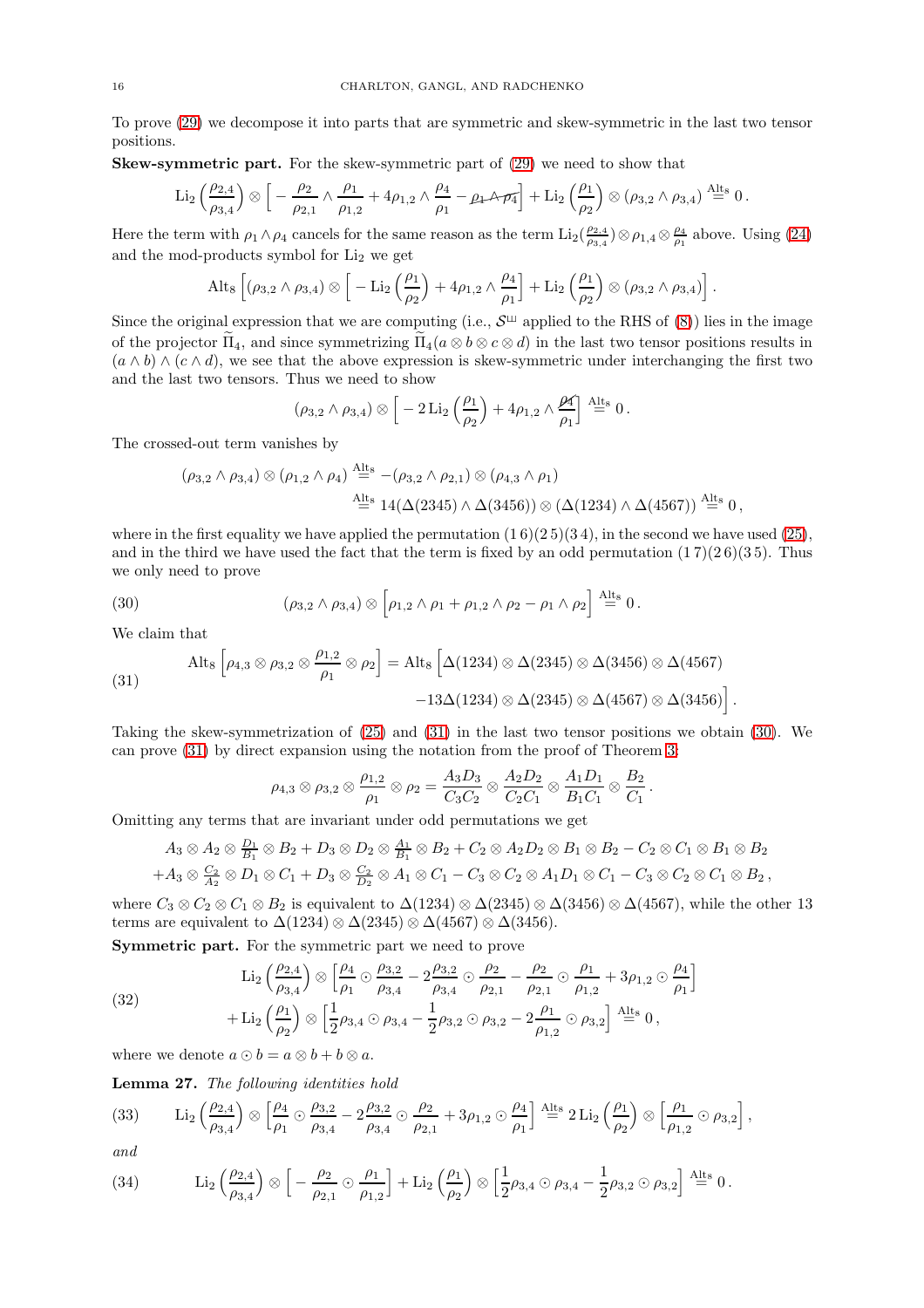To prove (29) we decompose it into parts that are symmetric and skew-symmetric in the last two tensor positions.

**Skew-symmetric part.** For the skew-symmetric part of (29) we need to show that

$$\operatorname{Li}_2\Big(\frac{\rho_{2,4}}{\rho_{3,4}}\Big) \otimes \Big[ -\frac{\rho_2}{\rho_{2,1}} \wedge \frac{\rho_1}{\rho_{1,2}} + 4\rho_{1,2} \wedge \frac{\rho_4}{\rho_1} - \cancel{\rho_1 \wedge \rho_4}\Big] + \operatorname{Li}_2\Big(\frac{\rho_1}{\rho_2}\Big) \otimes (\rho_{3,2} \wedge \rho_{3,4}) \overset{\mathrm{Alt}_8}{=} 0\,.$$

Here the term with $\rho_1 \wedge \rho_4$ cancels for the same reason as the term $\operatorname{Li}_2(\frac{\rho_{2,4}}{\rho_{3,4}}) \otimes \rho_{1,4} \otimes \frac{\rho_4}{\rho_1}$ above. Using (24) and the mod-products symbol for $\operatorname{Li}_2$ we get

$$\mathrm{Alt}_8 \Big[ (\rho_{3,2} \wedge \rho_{3,4}) \otimes \Big[ -\operatorname{Li}_2\Big(\frac{\rho_1}{\rho_2}\Big) + 4\rho_{1,2} \wedge \frac{\rho_4}{\rho_1}\Big] + \operatorname{Li}_2\Big(\frac{\rho_1}{\rho_2}\Big) \otimes (\rho_{3,2} \wedge \rho_{3,4})\Big]\,.$$

Since the original expression that we are computing (i.e., $\mathcal{S}^{\sqcup\!\sqcup}$ applied to the RHS of (8)) lies in the image of the projector $\widetilde{\Pi}_4$, and since symmetrizing $\widetilde{\Pi}_4(a \otimes b \otimes c \otimes d)$ in the last two tensor positions results in $(a \wedge b) \wedge (c \wedge d)$, we see that the above expression is skew-symmetric under interchanging the first two and the last two tensors. Thus we need to show

$$(\rho_{3,2} \wedge \rho_{3,4}) \otimes \Big[ -2\operatorname{Li}_2\Big(\frac{\rho_1}{\rho_2}\Big) + 4\rho_{1,2} \wedge \frac{\cancel{\rho_4}}{\rho_1}\Big] \overset{\mathrm{Alt}_8}{=} 0\,.$$

The crossed-out term vanishes by

$$\begin{aligned}
(\rho_{3,2} \wedge \rho_{3,4}) \otimes (\rho_{1,2} \wedge \rho_4) &\overset{\mathrm{Alt}_8}{=} -(\rho_{3,2} \wedge \rho_{2,1}) \otimes (\rho_{4,3} \wedge \rho_1)\\
&\overset{\mathrm{Alt}_8}{=} 14(\Delta(2345) \wedge \Delta(3456)) \otimes (\Delta(1234) \wedge \Delta(4567)) \overset{\mathrm{Alt}_8}{=} 0\,,
\end{aligned}$$

where in the first equality we have applied the permutation $(1\,6)(2\,5)(3\,4)$, in the second we have used (25), and in the third we have used the fact that the term is fixed by an odd permutation $(1\,7)(2\,6)(3\,5)$. Thus we only need to prove

$$(\rho_{3,2} \wedge \rho_{3,4}) \otimes \Big[\rho_{1,2} \wedge \rho_1 + \rho_{1,2} \wedge \rho_2 - \rho_1 \wedge \rho_2\Big] \overset{\mathrm{Alt}_8}{=} 0\,. \tag{30}$$

We claim that

$$\begin{aligned}
\mathrm{Alt}_8 \Big[\rho_{4,3} \otimes \rho_{3,2} \otimes \frac{\rho_{1,2}}{\rho_1} \otimes \rho_2\Big] = \mathrm{Alt}_8 \Big[&\Delta(1234) \otimes \Delta(2345) \otimes \Delta(3456) \otimes \Delta(4567)\\
&-13\Delta(1234) \otimes \Delta(2345) \otimes \Delta(4567) \otimes \Delta(3456)\Big]\,.
\end{aligned} \tag{31}$$

Taking the skew-symmetrization of (25) and (31) in the last two tensor positions we obtain (30). We can prove (31) by direct expansion using the notation from the proof of Theorem 3:

$$\rho_{4,3} \otimes \rho_{3,2} \otimes \frac{\rho_{1,2}}{\rho_1} \otimes \rho_2 = \frac{A_3 D_3}{C_3 C_2} \otimes \frac{A_2 D_2}{C_2 C_1} \otimes \frac{A_1 D_1}{B_1 C_1} \otimes \frac{B_2}{C_1}\,.$$

Omitting any terms that are invariant under odd permutations we get

$$\begin{aligned}
&A_3 \otimes A_2 \otimes \tfrac{D_1}{B_1} \otimes B_2 + D_3 \otimes D_2 \otimes \tfrac{A_1}{B_1} \otimes B_2 + C_2 \otimes A_2 D_2 \otimes B_1 \otimes B_2 - C_2 \otimes C_1 \otimes B_1 \otimes B_2\\
&+A_3 \otimes \tfrac{C_2}{A_2} \otimes D_1 \otimes C_1 + D_3 \otimes \tfrac{C_2}{D_2} \otimes A_1 \otimes C_1 - C_3 \otimes C_2 \otimes A_1 D_1 \otimes C_1 - C_3 \otimes C_2 \otimes C_1 \otimes B_2\,,
\end{aligned}$$

where $C_3 \otimes C_2 \otimes C_1 \otimes B_2$ is equivalent to $\Delta(1234) \otimes \Delta(2345) \otimes \Delta(3456) \otimes \Delta(4567)$, while the other 13 terms are equivalent to $\Delta(1234) \otimes \Delta(2345) \otimes \Delta(4567) \otimes \Delta(3456)$.

**Symmetric part.** For the symmetric part we need to prove

$$\begin{aligned}
&\operatorname{Li}_2\Big(\frac{\rho_{2,4}}{\rho_{3,4}}\Big) \otimes \Big[\frac{\rho_4}{\rho_1} \odot \frac{\rho_{3,2}}{\rho_{3,4}} - 2\frac{\rho_{3,2}}{\rho_{3,4}} \odot \frac{\rho_2}{\rho_{2,1}} - \frac{\rho_2}{\rho_{2,1}} \odot \frac{\rho_1}{\rho_{1,2}} + 3\rho_{1,2} \odot \frac{\rho_4}{\rho_1}\Big]\\
&+\operatorname{Li}_2\Big(\frac{\rho_1}{\rho_2}\Big) \otimes \Big[\frac{1}{2}\rho_{3,4} \odot \rho_{3,4} - \frac{1}{2}\rho_{3,2} \odot \rho_{3,2} - 2\frac{\rho_1}{\rho_{1,2}} \odot \rho_{3,2}\Big] \overset{\mathrm{Alt}_8}{=} 0\,,
\end{aligned} \tag{32}$$

where we denote $a \odot b = a \otimes b + b \otimes a$.

**Lemma 27.** *The following identities hold*

$$\operatorname{Li}_2\Big(\frac{\rho_{2,4}}{\rho_{3,4}}\Big) \otimes \Big[\frac{\rho_4}{\rho_1} \odot \frac{\rho_{3,2}}{\rho_{3,4}} - 2\frac{\rho_{3,2}}{\rho_{3,4}} \odot \frac{\rho_2}{\rho_{2,1}} + 3\rho_{1,2} \odot \frac{\rho_4}{\rho_1}\Big] \overset{\mathrm{Alt}_8}{=} 2\operatorname{Li}_2\Big(\frac{\rho_1}{\rho_2}\Big) \otimes \Big[\frac{\rho_1}{\rho_{1,2}} \odot \rho_{3,2}\Big]\,, \tag{33}$$

*and*

$$\operatorname{Li}_2\Big(\frac{\rho_{2,4}}{\rho_{3,4}}\Big) \otimes \Big[ -\frac{\rho_2}{\rho_{2,1}} \odot \frac{\rho_1}{\rho_{1,2}}\Big] + \operatorname{Li}_2\Big(\frac{\rho_1}{\rho_2}\Big) \otimes \Big[\frac{1}{2}\rho_{3,4} \odot \rho_{3,4} - \frac{1}{2}\rho_{3,2} \odot \rho_{3,2}\Big] \overset{\mathrm{Alt}_8}{=} 0\,. \tag{34}$$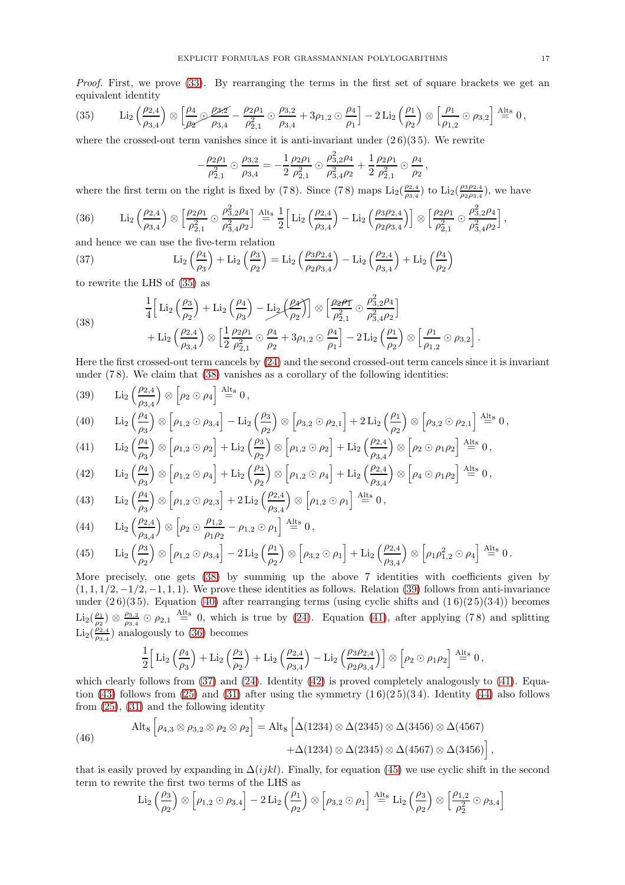*Proof.* First, we prove (33). By rearranging the terms in the first set of square brackets we get an equivalent identity

$$\mathrm{Li}_2\left(\frac{\rho_{2,4}}{\rho_{3,4}}\right) \otimes \left[\cancel{\frac{\rho_4}{\rho_2} \odot \frac{\rho_{3,2}}{\rho_{3,4}}} - \frac{\rho_2\rho_1}{\rho_{2,1}^2} \odot \frac{\rho_{3,2}}{\rho_{3,4}} + 3\rho_{1,2} \odot \frac{\rho_4}{\rho_1}\right] - 2\,\mathrm{Li}_2\left(\frac{\rho_1}{\rho_2}\right) \otimes \left[\frac{\rho_1}{\rho_{1,2}} \odot \rho_{3,2}\right] \overset{\mathrm{Alt}_8}{=} 0\,, \tag{35}$$

where the crossed-out term vanishes since it is anti-invariant under $(2\,6)(3\,5)$. We rewrite

$$-\frac{\rho_2\rho_1}{\rho_{2,1}^2} \odot \frac{\rho_{3,2}}{\rho_{3,4}} = -\frac{1}{2}\frac{\rho_2\rho_1}{\rho_{2,1}^2} \odot \frac{\rho_{3,2}^2\rho_4}{\rho_{3,4}^2\rho_2} + \frac{1}{2}\frac{\rho_2\rho_1}{\rho_{2,1}^2} \odot \frac{\rho_4}{\rho_2}\,,$$

where the first term on the right is fixed by $(7\,8)$. Since $(7\,8)$ maps $\mathrm{Li}_2(\frac{\rho_{2,4}}{\rho_{3,4}})$ to $\mathrm{Li}_2(\frac{\rho_3\rho_{2,4}}{\rho_2\rho_{3,4}})$, we have

$$\mathrm{Li}_2\left(\frac{\rho_{2,4}}{\rho_{3,4}}\right) \otimes \left[\frac{\rho_2\rho_1}{\rho_{2,1}^2} \odot \frac{\rho_{3,2}^2\rho_4}{\rho_{3,4}^2\rho_2}\right] \overset{\mathrm{Alt}_8}{=} \frac{1}{2}\left[\mathrm{Li}_2\left(\frac{\rho_{2,4}}{\rho_{3,4}}\right) - \mathrm{Li}_2\left(\frac{\rho_3\rho_{2,4}}{\rho_2\rho_{3,4}}\right)\right] \otimes \left[\frac{\rho_2\rho_1}{\rho_{2,1}^2} \odot \frac{\rho_{3,2}^2\rho_4}{\rho_{3,4}^2\rho_2}\right], \tag{36}$$

and hence we can use the five-term relation

$$\mathrm{Li}_2\left(\frac{\rho_4}{\rho_3}\right) + \mathrm{Li}_2\left(\frac{\rho_3}{\rho_2}\right) = \mathrm{Li}_2\left(\frac{\rho_3\rho_{2,4}}{\rho_2\rho_{3,4}}\right) - \mathrm{Li}_2\left(\frac{\rho_{2,4}}{\rho_{3,4}}\right) + \mathrm{Li}_2\left(\frac{\rho_4}{\rho_2}\right) \tag{37}$$

to rewrite the LHS of (35) as

$$\begin{aligned}&\frac{1}{4}\Big[\mathrm{Li}_2\left(\frac{\rho_3}{\rho_2}\right) + \mathrm{Li}_2\left(\frac{\rho_4}{\rho_3}\right) - \cancel{\mathrm{Li}_2\left(\frac{\rho_4}{\rho_2}\right)}\Big] \otimes \Big[\cancel{\frac{\rho_2\rho_1}{\rho_{2,1}^2}} \odot \frac{\rho_{3,2}^2\rho_4}{\rho_{3,4}^2\rho_2}\Big] \\ &+ \mathrm{Li}_2\left(\frac{\rho_{2,4}}{\rho_{3,4}}\right) \otimes \Big[\frac{1}{2}\frac{\rho_2\rho_1}{\rho_{2,1}^2} \odot \frac{\rho_4}{\rho_2} + 3\rho_{1,2} \odot \frac{\rho_4}{\rho_1}\Big] - 2\,\mathrm{Li}_2\left(\frac{\rho_1}{\rho_2}\right) \otimes \Big[\frac{\rho_1}{\rho_{1,2}} \odot \rho_{3,2}\Big]\,.\end{aligned} \tag{38}$$

Here the first crossed-out term cancels by (24) and the second crossed-out term cancels since it is invariant under $(7\,8)$. We claim that (38) vanishes as a corollary of the following identities:

$$\mathrm{Li}_2\left(\frac{\rho_{2,4}}{\rho_{3,4}}\right) \otimes \Big[\rho_2 \odot \rho_4\Big] \overset{\mathrm{Alt}_8}{=} 0\,, \tag{39}$$

$$\mathrm{Li}_2\left(\frac{\rho_4}{\rho_3}\right) \otimes \Big[\rho_{1,2} \odot \rho_{3,4}\Big] - \mathrm{Li}_2\left(\frac{\rho_3}{\rho_2}\right) \otimes \Big[\rho_{3,2} \odot \rho_{2,1}\Big] + 2\,\mathrm{Li}_2\left(\frac{\rho_1}{\rho_2}\right) \otimes \Big[\rho_{3,2} \odot \rho_{2,1}\Big] \overset{\mathrm{Alt}_8}{=} 0\,, \tag{40}$$

$$\mathrm{Li}_2\left(\frac{\rho_4}{\rho_3}\right) \otimes \Big[\rho_{1,2} \odot \rho_2\Big] + \mathrm{Li}_2\left(\frac{\rho_3}{\rho_2}\right) \otimes \Big[\rho_{1,2} \odot \rho_2\Big] + \mathrm{Li}_2\left(\frac{\rho_{2,4}}{\rho_{3,4}}\right) \otimes \Big[\rho_2 \odot \rho_1\rho_2\Big] \overset{\mathrm{Alt}_8}{=} 0\,, \tag{41}$$

$$\mathrm{Li}_2\left(\frac{\rho_4}{\rho_3}\right) \otimes \Big[\rho_{1,2} \odot \rho_4\Big] + \mathrm{Li}_2\left(\frac{\rho_3}{\rho_2}\right) \otimes \Big[\rho_{1,2} \odot \rho_4\Big] + \mathrm{Li}_2\left(\frac{\rho_{2,4}}{\rho_{3,4}}\right) \otimes \Big[\rho_4 \odot \rho_1\rho_2\Big] \overset{\mathrm{Alt}_8}{=} 0\,, \tag{42}$$

$$\mathrm{Li}_2\left(\frac{\rho_4}{\rho_3}\right) \otimes \Big[\rho_{1,2} \odot \rho_{2,3}\Big] + 2\,\mathrm{Li}_2\left(\frac{\rho_{2,4}}{\rho_{3,4}}\right) \otimes \Big[\rho_{1,2} \odot \rho_1\Big] \overset{\mathrm{Alt}_8}{=} 0\,, \tag{43}$$

$$\mathrm{Li}_2\left(\frac{\rho_{2,4}}{\rho_{3,4}}\right) \otimes \Big[\rho_2 \odot \frac{\rho_{1,2}}{\rho_1\rho_2} - \rho_{1,2} \odot \rho_1\Big] \overset{\mathrm{Alt}_8}{=} 0\,, \tag{44}$$

$$\mathrm{Li}_2\left(\frac{\rho_3}{\rho_2}\right) \otimes \Big[\rho_{1,2} \odot \rho_{3,4}\Big] - 2\,\mathrm{Li}_2\left(\frac{\rho_1}{\rho_2}\right) \otimes \Big[\rho_{3,2} \odot \rho_1\Big] + \mathrm{Li}_2\left(\frac{\rho_{2,4}}{\rho_{3,4}}\right) \otimes \Big[\rho_1\rho_{1,2}^2 \odot \rho_4\Big] \overset{\mathrm{Alt}_8}{=} 0\,. \tag{45}$$

More precisely, one gets (38) by summing up the above 7 identities with coefficients given by $(1, 1, 1/2, -1/2, -1, 1, 1)$. We prove these identities as follows. Relation (39) follows from anti-invariance under $(2\,6)(3\,5)$. Equation (40) after rearranging terms (using cyclic shifts and $(1\,6)(2\,5)(3\,4)$) becomes $\mathrm{Li}_2(\frac{\rho_1}{\rho_2}) \otimes \frac{\rho_{3,2}}{\rho_{3,4}} \odot \rho_{2,1} \overset{\mathrm{Alt}_8}{=} 0$, which is true by (24). Equation (41), after applying $(7\,8)$ and splitting $\mathrm{Li}_2(\frac{\rho_{2,4}}{\rho_{3,4}})$ analogously to (36) becomes

$$\frac{1}{2}\Big[\mathrm{Li}_2\left(\frac{\rho_4}{\rho_3}\right) + \mathrm{Li}_2\left(\frac{\rho_3}{\rho_2}\right) + \mathrm{Li}_2\left(\frac{\rho_{2,4}}{\rho_{3,4}}\right) - \mathrm{Li}_2\left(\frac{\rho_3\rho_{2,4}}{\rho_2\rho_{3,4}}\right)\Big] \otimes \Big[\rho_2 \odot \rho_1\rho_2\Big] \overset{\mathrm{Alt}_8}{=} 0\,,$$

which clearly follows from (37) and (24). Identity (42) is proved completely analogously to (41). Equation (43) follows from (25) and (31) after using the symmetry $(1\,6)(2\,5)(3\,4)$. Identity (44) also follows from (25), (31) and the following identity

$$\begin{aligned}\mathrm{Alt}_8\Big[\rho_{4,3} \otimes \rho_{3,2} \otimes \rho_2 \otimes \rho_2\Big] = \mathrm{Alt}_8\Big[&\Delta(1234) \otimes \Delta(2345) \otimes \Delta(3456) \otimes \Delta(4567) \\ &+ \Delta(1234) \otimes \Delta(2345) \otimes \Delta(4567) \otimes \Delta(3456)\Big]\,,\end{aligned} \tag{46}$$

that is easily proved by expanding in $\Delta(ijkl)$. Finally, for equation (45) we use cyclic shift in the second term to rewrite the first two terms of the LHS as

$$\mathrm{Li}_2\left(\frac{\rho_3}{\rho_2}\right) \otimes \Big[\rho_{1,2} \odot \rho_{3,4}\Big] - 2\,\mathrm{Li}_2\left(\frac{\rho_1}{\rho_2}\right) \otimes \Big[\rho_{3,2} \odot \rho_1\Big] \overset{\mathrm{Alt}_8}{=} \mathrm{Li}_2\left(\frac{\rho_3}{\rho_2}\right) \otimes \Big[\frac{\rho_{1,2}}{\rho_2^2} \odot \rho_{3,4}\Big]$$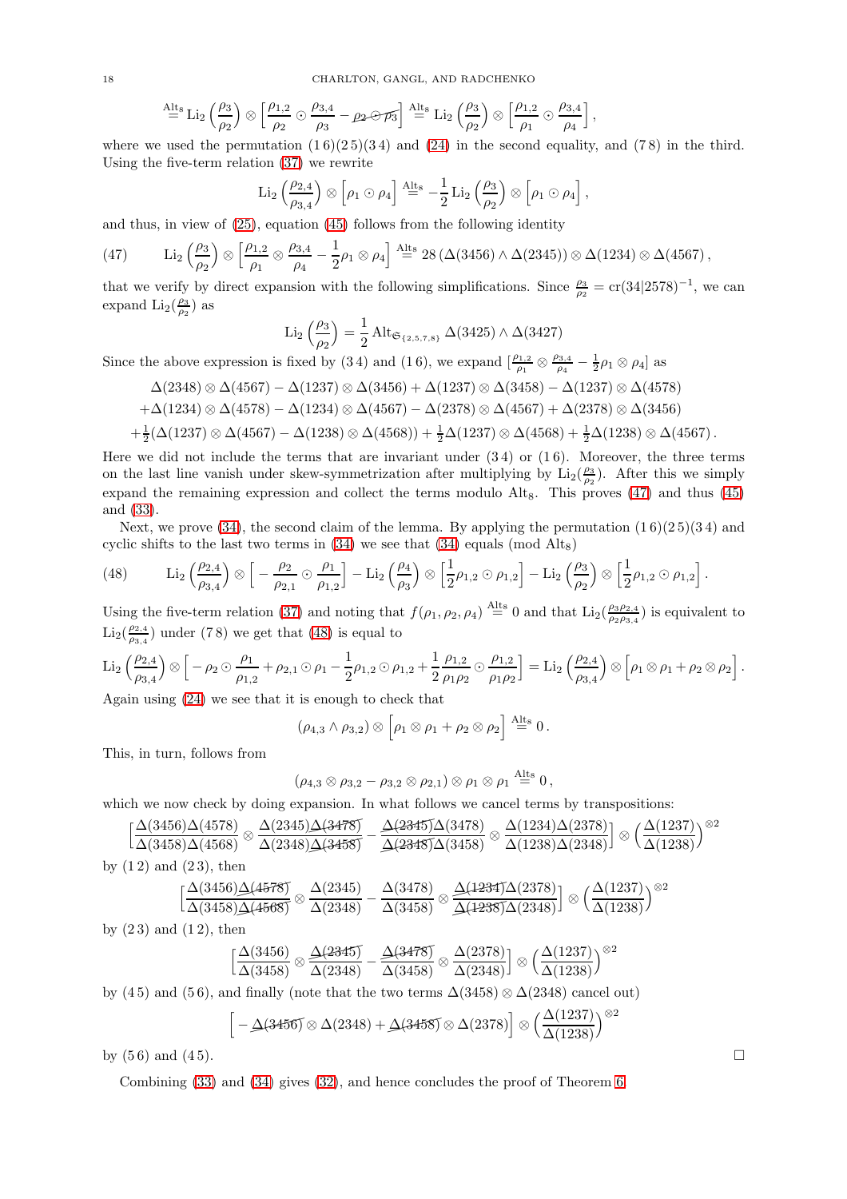$$\overset{\mathrm{Alt}_8}{=} \mathrm{Li}_2\left(\frac{\rho_3}{\rho_2}\right) \otimes \left[\frac{\rho_{1,2}}{\rho_2} \odot \frac{\rho_{3,4}}{\rho_3} - \cancel{\rho_2 \odot \rho_3}\right] \overset{\mathrm{Alt}_8}{=} \mathrm{Li}_2\left(\frac{\rho_3}{\rho_2}\right) \otimes \left[\frac{\rho_{1,2}}{\rho_1} \odot \frac{\rho_{3,4}}{\rho_4}\right],$$

where we used the permutation $(1\,6)(2\,5)(3\,4)$ and (24) in the second equality, and $(7\,8)$ in the third. Using the five-term relation (37) we rewrite

$$\mathrm{Li}_2\left(\frac{\rho_{2,4}}{\rho_{3,4}}\right) \otimes \Big[\rho_1 \odot \rho_4\Big] \overset{\mathrm{Alt}_8}{=} -\frac{1}{2}\mathrm{Li}_2\left(\frac{\rho_3}{\rho_2}\right) \otimes \Big[\rho_1 \odot \rho_4\Big],$$

and thus, in view of (25), equation (45) follows from the following identity

$$\mathrm{Li}_2\left(\frac{\rho_3}{\rho_2}\right) \otimes \left[\frac{\rho_{1,2}}{\rho_1} \otimes \frac{\rho_{3,4}}{\rho_4} - \frac{1}{2}\rho_1 \otimes \rho_4\right] \overset{\mathrm{Alt}_8}{=} 28\,(\Delta(3456) \wedge \Delta(2345)) \otimes \Delta(1234) \otimes \Delta(4567), \tag{47}$$

that we verify by direct expansion with the following simplifications. Since $\frac{\rho_3}{\rho_2} = \mathrm{cr}(34|2578)^{-1}$, we can expand $\mathrm{Li}_2(\frac{\rho_3}{\rho_2})$ as

$$\mathrm{Li}_2\left(\frac{\rho_3}{\rho_2}\right) = \frac{1}{2}\,\mathrm{Alt}_{\mathfrak{S}_{\{2,5,7,8\}}}\,\Delta(3425) \wedge \Delta(3427)$$

Since the above expression is fixed by $(3\,4)$ and $(1\,6)$, we expand $[\frac{\rho_{1,2}}{\rho_1} \otimes \frac{\rho_{3,4}}{\rho_4} - \frac{1}{2}\rho_1 \otimes \rho_4]$ as

$$\begin{aligned}
&\Delta(2348) \otimes \Delta(4567) - \Delta(1237) \otimes \Delta(3456) + \Delta(1237) \otimes \Delta(3458) - \Delta(1237) \otimes \Delta(4578) \\
&+\Delta(1234) \otimes \Delta(4578) - \Delta(1234) \otimes \Delta(4567) - \Delta(2378) \otimes \Delta(4567) + \Delta(2378) \otimes \Delta(3456) \\
&+\tfrac{1}{2}(\Delta(1237) \otimes \Delta(4567) - \Delta(1238) \otimes \Delta(4568)) + \tfrac{1}{2}\Delta(1237) \otimes \Delta(4568) + \tfrac{1}{2}\Delta(1238) \otimes \Delta(4567).
\end{aligned}$$

Here we did not include the terms that are invariant under $(3\,4)$ or $(1\,6)$. Moreover, the three terms on the last line vanish under skew-symmetrization after multiplying by $\mathrm{Li}_2(\frac{\rho_3}{\rho_2})$. After this we simply expand the remaining expression and collect the terms modulo $\mathrm{Alt}_8$. This proves (47) and thus (45) and (33).

Next, we prove (34), the second claim of the lemma. By applying the permutation $(1\,6)(2\,5)(3\,4)$ and cyclic shifts to the last two terms in (34) we see that (34) equals (mod $\mathrm{Alt}_8$)

$$\mathrm{Li}_2\left(\frac{\rho_{2,4}}{\rho_{3,4}}\right) \otimes \Big[-\frac{\rho_2}{\rho_{2,1}} \odot \frac{\rho_1}{\rho_{1,2}}\Big] - \mathrm{Li}_2\left(\frac{\rho_4}{\rho_3}\right) \otimes \Big[\frac{1}{2}\rho_{1,2} \odot \rho_{1,2}\Big] - \mathrm{Li}_2\left(\frac{\rho_3}{\rho_2}\right) \otimes \Big[\frac{1}{2}\rho_{1,2} \odot \rho_{1,2}\Big]. \tag{48}$$

Using the five-term relation (37) and noting that $f(\rho_1, \rho_2, \rho_4) \overset{\mathrm{Alt}_8}{=} 0$ and that $\mathrm{Li}_2(\frac{\rho_3\rho_{2,4}}{\rho_2\rho_{3,4}})$ is equivalent to $\mathrm{Li}_2(\frac{\rho_{2,4}}{\rho_{3,4}})$ under $(7\,8)$ we get that (48) is equal to

$$\mathrm{Li}_2\left(\frac{\rho_{2,4}}{\rho_{3,4}}\right) \otimes \Big[-\rho_2 \odot \frac{\rho_1}{\rho_{1,2}} + \rho_{2,1} \odot \rho_1 - \frac{1}{2}\rho_{1,2} \odot \rho_{1,2} + \frac{1}{2}\frac{\rho_{1,2}}{\rho_1\rho_2} \odot \frac{\rho_{1,2}}{\rho_1\rho_2}\Big] = \mathrm{Li}_2\left(\frac{\rho_{2,4}}{\rho_{3,4}}\right) \otimes \Big[\rho_1 \otimes \rho_1 + \rho_2 \otimes \rho_2\Big].$$

Again using (24) we see that it is enough to check that

$$(\rho_{4,3} \wedge \rho_{3,2}) \otimes \Big[\rho_1 \otimes \rho_1 + \rho_2 \otimes \rho_2\Big] \overset{\mathrm{Alt}_8}{=} 0.$$

This, in turn, follows from

$$(\rho_{4,3} \otimes \rho_{3,2} - \rho_{3,2} \otimes \rho_{2,1}) \otimes \rho_1 \otimes \rho_1 \overset{\mathrm{Alt}_8}{=} 0,$$

which we now check by doing expansion. In what follows we cancel terms by transpositions:

$$\Big[\frac{\Delta(3456)\Delta(4578)}{\Delta(3458)\Delta(4568)} \otimes \frac{\Delta(2345)\cancel{\Delta(3478)}}{\Delta(2348)\cancel{\Delta(3458)}} - \frac{\cancel{\Delta(2345)}\Delta(3478)}{\cancel{\Delta(2348)}\Delta(3458)} \otimes \frac{\Delta(1234)\Delta(2378)}{\Delta(1238)\Delta(2348)}\Big] \otimes \Big(\frac{\Delta(1237)}{\Delta(1238)}\Big)^{\otimes 2}$$

by $(1\,2)$ and $(2\,3)$, then

$$\Big[\frac{\Delta(3456)\cancel{\Delta(4578)}}{\Delta(3458)\cancel{\Delta(4568)}} \otimes \frac{\Delta(2345)}{\Delta(2348)} - \frac{\Delta(3478)}{\Delta(3458)} \otimes \frac{\cancel{\Delta(1234)}\Delta(2378)}{\cancel{\Delta(1238)}\Delta(2348)}\Big] \otimes \Big(\frac{\Delta(1237)}{\Delta(1238)}\Big)^{\otimes 2}$$

by $(2\,3)$ and $(1\,2)$, then

$$\Big[\frac{\Delta(3456)}{\Delta(3458)} \otimes \frac{\cancel{\Delta(2345)}}{\Delta(2348)} - \frac{\cancel{\Delta(3478)}}{\Delta(3458)} \otimes \frac{\Delta(2378)}{\Delta(2348)}\Big] \otimes \Big(\frac{\Delta(1237)}{\Delta(1238)}\Big)^{\otimes 2}$$

by $(4\,5)$ and $(5\,6)$, and finally (note that the two terms $\Delta(3458) \otimes \Delta(2348)$ cancel out)

$$\Big[-\cancel{\Delta(3456)} \otimes \Delta(2348) + \cancel{\Delta(3458)} \otimes \Delta(2378)\Big] \otimes \Big(\frac{\Delta(1237)}{\Delta(1238)}\Big)^{\otimes 2}$$

by $(5\,6)$ and $(4\,5)$. □

Combining (33) and (34) gives (32), and hence concludes the proof of Theorem 6.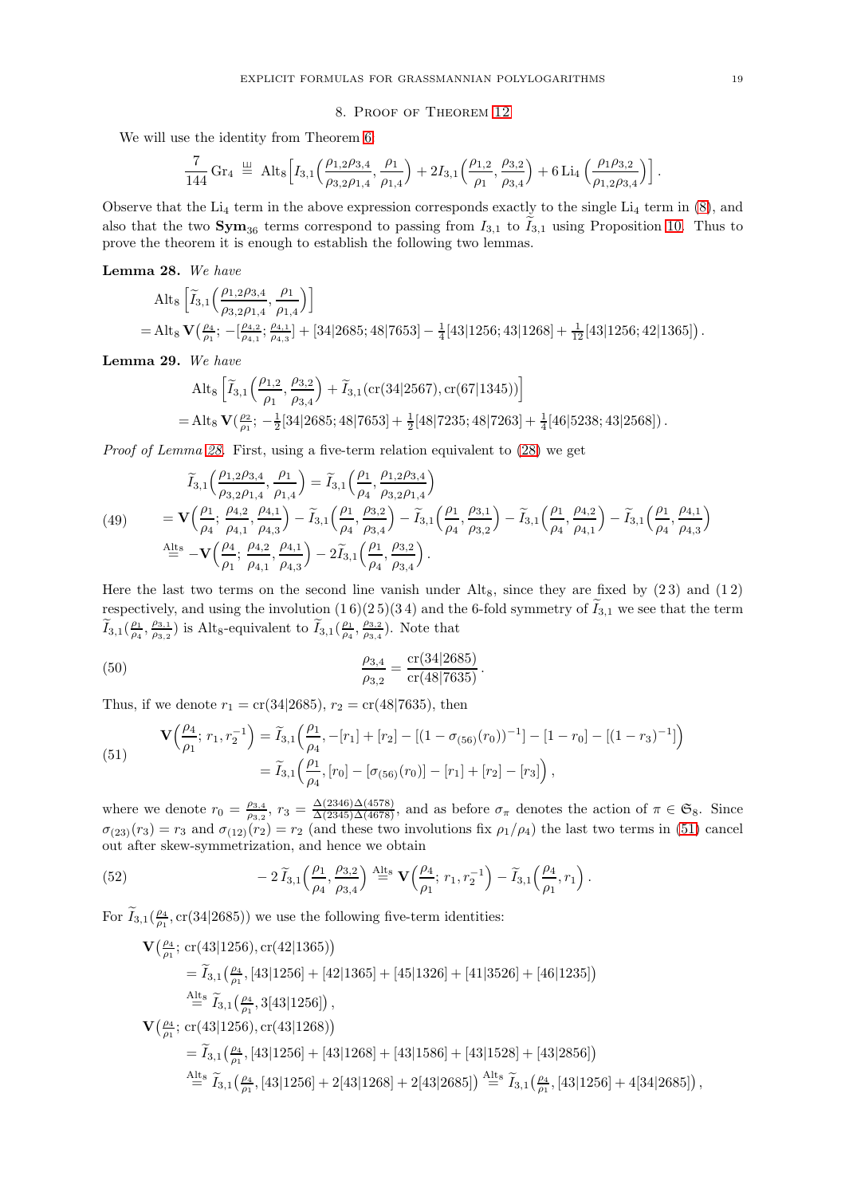## 8. Proof of Theorem 12

We will use the identity from Theorem 6

$$\frac{7}{144}\,\mathrm{Gr}_4 \overset{\text{Ш}}{=} \mathrm{Alt}_8\Big[I_{3,1}\Big(\frac{\rho_{1,2}\rho_{3,4}}{\rho_{3,2}\rho_{1,4}},\frac{\rho_1}{\rho_{1,4}}\Big)+2I_{3,1}\Big(\frac{\rho_{1,2}}{\rho_1},\frac{\rho_{3,2}}{\rho_{3,4}}\Big)+6\,\mathrm{Li}_4\Big(\frac{\rho_1\rho_{3,2}}{\rho_{1,2}\rho_{3,4}}\Big)\Big]\,.$$

Observe that the $\mathrm{Li}_4$ term in the above expression corresponds exactly to the single $\mathrm{Li}_4$ term in (8), and also that the two $\mathbf{Sym}_{36}$ terms correspond to passing from $I_{3,1}$ to $\widetilde{I}_{3,1}$ using Proposition 10. Thus to prove the theorem it is enough to establish the following two lemmas.

**Lemma 28.** *We have*

$$\begin{aligned}&\mathrm{Alt}_8\Big[\widetilde{I}_{3,1}\Big(\frac{\rho_{1,2}\rho_{3,4}}{\rho_{3,2}\rho_{1,4}},\frac{\rho_1}{\rho_{1,4}}\Big)\Big]\\&=\mathrm{Alt}_8\,\mathbf{V}\big(\tfrac{\rho_4}{\rho_1};\,-[\tfrac{\rho_{4,2}}{\rho_{4,1}};\tfrac{\rho_{4,1}}{\rho_{4,3}}]+[34|2685;48|7653]-\tfrac14[43|1256;43|1268]+\tfrac1{12}[43|1256;42|1365]\big)\,.\end{aligned}$$

**Lemma 29.** *We have*

$$\begin{aligned}&\mathrm{Alt}_8\Big[\widetilde{I}_{3,1}\Big(\frac{\rho_{1,2}}{\rho_1},\frac{\rho_{3,2}}{\rho_{3,4}}\Big)+\widetilde{I}_{3,1}(\mathrm{cr}(34|2567),\mathrm{cr}(67|1345))\Big]\\&=\mathrm{Alt}_8\,\mathbf{V}\big(\tfrac{\rho_2}{\rho_1};\,-\tfrac12[34|2685;48|7653]+\tfrac12[48|7235;48|7263]+\tfrac14[46|5238;43|2568]\big)\,.\end{aligned}$$

*Proof of Lemma 28.* First, using a five-term relation equivalent to (28) we get

$$\begin{aligned}&\widetilde{I}_{3,1}\Big(\frac{\rho_{1,2}\rho_{3,4}}{\rho_{3,2}\rho_{1,4}},\frac{\rho_1}{\rho_{1,4}}\Big)=\widetilde{I}_{3,1}\Big(\frac{\rho_1}{\rho_4},\frac{\rho_{1,2}\rho_{3,4}}{\rho_{3,2}\rho_{1,4}}\Big)\\&=\mathbf{V}\Big(\frac{\rho_1}{\rho_4};\,\frac{\rho_{4,2}}{\rho_{4,1}},\frac{\rho_{4,1}}{\rho_{4,3}}\Big)-\widetilde{I}_{3,1}\Big(\frac{\rho_1}{\rho_4},\frac{\rho_{3,2}}{\rho_{3,4}}\Big)-\widetilde{I}_{3,1}\Big(\frac{\rho_1}{\rho_4},\frac{\rho_{3,1}}{\rho_{3,2}}\Big)-\widetilde{I}_{3,1}\Big(\frac{\rho_1}{\rho_4},\frac{\rho_{4,2}}{\rho_{4,1}}\Big)-\widetilde{I}_{3,1}\Big(\frac{\rho_1}{\rho_4},\frac{\rho_{4,1}}{\rho_{4,3}}\Big)\\&\overset{\mathrm{Alt}_8}{=}-\mathbf{V}\Big(\frac{\rho_4}{\rho_1};\,\frac{\rho_{4,2}}{\rho_{4,1}},\frac{\rho_{4,1}}{\rho_{4,3}}\Big)-2\widetilde{I}_{3,1}\Big(\frac{\rho_1}{\rho_4},\frac{\rho_{3,2}}{\rho_{3,4}}\Big)\,.\end{aligned}\tag{49}$$

Here the last two terms on the second line vanish under $\mathrm{Alt}_8$, since they are fixed by $(2\,3)$ and $(1\,2)$ respectively, and using the involution $(1\,6)(2\,5)(3\,4)$ and the 6-fold symmetry of $\widetilde{I}_{3,1}$ we see that the term $\widetilde{I}_{3,1}(\frac{\rho_1}{\rho_4},\frac{\rho_{3,1}}{\rho_{3,2}})$ is $\mathrm{Alt}_8$-equivalent to $\widetilde{I}_{3,1}(\frac{\rho_1}{\rho_4},\frac{\rho_{3,2}}{\rho_{3,4}})$. Note that

$$\frac{\rho_{3,4}}{\rho_{3,2}}=\frac{\mathrm{cr}(34|2685)}{\mathrm{cr}(48|7635)}\,.\tag{50}$$

Thus, if we denote $r_1=\mathrm{cr}(34|2685)$, $r_2=\mathrm{cr}(48|7635)$, then

$$\begin{aligned}\mathbf{V}\Big(\frac{\rho_4}{\rho_1};\,r_1,r_2^{-1}\Big)&=\widetilde{I}_{3,1}\Big(\frac{\rho_1}{\rho_4},-[r_1]+[r_2]-[(1-\sigma_{(56)}(r_0))^{-1}]-[1-r_0]-[(1-r_3)^{-1}]\Big)\\&=\widetilde{I}_{3,1}\Big(\frac{\rho_1}{\rho_4},[r_0]-[\sigma_{(56)}(r_0)]-[r_1]+[r_2]-[r_3]\Big)\,,\end{aligned}\tag{51}$$

where we denote $r_0=\frac{\rho_{3,4}}{\rho_{3,2}}$, $r_3=\frac{\Delta(2346)\Delta(4578)}{\Delta(2345)\Delta(4678)}$, and as before $\sigma_\pi$ denotes the action of $\pi\in\mathfrak{S}_8$. Since $\sigma_{(23)}(r_3)=r_3$ and $\sigma_{(12)}(r_2)=r_2$ (and these two involutions fix $\rho_1/\rho_4$) the last two terms in (51) cancel out after skew-symmetrization, and hence we obtain

$$-2\,\widetilde{I}_{3,1}\Big(\frac{\rho_1}{\rho_4},\frac{\rho_{3,2}}{\rho_{3,4}}\Big)\overset{\mathrm{Alt}_8}{=}\mathbf{V}\Big(\frac{\rho_4}{\rho_1};\,r_1,r_2^{-1}\Big)-\widetilde{I}_{3,1}\Big(\frac{\rho_4}{\rho_1},r_1\Big)\,.\tag{52}$$

For $\widetilde{I}_{3,1}(\frac{\rho_4}{\rho_1},\mathrm{cr}(34|2685))$ we use the following five-term identities:

$$\begin{aligned}&\mathbf{V}\big(\tfrac{\rho_4}{\rho_1};\,\mathrm{cr}(43|1256),\mathrm{cr}(42|1365)\big)\\&\quad=\widetilde{I}_{3,1}\big(\tfrac{\rho_4}{\rho_1},[43|1256]+[42|1365]+[45|1326]+[41|3526]+[46|1235]\big)\\&\quad\overset{\mathrm{Alt}_8}{=}\widetilde{I}_{3,1}\big(\tfrac{\rho_4}{\rho_1},3[43|1256]\big)\,,\\&\mathbf{V}\big(\tfrac{\rho_4}{\rho_1};\,\mathrm{cr}(43|1256),\mathrm{cr}(43|1268)\big)\\&\quad=\widetilde{I}_{3,1}\big(\tfrac{\rho_4}{\rho_1},[43|1256]+[43|1268]+[43|1586]+[43|1528]+[43|2856]\big)\\&\quad\overset{\mathrm{Alt}_8}{=}\widetilde{I}_{3,1}\big(\tfrac{\rho_4}{\rho_1},[43|1256]+2[43|1268]+2[43|2685]\big)\overset{\mathrm{Alt}_8}{=}\widetilde{I}_{3,1}\big(\tfrac{\rho_4}{\rho_1},[43|1256]+4[34|2685]\big)\,,\end{aligned}$$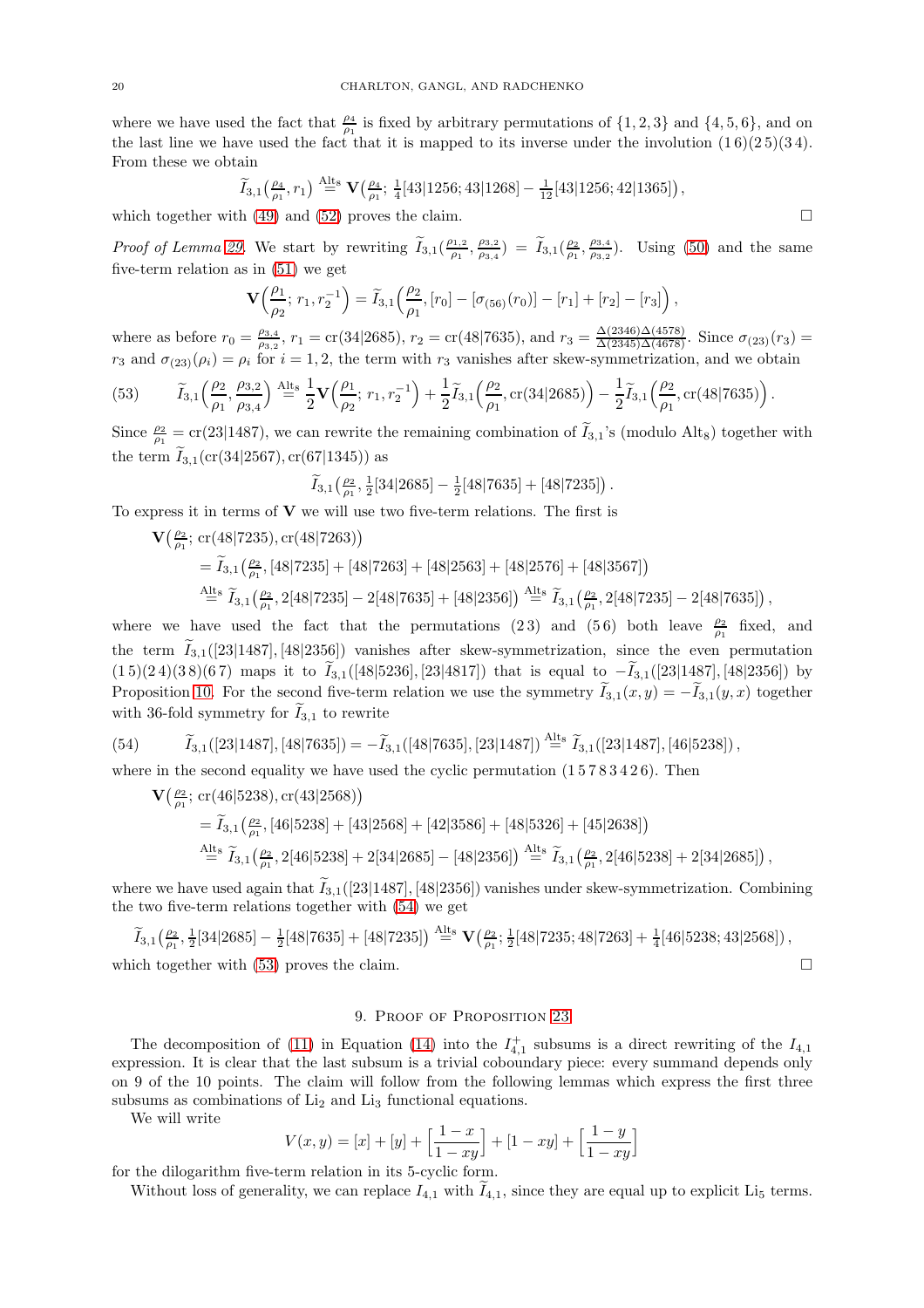where we have used the fact that $\frac{\rho_4}{\rho_1}$ is fixed by arbitrary permutations of $\{1,2,3\}$ and $\{4,5,6\}$, and on the last line we have used the fact that it is mapped to its inverse under the involution $(1\,6)(2\,5)(3\,4)$. From these we obtain

$$\widetilde{I}_{3,1}\big(\tfrac{\rho_4}{\rho_1}, r_1\big) \overset{\mathrm{Alt}_8}{=} \mathbf{V}\big(\tfrac{\rho_4}{\rho_1};\, \tfrac{1}{4}[43|1256; 43|1268] - \tfrac{1}{12}[43|1256; 42|1365]\big)\,,$$

which together with (49) and (52) proves the claim. $\square$

*Proof of Lemma 29.* We start by rewriting $\widetilde{I}_{3,1}(\frac{\rho_{1,2}}{\rho_1}, \frac{\rho_{3,2}}{\rho_{3,4}}) = \widetilde{I}_{3,1}(\frac{\rho_2}{\rho_1}, \frac{\rho_{3,4}}{\rho_{3,2}})$. Using (50) and the same five-term relation as in (51) we get

$$\mathbf{V}\Big(\frac{\rho_1}{\rho_2};\, r_1, r_2^{-1}\Big) = \widetilde{I}_{3,1}\Big(\frac{\rho_2}{\rho_1}, [r_0] - [\sigma_{(56)}(r_0)] - [r_1] + [r_2] - [r_3]\Big)\,,$$

where as before $r_0 = \frac{\rho_{3,4}}{\rho_{3,2}}$, $r_1 = \mathrm{cr}(34|2685)$, $r_2 = \mathrm{cr}(48|7635)$, and $r_3 = \frac{\Delta(2346)\Delta(4578)}{\Delta(2345)\Delta(4678)}$. Since $\sigma_{(23)}(r_3) = r_3$ and $\sigma_{(23)}(\rho_i) = \rho_i$ for $i = 1,2$, the term with $r_3$ vanishes after skew-symmetrization, and we obtain

$$\widetilde{I}_{3,1}\Big(\frac{\rho_2}{\rho_1}, \frac{\rho_{3,2}}{\rho_{3,4}}\Big) \overset{\mathrm{Alt}_8}{=} \frac{1}{2}\mathbf{V}\Big(\frac{\rho_1}{\rho_2};\, r_1, r_2^{-1}\Big) + \frac{1}{2}\widetilde{I}_{3,1}\Big(\frac{\rho_2}{\rho_1}, \mathrm{cr}(34|2685)\Big) - \frac{1}{2}\widetilde{I}_{3,1}\Big(\frac{\rho_2}{\rho_1}, \mathrm{cr}(48|7635)\Big)\,. \tag{53}$$

Since $\frac{\rho_2}{\rho_1} = \mathrm{cr}(23|1487)$, we can rewrite the remaining combination of $\widetilde{I}_{3,1}$'s (modulo $\mathrm{Alt}_8$) together with the term $\widetilde{I}_{3,1}(\mathrm{cr}(34|2567), \mathrm{cr}(67|1345))$ as

$$\widetilde{I}_{3,1}\big(\tfrac{\rho_2}{\rho_1}, \tfrac{1}{2}[34|2685] - \tfrac{1}{2}[48|7635] + [48|7235]\big)\,.$$

To express it in terms of $\mathbf{V}$ we will use two five-term relations. The first is

$$\begin{aligned}
\mathbf{V}\big(\tfrac{\rho_2}{\rho_1};\, &\mathrm{cr}(48|7235), \mathrm{cr}(48|7263)\big) \\
&= \widetilde{I}_{3,1}\big(\tfrac{\rho_2}{\rho_1}, [48|7235] + [48|7263] + [48|2563] + [48|2576] + [48|3567]\big) \\
&\overset{\mathrm{Alt}_8}{=} \widetilde{I}_{3,1}\big(\tfrac{\rho_2}{\rho_1}, 2[48|7235] - 2[48|7635] + [48|2356]\big) \overset{\mathrm{Alt}_8}{=} \widetilde{I}_{3,1}\big(\tfrac{\rho_2}{\rho_1}, 2[48|7235] - 2[48|7635]\big)\,,
\end{aligned}$$

where we have used the fact that the permutations $(2\,3)$ and $(5\,6)$ both leave $\frac{\rho_2}{\rho_1}$ fixed, and the term $\widetilde{I}_{3,1}([23|1487], [48|2356])$ vanishes after skew-symmetrization, since the even permutation $(1\,5)(2\,4)(3\,8)(6\,7)$ maps it to $\widetilde{I}_{3,1}([48|5236], [23|4817])$ that is equal to $-\widetilde{I}_{3,1}([23|1487], [48|2356])$ by Proposition 10. For the second five-term relation we use the symmetry $\widetilde{I}_{3,1}(x,y) = -\widetilde{I}_{3,1}(y,x)$ together with 36-fold symmetry for $\widetilde{I}_{3,1}$ to rewrite

$$\widetilde{I}_{3,1}([23|1487], [48|7635]) = -\widetilde{I}_{3,1}([48|7635], [23|1487]) \overset{\mathrm{Alt}_8}{=} \widetilde{I}_{3,1}([23|1487], [46|5238])\,, \tag{54}$$

where in the second equality we have used the cyclic permutation $(1\,5\,7\,8\,3\,4\,2\,6)$. Then

$$\begin{aligned}
\mathbf{V}\big(\tfrac{\rho_2}{\rho_1};\, &\mathrm{cr}(46|5238), \mathrm{cr}(43|2568)\big) \\
&= \widetilde{I}_{3,1}\big(\tfrac{\rho_2}{\rho_1}, [46|5238] + [43|2568] + [42|3586] + [48|5326] + [45|2638]\big) \\
&\overset{\mathrm{Alt}_8}{=} \widetilde{I}_{3,1}\big(\tfrac{\rho_2}{\rho_1}, 2[46|5238] + 2[34|2685] - [48|2356]\big) \overset{\mathrm{Alt}_8}{=} \widetilde{I}_{3,1}\big(\tfrac{\rho_2}{\rho_1}, 2[46|5238] + 2[34|2685]\big)\,,
\end{aligned}$$

where we have used again that $\widetilde{I}_{3,1}([23|1487], [48|2356])$ vanishes under skew-symmetrization. Combining the two five-term relations together with (54) we get

$$\widetilde{I}_{3,1}\big(\tfrac{\rho_2}{\rho_1}, \tfrac{1}{2}[34|2685] - \tfrac{1}{2}[48|7635] + [48|7235]\big) \overset{\mathrm{Alt}_8}{=} \mathbf{V}\big(\tfrac{\rho_2}{\rho_1};\, \tfrac{1}{2}[48|7235; 48|7263] + \tfrac{1}{4}[46|5238; 43|2568]\big)\,,$$

which together with (53) proves the claim. $\square$

## 9. Proof of Proposition 23

The decomposition of (11) in Equation (14) into the $I_{4,1}^{+}$ subsums is a direct rewriting of the $I_{4,1}$ expression. It is clear that the last subsum is a trivial coboundary piece: every summand depends only on 9 of the 10 points. The claim will follow from the following lemmas which express the first three subsums as combinations of $\mathrm{Li}_2$ and $\mathrm{Li}_3$ functional equations.

We will write

$$V(x,y) = [x] + [y] + \Big[\frac{1-x}{1-xy}\Big] + [1-xy] + \Big[\frac{1-y}{1-xy}\Big]$$

for the dilogarithm five-term relation in its 5-cyclic form.

Without loss of generality, we can replace $I_{4,1}$ with $\widetilde{I}_{4,1}$, since they are equal up to explicit $\mathrm{Li}_5$ terms.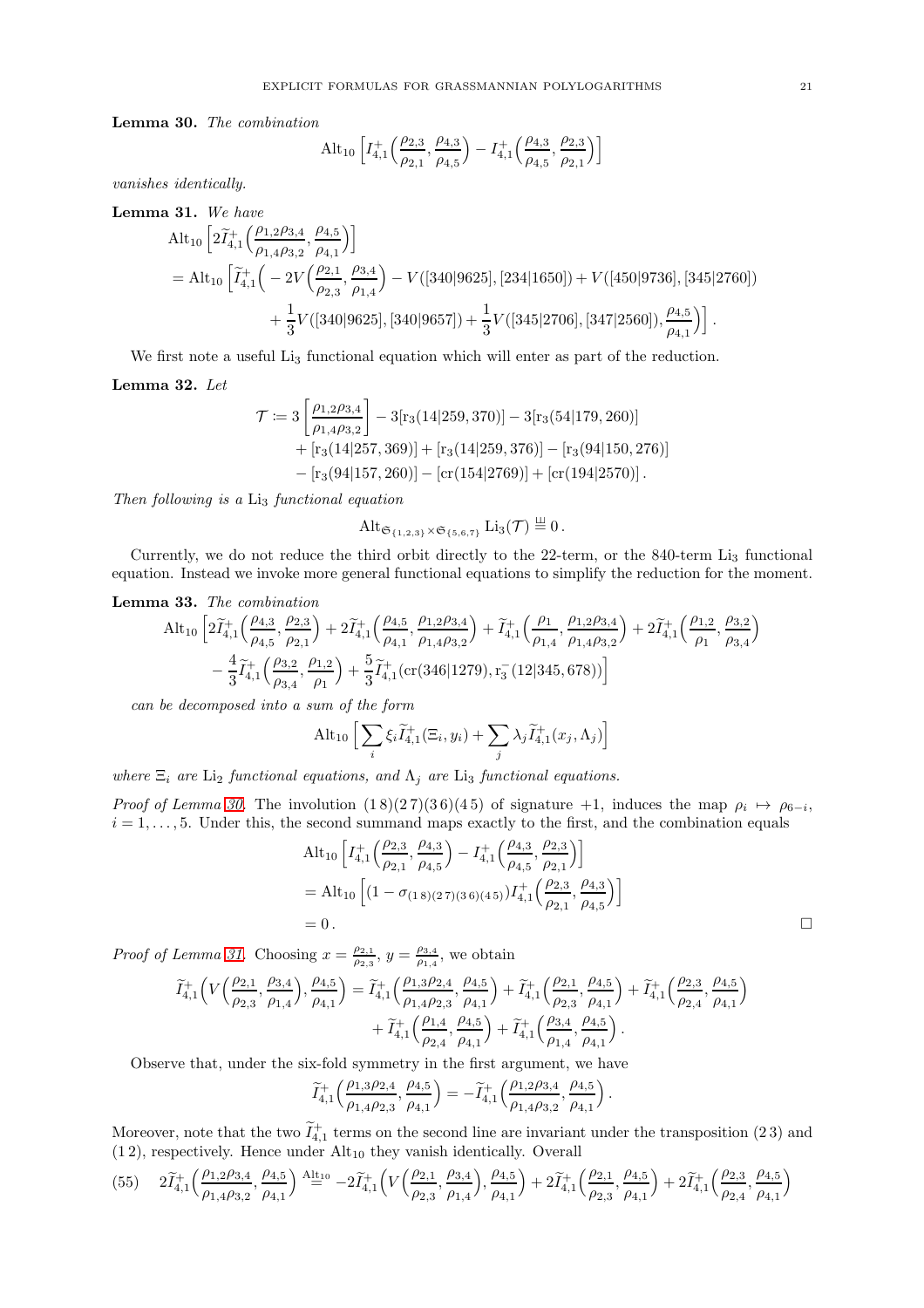**Lemma 30.** *The combination*

$$\mathrm{Alt}_{10}\left[I^{+}_{4,1}\Big(\frac{\rho_{2,3}}{\rho_{2,1}},\frac{\rho_{4,3}}{\rho_{4,5}}\Big)-I^{+}_{4,1}\Big(\frac{\rho_{4,3}}{\rho_{4,5}},\frac{\rho_{2,3}}{\rho_{2,1}}\Big)\right]$$

*vanishes identically.*

**Lemma 31.** *We have*

$$\begin{aligned}&\mathrm{Alt}_{10}\left[2\widetilde{I}^{+}_{4,1}\Big(\frac{\rho_{1,2}\rho_{3,4}}{\rho_{1,4}\rho_{3,2}},\frac{\rho_{4,5}}{\rho_{4,1}}\Big)\right]\\&=\mathrm{Alt}_{10}\Big[\widetilde{I}^{+}_{4,1}\Big(-2V\Big(\frac{\rho_{2,1}}{\rho_{2,3}},\frac{\rho_{3,4}}{\rho_{1,4}}\Big)-V([340|9625],[234|1650])+V([450|9736],[345|2760])\\&\qquad+\frac{1}{3}V([340|9625],[340|9657])+\frac{1}{3}V([345|2706],[347|2560]),\frac{\rho_{4,5}}{\rho_{4,1}}\Big)\Big]\,.\end{aligned}$$

We first note a useful $\mathrm{Li}_3$ functional equation which will enter as part of the reduction.

**Lemma 32.** *Let*

$$\begin{aligned}\mathcal{T}\coloneqq 3\left[\frac{\rho_{1,2}\rho_{3,4}}{\rho_{1,4}\rho_{3,2}}\right]&-3[\mathrm{r}_3(14|259,370)]-3[\mathrm{r}_3(54|179,260)]\\&+[\mathrm{r}_3(14|257,369)]+[\mathrm{r}_3(14|259,376)]-[\mathrm{r}_3(94|150,276)]\\&-[\mathrm{r}_3(94|157,260)]-[\mathrm{cr}(154|2769)]+[\mathrm{cr}(194|2570)]\,.\end{aligned}$$

*Then following is a* $\mathrm{Li}_3$ *functional equation*

$$\mathrm{Alt}_{\mathfrak{S}_{\{1,2,3\}}\times\mathfrak{S}_{\{5,6,7\}}}\mathrm{Li}_3(\mathcal{T})\overset{ш}{=}0\,.$$

Currently, we do not reduce the third orbit directly to the 22-term, or the 840-term $\mathrm{Li}_3$ functional equation. Instead we invoke more general functional equations to simplify the reduction for the moment.

**Lemma 33.** *The combination*

$$\begin{aligned}\mathrm{Alt}_{10}\Big[&2\widetilde{I}^{+}_{4,1}\Big(\frac{\rho_{4,3}}{\rho_{4,5}},\frac{\rho_{2,3}}{\rho_{2,1}}\Big)+2\widetilde{I}^{+}_{4,1}\Big(\frac{\rho_{4,5}}{\rho_{4,1}},\frac{\rho_{1,2}\rho_{3,4}}{\rho_{1,4}\rho_{3,2}}\Big)+\widetilde{I}^{+}_{4,1}\Big(\frac{\rho_{1}}{\rho_{1,4}},\frac{\rho_{1,2}\rho_{3,4}}{\rho_{1,4}\rho_{3,2}}\Big)+2\widetilde{I}^{+}_{4,1}\Big(\frac{\rho_{1,2}}{\rho_{1}},\frac{\rho_{3,2}}{\rho_{3,4}}\Big)\\&-\frac{4}{3}\widetilde{I}^{+}_{4,1}\Big(\frac{\rho_{3,2}}{\rho_{3,4}},\frac{\rho_{1,2}}{\rho_{1}}\Big)+\frac{5}{3}\widetilde{I}^{+}_{4,1}(\mathrm{cr}(346|1279),\mathrm{r}_3^{-}(12|345,678))\Big]\end{aligned}$$

*can be decomposed into a sum of the form*

$$\mathrm{Alt}_{10}\Big[\sum_i\xi_i\widetilde{I}^{+}_{4,1}(\Xi_i,y_i)+\sum_j\lambda_j\widetilde{I}^{+}_{4,1}(x_j,\Lambda_j)\Big]$$

*where* $\Xi_i$ *are* $\mathrm{Li}_2$ *functional equations, and* $\Lambda_j$ *are* $\mathrm{Li}_3$ *functional equations.*

*Proof of Lemma 30.* The involution $(1\,8)(2\,7)(3\,6)(4\,5)$ of signature $+1$, induces the map $\rho_i\mapsto\rho_{6-i}$, $i=1,\ldots,5$. Under this, the second summand maps exactly to the first, and the combination equals

$$\begin{aligned}&\mathrm{Alt}_{10}\left[I^{+}_{4,1}\Big(\frac{\rho_{2,3}}{\rho_{2,1}},\frac{\rho_{4,3}}{\rho_{4,5}}\Big)-I^{+}_{4,1}\Big(\frac{\rho_{4,3}}{\rho_{4,5}},\frac{\rho_{2,3}}{\rho_{2,1}}\Big)\right]\\&=\mathrm{Alt}_{10}\left[(1-\sigma_{(1\,8)(2\,7)(3\,6)(4\,5)})I^{+}_{4,1}\Big(\frac{\rho_{2,3}}{\rho_{2,1}},\frac{\rho_{4,3}}{\rho_{4,5}}\Big)\right]\\&=0\,.\end{aligned}$$

□

*Proof of Lemma 31.* Choosing $x=\frac{\rho_{2,1}}{\rho_{2,3}}$, $y=\frac{\rho_{3,4}}{\rho_{1,4}}$, we obtain

$$\begin{aligned}\widetilde{I}^{+}_{4,1}\Big(V\Big(\frac{\rho_{2,1}}{\rho_{2,3}},\frac{\rho_{3,4}}{\rho_{1,4}}\Big),\frac{\rho_{4,5}}{\rho_{4,1}}\Big)&=\widetilde{I}^{+}_{4,1}\Big(\frac{\rho_{1,3}\rho_{2,4}}{\rho_{1,4}\rho_{2,3}},\frac{\rho_{4,5}}{\rho_{4,1}}\Big)+\widetilde{I}^{+}_{4,1}\Big(\frac{\rho_{2,1}}{\rho_{2,3}},\frac{\rho_{4,5}}{\rho_{4,1}}\Big)+\widetilde{I}^{+}_{4,1}\Big(\frac{\rho_{2,3}}{\rho_{2,4}},\frac{\rho_{4,5}}{\rho_{4,1}}\Big)\\&\quad+\widetilde{I}^{+}_{4,1}\Big(\frac{\rho_{1,4}}{\rho_{2,4}},\frac{\rho_{4,5}}{\rho_{4,1}}\Big)+\widetilde{I}^{+}_{4,1}\Big(\frac{\rho_{3,4}}{\rho_{1,4}},\frac{\rho_{4,5}}{\rho_{4,1}}\Big)\,.\end{aligned}$$

Observe that, under the six-fold symmetry in the first argument, we have

$$\widetilde{I}^{+}_{4,1}\Big(\frac{\rho_{1,3}\rho_{2,4}}{\rho_{1,4}\rho_{2,3}},\frac{\rho_{4,5}}{\rho_{4,1}}\Big)=-\widetilde{I}^{+}_{4,1}\Big(\frac{\rho_{1,2}\rho_{3,4}}{\rho_{1,4}\rho_{3,2}},\frac{\rho_{4,5}}{\rho_{4,1}}\Big)\,.$$

Moreover, note that the two $\widetilde{I}^{+}_{4,1}$ terms on the second line are invariant under the transposition $(2\,3)$ and $(1\,2)$, respectively. Hence under $\mathrm{Alt}_{10}$ they vanish identically. Overall

$$2\widetilde{I}^{+}_{4,1}\Big(\frac{\rho_{1,2}\rho_{3,4}}{\rho_{1,4}\rho_{3,2}},\frac{\rho_{4,5}}{\rho_{4,1}}\Big)\overset{\mathrm{Alt}_{10}}{=}-2\widetilde{I}^{+}_{4,1}\Big(V\Big(\frac{\rho_{2,1}}{\rho_{2,3}},\frac{\rho_{3,4}}{\rho_{1,4}}\Big),\frac{\rho_{4,5}}{\rho_{4,1}}\Big)+2\widetilde{I}^{+}_{4,1}\Big(\frac{\rho_{2,1}}{\rho_{2,3}},\frac{\rho_{4,5}}{\rho_{4,1}}\Big)+2\widetilde{I}^{+}_{4,1}\Big(\frac{\rho_{2,3}}{\rho_{2,4}},\frac{\rho_{4,5}}{\rho_{4,1}}\Big)\tag{55}$$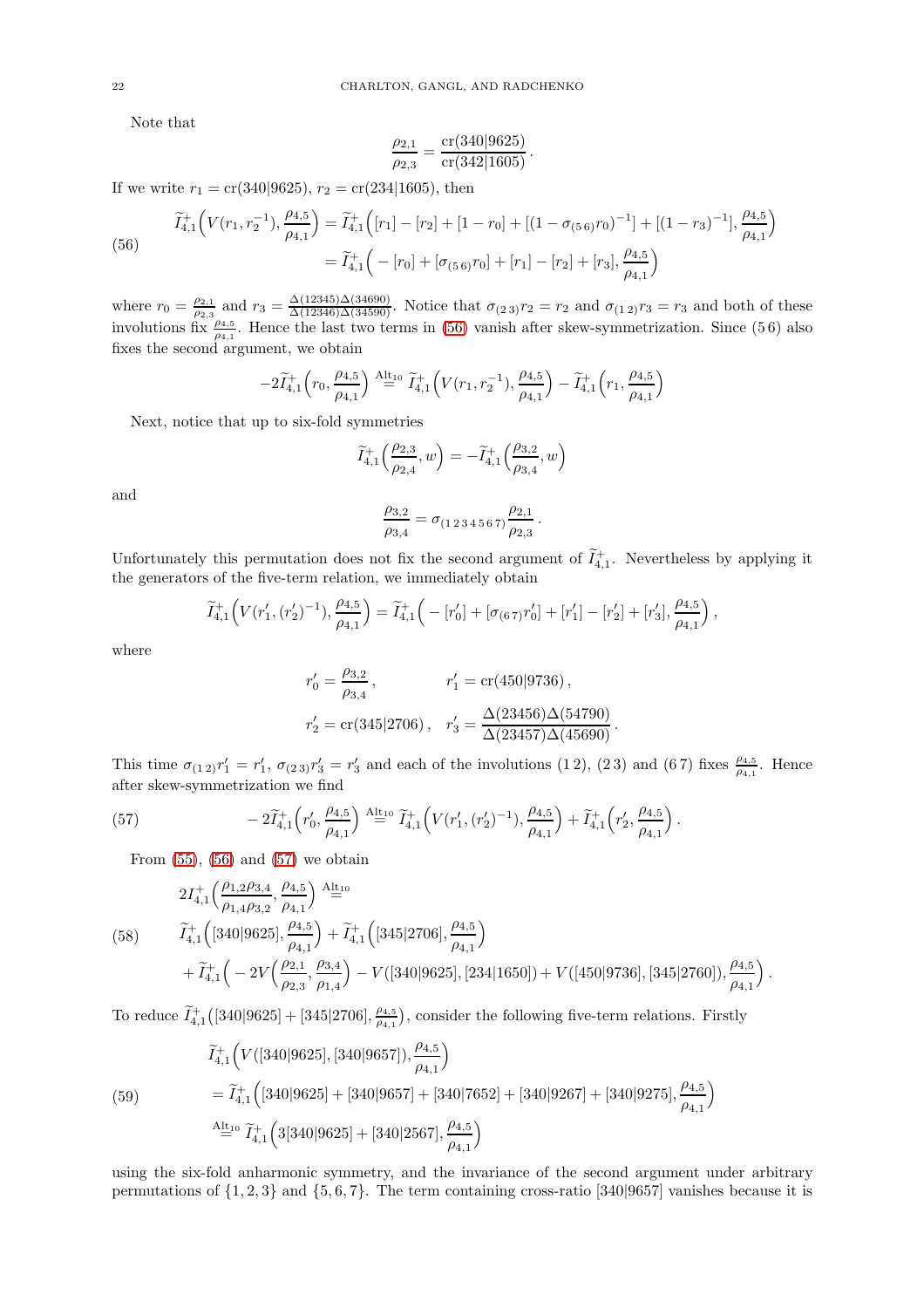Note that

$$\frac{\rho_{2,1}}{\rho_{2,3}} = \frac{\mathrm{cr}(340|9625)}{\mathrm{cr}(342|1605)}\,.$$

If we write $r_1 = \mathrm{cr}(340|9625)$, $r_2 = \mathrm{cr}(234|1605)$, then

$$\begin{aligned}\widetilde{I}^{+}_{4,1}\Big(V(r_1, r_2^{-1}), \frac{\rho_{4,5}}{\rho_{4,1}}\Big) &= \widetilde{I}^{+}_{4,1}\Big([r_1] - [r_2] + [1 - r_0] + [(1 - \sigma_{(5\,6)} r_0)^{-1}] + [(1 - r_3)^{-1}], \frac{\rho_{4,5}}{\rho_{4,1}}\Big) \\ &= \widetilde{I}^{+}_{4,1}\Big( - [r_0] + [\sigma_{(5\,6)} r_0] + [r_1] - [r_2] + [r_3], \frac{\rho_{4,5}}{\rho_{4,1}}\Big)\end{aligned} \tag{56}$$

where $r_0 = \frac{\rho_{2,1}}{\rho_{2,3}}$ and $r_3 = \frac{\Delta(12345)\Delta(34690)}{\Delta(12346)\Delta(34590)}$. Notice that $\sigma_{(2\,3)} r_2 = r_2$ and $\sigma_{(1\,2)} r_3 = r_3$ and both of these involutions fix $\frac{\rho_{4,5}}{\rho_{4,1}}$. Hence the last two terms in (56) vanish after skew-symmetrization. Since $(5\,6)$ also fixes the second argument, we obtain

$$-2\widetilde{I}^{+}_{4,1}\Big(r_0, \frac{\rho_{4,5}}{\rho_{4,1}}\Big) \overset{\mathrm{Alt}_{10}}{=} \widetilde{I}^{+}_{4,1}\Big(V(r_1, r_2^{-1}), \frac{\rho_{4,5}}{\rho_{4,1}}\Big) - \widetilde{I}^{+}_{4,1}\Big(r_1, \frac{\rho_{4,5}}{\rho_{4,1}}\Big)$$

Next, notice that up to six-fold symmetries

$$\widetilde{I}^{+}_{4,1}\Big(\frac{\rho_{2,3}}{\rho_{2,4}}, w\Big) = -\widetilde{I}^{+}_{4,1}\Big(\frac{\rho_{3,2}}{\rho_{3,4}}, w\Big)$$

and

$$\frac{\rho_{3,2}}{\rho_{3,4}} = \sigma_{(1\,2\,3\,4\,5\,6\,7)} \frac{\rho_{2,1}}{\rho_{2,3}}\,.$$

Unfortunately this permutation does not fix the second argument of $\widetilde{I}^{+}_{4,1}$. Nevertheless by applying it the generators of the five-term relation, we immediately obtain

$$\widetilde{I}^{+}_{4,1}\Big(V(r_1', (r_2')^{-1}), \frac{\rho_{4,5}}{\rho_{4,1}}\Big) = \widetilde{I}^{+}_{4,1}\Big( - [r_0'] + [\sigma_{(6\,7)} r_0'] + [r_1'] - [r_2'] + [r_3'], \frac{\rho_{4,5}}{\rho_{4,1}}\Big)\,,$$

where

$$r_0' = \frac{\rho_{3,2}}{\rho_{3,4}}\,, \qquad r_1' = \mathrm{cr}(450|9736)\,,$$
$$r_2' = \mathrm{cr}(345|2706)\,, \quad r_3' = \frac{\Delta(23456)\Delta(54790)}{\Delta(23457)\Delta(45690)}\,.$$

This time $\sigma_{(1\,2)} r_1' = r_1'$, $\sigma_{(2\,3)} r_3' = r_3'$ and each of the involutions $(1\,2)$, $(2\,3)$ and $(6\,7)$ fixes $\frac{\rho_{4,5}}{\rho_{4,1}}$. Hence after skew-symmetrization we find

$$-2\widetilde{I}^{+}_{4,1}\Big(r_0', \frac{\rho_{4,5}}{\rho_{4,1}}\Big) \overset{\mathrm{Alt}_{10}}{=} \widetilde{I}^{+}_{4,1}\Big(V(r_1', (r_2')^{-1}), \frac{\rho_{4,5}}{\rho_{4,1}}\Big) + \widetilde{I}^{+}_{4,1}\Big(r_2', \frac{\rho_{4,5}}{\rho_{4,1}}\Big)\,. \tag{57}$$

From (55), (56) and (57) we obtain

$$\begin{aligned}&2I^{+}_{4,1}\Big(\frac{\rho_{1,2}\rho_{3,4}}{\rho_{1,4}\rho_{3,2}}, \frac{\rho_{4,5}}{\rho_{4,1}}\Big) \overset{\mathrm{Alt}_{10}}{=} \\ &\quad \widetilde{I}^{+}_{4,1}\Big([340|9625], \frac{\rho_{4,5}}{\rho_{4,1}}\Big) + \widetilde{I}^{+}_{4,1}\Big([345|2706], \frac{\rho_{4,5}}{\rho_{4,1}}\Big) \\ &\quad + \widetilde{I}^{+}_{4,1}\Big( -2V\Big(\frac{\rho_{2,1}}{\rho_{2,3}}, \frac{\rho_{3,4}}{\rho_{1,4}}\Big) - V([340|9625], [234|1650]) + V([450|9736], [345|2760]), \frac{\rho_{4,5}}{\rho_{4,1}}\Big)\,.\end{aligned} \tag{58}$$

To reduce $\widetilde{I}^{+}_{4,1}\big([340|9625] + [345|2706], \frac{\rho_{4,5}}{\rho_{4,1}}\big)$, consider the following five-term relations. Firstly

$$\begin{aligned}&\widetilde{I}^{+}_{4,1}\Big(V([340|9625], [340|9657]), \frac{\rho_{4,5}}{\rho_{4,1}}\Big) \\ &= \widetilde{I}^{+}_{4,1}\Big([340|9625] + [340|9657] + [340|7652] + [340|9267] + [340|9275], \frac{\rho_{4,5}}{\rho_{4,1}}\Big) \\ &\overset{\mathrm{Alt}_{10}}{=} \widetilde{I}^{+}_{4,1}\Big(3[340|9625] + [340|2567], \frac{\rho_{4,5}}{\rho_{4,1}}\Big)\end{aligned} \tag{59}$$

using the six-fold anharmonic symmetry, and the invariance of the second argument under arbitrary permutations of $\{1, 2, 3\}$ and $\{5, 6, 7\}$. The term containing cross-ratio $[340|9657]$ vanishes because it is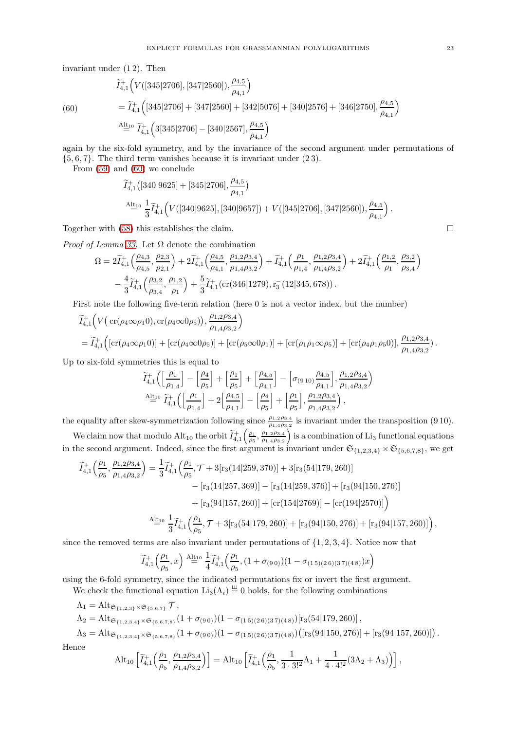invariant under $(1\,2)$. Then

$$
\begin{aligned}
&\widetilde{I}^+_{4,1}\Big(V([345|2706],[347|2560]),\frac{\rho_{4,5}}{\rho_{4,1}}\Big)\\
&=\widetilde{I}^+_{4,1}\Big([345|2706]+[347|2560]+[342|5076]+[340|2576]+[346|2750],\frac{\rho_{4,5}}{\rho_{4,1}}\Big)\\
&\overset{\mathrm{Alt}_{10}}{=}\widetilde{I}^+_{4,1}\Big(3[345|2706]-[340|2567],\frac{\rho_{4,5}}{\rho_{4,1}}\Big)
\end{aligned}
\tag{60}
$$

again by the six-fold symmetry, and by the invariance of the second argument under permutations of $\{5,6,7\}$. The third term vanishes because it is invariant under $(2\,3)$.

From (59) and (60) we conclude

$$
\begin{aligned}
&\widetilde{I}^+_{4,1}\big([340|9625]+[345|2706],\frac{\rho_{4,5}}{\rho_{4,1}}\big)\\
&\overset{\mathrm{Alt}_{10}}{=}\frac{1}{3}\widetilde{I}^+_{4,1}\Big(V([340|9625],[340|9657])+V([345|2706],[347|2560]),\frac{\rho_{4,5}}{\rho_{4,1}}\Big)\,.
\end{aligned}
$$

Together with (58) this establishes the claim. $\square$

*Proof of Lemma 33.* Let $\Omega$ denote the combination

$$
\begin{aligned}
\Omega=\;&2\widetilde{I}^+_{4,1}\Big(\frac{\rho_{4,3}}{\rho_{4,5}},\frac{\rho_{2,3}}{\rho_{2,1}}\Big)+2\widetilde{I}^+_{4,1}\Big(\frac{\rho_{4,5}}{\rho_{4,1}},\frac{\rho_{1,2}\rho_{3,4}}{\rho_{1,4}\rho_{3,2}}\Big)+\widetilde{I}^+_{4,1}\Big(\frac{\rho_{1}}{\rho_{1,4}},\frac{\rho_{1,2}\rho_{3,4}}{\rho_{1,4}\rho_{3,2}}\Big)+2\widetilde{I}^+_{4,1}\Big(\frac{\rho_{1,2}}{\rho_{1}},\frac{\rho_{3,2}}{\rho_{3,4}}\Big)\\
&-\frac{4}{3}\widetilde{I}^+_{4,1}\Big(\frac{\rho_{3,2}}{\rho_{3,4}},\frac{\rho_{1,2}}{\rho_{1}}\Big)+\frac{5}{3}\widetilde{I}^+_{4,1}(\mathrm{cr}(346|1279),\mathrm{r}_3^-(12|345,678))\,.
\end{aligned}
$$

First note the following five-term relation (here 0 is not a vector index, but the number)

$$
\begin{aligned}
&\widetilde{I}^+_{4,1}\Big(V\big(\mathrm{cr}(\rho_4\infty\rho_1 0),\mathrm{cr}(\rho_4\infty 0\rho_5)\big),\frac{\rho_{1,2}\rho_{3,4}}{\rho_{1,4}\rho_{3,2}}\Big)\\
&=\widetilde{I}^+_{4,1}\Big([\mathrm{cr}(\rho_4\infty\rho_1 0)]+[\mathrm{cr}(\rho_4\infty 0\rho_5)]+[\mathrm{cr}(\rho_5\infty 0\rho_1)]+[\mathrm{cr}(\rho_1\rho_1\infty\rho_5)]+[\mathrm{cr}(\rho_4\rho_1\rho_5 0)],\frac{\rho_{1,2}\rho_{3,4}}{\rho_{1,4}\rho_{3,2}}\Big)\,.
\end{aligned}
$$

Up to six-fold symmetries this is equal to

$$
\begin{aligned}
&\widetilde{I}^+_{4,1}\Big(\Big[\frac{\rho_1}{\rho_{1,4}}\Big]-\Big[\frac{\rho_4}{\rho_5}\Big]+\Big[\frac{\rho_1}{\rho_5}\Big]+\Big[\frac{\rho_{4,5}}{\rho_{4,1}}\Big]-\Big[\sigma_{(9\,10)}\frac{\rho_{4,5}}{\rho_{4,1}}\Big],\frac{\rho_{1,2}\rho_{3,4}}{\rho_{1,4}\rho_{3,2}}\Big)\\
&\overset{\mathrm{Alt}_{10}}{=}\widetilde{I}^+_{4,1}\Big(\Big[\frac{\rho_1}{\rho_{1,4}}\Big]+2\Big[\frac{\rho_{4,5}}{\rho_{4,1}}\Big]-\Big[\frac{\rho_4}{\rho_5}\Big]+\Big[\frac{\rho_1}{\rho_5}\Big],\frac{\rho_{1,2}\rho_{3,4}}{\rho_{1,4}\rho_{3,2}}\Big)\,,
\end{aligned}
$$

the equality after skew-symmetrization following since $\frac{\rho_{1,2}\rho_{3,4}}{\rho_{1,4}\rho_{3,2}}$ is invariant under the transposition $(9\,10)$.

We claim now that modulo $\mathrm{Alt}_{10}$ the orbit $\widetilde{I}^+_{4,1}\big(\frac{\rho_1}{\rho_5},\frac{\rho_{1,2}\rho_{3,4}}{\rho_{1,4}\rho_{3,2}}\big)$ is a combination of $\mathrm{Li}_3$ functional equations in the second argument. Indeed, since the first argument is invariant under $\mathfrak{S}_{\{1,2,3,4\}}\times\mathfrak{S}_{\{5,6,7,8\}}$, we get

$$
\begin{aligned}
\widetilde{I}^+_{4,1}\Big(\frac{\rho_1}{\rho_5},\frac{\rho_{1,2}\rho_{3,4}}{\rho_{1,4}\rho_{3,2}}\Big)=\;&\frac{1}{3}\widetilde{I}^+_{4,1}\Big(\frac{\rho_1}{\rho_5},\mathcal{T}+3[\mathrm{r}_3(14|259,370)]+3[\mathrm{r}_3(54|179,260)]\\
&-[\mathrm{r}_3(14|257,369)]-[\mathrm{r}_3(14|259,376)]+[\mathrm{r}_3(94|150,276)]\\
&+[\mathrm{r}_3(94|157,260)]+[\mathrm{cr}(154|2769)]-[\mathrm{cr}(194|2570)]\Big)\\
\overset{\mathrm{Alt}_{10}}{=}\;&\frac{1}{3}\widetilde{I}^+_{4,1}\Big(\frac{\rho_1}{\rho_5},\mathcal{T}+3[\mathrm{r}_3(54|179,260)]+[\mathrm{r}_3(94|150,276)]+[\mathrm{r}_3(94|157,260)]\Big)\,,
\end{aligned}
$$

since the removed terms are also invariant under permutations of $\{1,2,3,4\}$. Notice now that

$$
\widetilde{I}^+_{4,1}\Big(\frac{\rho_1}{\rho_5},x\Big)\overset{\mathrm{Alt}_{10}}{=}\frac{1}{4}\widetilde{I}^+_{4,1}\Big(\frac{\rho_1}{\rho_5},(1+\sigma_{(9\,0)})(1-\sigma_{(1\,5)(2\,6)(3\,7)(4\,8)})x\Big)
$$

using the 6-fold symmetry, since the indicated permutations fix or invert the first argument.

We check the functional equation $\mathrm{Li}_3(\Lambda_i)\overset{ш}{=}0$ holds, for the following combinations

$$
\begin{aligned}
\Lambda_1&=\mathrm{Alt}_{\mathfrak{S}_{\{1,2,3\}}\times\mathfrak{S}_{\{5,6,7\}}}\,\mathcal{T}\,,\\
\Lambda_2&=\mathrm{Alt}_{\mathfrak{S}_{\{1,2,3,4\}}\times\mathfrak{S}_{\{5,6,7,8\}}}(1+\sigma_{(9\,0)})(1-\sigma_{(1\,5)(2\,6)(3\,7)(4\,8)})[\mathrm{r}_3(54|179,260)]\,,\\
\Lambda_3&=\mathrm{Alt}_{\mathfrak{S}_{\{1,2,3,4\}}\times\mathfrak{S}_{\{5,6,7,8\}}}(1+\sigma_{(9\,0)})(1-\sigma_{(1\,5)(2\,6)(3\,7)(4\,8)})\big([\mathrm{r}_3(94|150,276)]+[\mathrm{r}_3(94|157,260)]\big)\,.
\end{aligned}
$$

Hence

$$
\mathrm{Alt}_{10}\Big[\widetilde{I}^+_{4,1}\Big(\frac{\rho_1}{\rho_5},\frac{\rho_{1,2}\rho_{3,4}}{\rho_{1,4}\rho_{3,2}}\Big)\Big]=\mathrm{Alt}_{10}\Big[\widetilde{I}^+_{4,1}\Big(\frac{\rho_1}{\rho_5},\frac{1}{3\cdot 3!^2}\Lambda_1+\frac{1}{4\cdot 4!^2}(3\Lambda_2+\Lambda_3)\Big)\Big]\,,
$$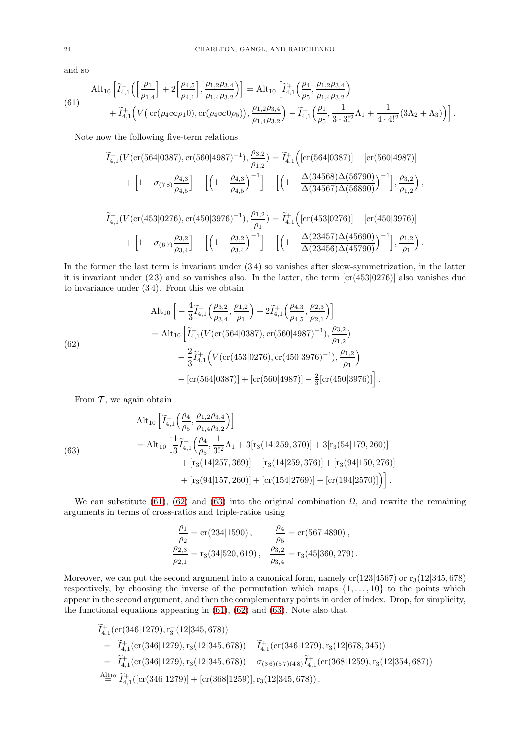and so

$$
\begin{aligned}
(61)\qquad &\mathrm{Alt}_{10}\Big[\widetilde{I}^{+}_{4,1}\Big(\Big[\frac{\rho_1}{\rho_{1,4}}\Big]+2\Big[\frac{\rho_{4,5}}{\rho_{4,1}}\Big],\frac{\rho_{1,2}\rho_{3,4}}{\rho_{1,4}\rho_{3,2}}\Big)\Big]=\mathrm{Alt}_{10}\Big[\widetilde{I}^{+}_{4,1}\Big(\frac{\rho_4}{\rho_5},\frac{\rho_{1,2}\rho_{3,4}}{\rho_{1,4}\rho_{3,2}}\Big)\\
&+\widetilde{I}^{+}_{4,1}\Big(V\big(\mathrm{cr}(\rho_4\infty\rho_1 0),\mathrm{cr}(\rho_4\infty 0\rho_5)\big),\frac{\rho_{1,2}\rho_{3,4}}{\rho_{1,4}\rho_{3,2}}\Big)-\widetilde{I}^{+}_{4,1}\Big(\frac{\rho_1}{\rho_5},\frac{1}{3\cdot 3!^2}\Lambda_1+\frac{1}{4\cdot 4!^2}(3\Lambda_2+\Lambda_3)\Big)\Big].
\end{aligned}
$$

Note now the following five-term relations

$$
\begin{aligned}
&\widetilde{I}^{+}_{4,1}(V(\mathrm{cr}(564|0387),\mathrm{cr}(560|4987)^{-1}),\frac{\rho_{3,2}}{\rho_{1,2}})=\widetilde{I}^{+}_{4,1}\Big([\mathrm{cr}(564|0387)]-[\mathrm{cr}(560|4987)]\\
&\quad+\Big[1-\sigma_{(7\,8)}\frac{\rho_{4,3}}{\rho_{4,5}}\Big]+\Big[\Big(1-\frac{\rho_{4,3}}{\rho_{4,5}}\Big)^{-1}\Big]+\Big[\Big(1-\frac{\Delta(34568)\Delta(56790)}{\Delta(34567)\Delta(56890)}\Big)^{-1}\Big],\frac{\rho_{3,2}}{\rho_{1,2}}\Big),
\end{aligned}
$$

$$
\begin{aligned}
&\widetilde{I}^{+}_{4,1}(V(\mathrm{cr}(453|0276),\mathrm{cr}(450|3976)^{-1}),\frac{\rho_{1,2}}{\rho_1})=\widetilde{I}^{+}_{4,1}\Big([\mathrm{cr}(453|0276)]-[\mathrm{cr}(450|3976)]\\
&\quad+\Big[1-\sigma_{(6\,7)}\frac{\rho_{3,2}}{\rho_{3,4}}\Big]+\Big[\Big(1-\frac{\rho_{3,2}}{\rho_{3,4}}\Big)^{-1}\Big]+\Big[\Big(1-\frac{\Delta(23457)\Delta(45690)}{\Delta(23456)\Delta(45790)}\Big)^{-1}\Big],\frac{\rho_{1,2}}{\rho_1}\Big).
\end{aligned}
$$

In the former the last term is invariant under $(3\,4)$ so vanishes after skew-symmetrization, in the latter it is invariant under $(2\,3)$ and so vanishes also. In the latter, the term $[\mathrm{cr}(453|0276)]$ also vanishes due to invariance under $(3\,4)$. From this we obtain

$$
\begin{aligned}
(62)\qquad &\mathrm{Alt}_{10}\Big[-\frac{4}{3}\widetilde{I}^{+}_{4,1}\Big(\frac{\rho_{3,2}}{\rho_{3,4}},\frac{\rho_{1,2}}{\rho_1}\Big)+2\widetilde{I}^{+}_{4,1}\Big(\frac{\rho_{4,3}}{\rho_{4,5}},\frac{\rho_{2,3}}{\rho_{2,1}}\Big)\Big]\\
&=\mathrm{Alt}_{10}\Big[\widetilde{I}^{+}_{4,1}(V(\mathrm{cr}(564|0387),\mathrm{cr}(560|4987)^{-1}),\frac{\rho_{3,2}}{\rho_{1,2}})\\
&\qquad-\frac{2}{3}\widetilde{I}^{+}_{4,1}\Big(V(\mathrm{cr}(453|0276),\mathrm{cr}(450|3976)^{-1}),\frac{\rho_{1,2}}{\rho_1}\Big)\\
&\qquad-[\mathrm{cr}(564|0387)]+[\mathrm{cr}(560|4987)]-\tfrac{2}{3}[\mathrm{cr}(450|3976)]\Big].
\end{aligned}
$$

From $\mathcal{T}$, we again obtain

$$
\begin{aligned}
(63)\qquad &\mathrm{Alt}_{10}\Big[\widetilde{I}^{+}_{4,1}\Big(\frac{\rho_4}{\rho_5},\frac{\rho_{1,2}\rho_{3,4}}{\rho_{1,4}\rho_{3,2}}\Big)\Big]\\
&=\mathrm{Alt}_{10}\Big[\frac{1}{3}\widetilde{I}^{+}_{4,1}\Big(\frac{\rho_4}{\rho_5},\frac{1}{3!^2}\Lambda_1+3[\mathrm{r}_3(14|259,370)]+3[\mathrm{r}_3(54|179,260)]\\
&\qquad+[\mathrm{r}_3(14|257,369)]-[\mathrm{r}_3(14|259,376)]+[\mathrm{r}_3(94|150,276)]\\
&\qquad+[\mathrm{r}_3(94|157,260)]+[\mathrm{cr}(154|2769)]-[\mathrm{cr}(194|2570)]\Big)\Big].
\end{aligned}
$$

We can substitute (61), (62) and (63) into the original combination $\Omega$, and rewrite the remaining arguments in terms of cross-ratios and triple-ratios using

$$
\frac{\rho_1}{\rho_2}=\mathrm{cr}(234|1590)\,,\qquad \frac{\rho_4}{\rho_5}=\mathrm{cr}(567|4890)\,,
$$
$$
\frac{\rho_{2,3}}{\rho_{2,1}}=\mathrm{r}_3(34|520,619)\,,\quad \frac{\rho_{3,2}}{\rho_{3,4}}=\mathrm{r}_3(45|360,279)\,.
$$

Moreover, we can put the second argument into a canonical form, namely $\mathrm{cr}(123|4567)$ or $\mathrm{r}_3(12|345,678)$ respectively, by choosing the inverse of the permutation which maps $\{1,\dots,10\}$ to the points which appear in the second argument, and then the complementary points in order of index. Drop, for simplicity, the functional equations appearing in (61), (62) and (63). Note also that

$$
\begin{aligned}
&\widetilde{I}^{+}_{4,1}(\mathrm{cr}(346|1279),\mathrm{r}_3^{-}(12|345,678))\\
&=\ \widetilde{I}^{+}_{4,1}(\mathrm{cr}(346|1279),\mathrm{r}_3(12|345,678))-\widetilde{I}^{+}_{4,1}(\mathrm{cr}(346|1279),\mathrm{r}_3(12|678,345))\\
&=\ \widetilde{I}^{+}_{4,1}(\mathrm{cr}(346|1279),\mathrm{r}_3(12|345,678))-\sigma_{(3\,6)(5\,7)(4\,8)}\widetilde{I}^{+}_{4,1}(\mathrm{cr}(368|1259),\mathrm{r}_3(12|354,687))\\
&\overset{\mathrm{Alt}_{10}}{=}\ \widetilde{I}^{+}_{4,1}([\mathrm{cr}(346|1279)]+[\mathrm{cr}(368|1259)],\mathrm{r}_3(12|345,678))\,.
\end{aligned}
$$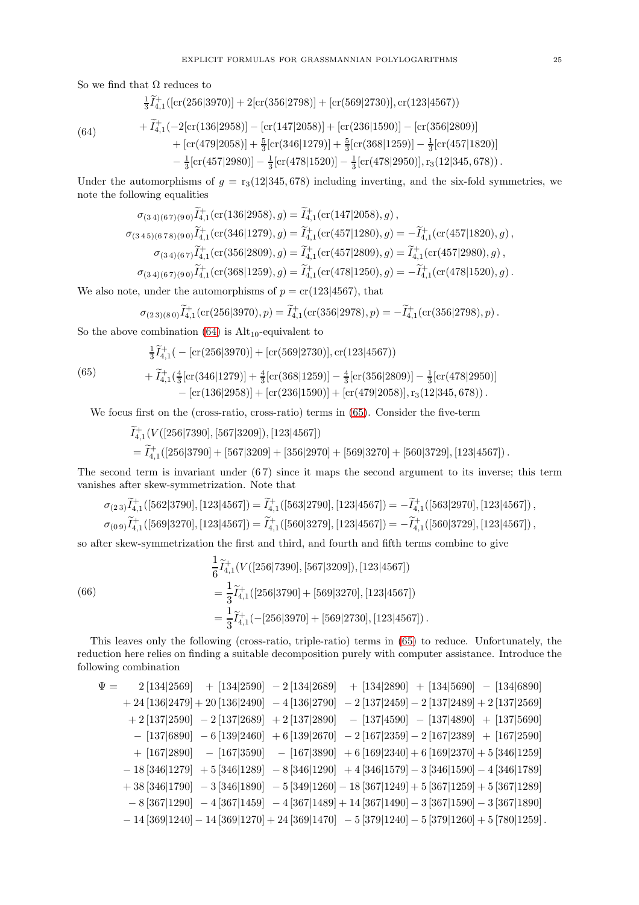So we find that $\Omega$ reduces to

$$
\begin{aligned}
&\tfrac{1}{3}\widetilde{I}^{+}_{4,1}([\mathrm{cr}(256|3970)] + 2[\mathrm{cr}(356|2798)] + [\mathrm{cr}(569|2730)], \mathrm{cr}(123|4567)) \\
&+ \widetilde{I}^{+}_{4,1}(-2[\mathrm{cr}(136|2958)] - [\mathrm{cr}(147|2058)] + [\mathrm{cr}(236|1590)] - [\mathrm{cr}(356|2809)] \\
&\qquad + [\mathrm{cr}(479|2058)] + \tfrac{5}{3}[\mathrm{cr}(346|1279)] + \tfrac{5}{3}[\mathrm{cr}(368|1259)] - \tfrac{1}{3}[\mathrm{cr}(457|1820)] \\
&\qquad - \tfrac{1}{3}[\mathrm{cr}(457|2980)] - \tfrac{1}{3}[\mathrm{cr}(478|1520)] - \tfrac{1}{3}[\mathrm{cr}(478|2950)], \mathrm{r}_3(12|345,678)) .
\end{aligned}
\tag{64}
$$

Under the automorphisms of $g = \mathrm{r}_3(12|345, 678)$ including inverting, and the six-fold symmetries, we note the following equalities

$$
\begin{aligned}
\sigma_{(3\,4)(6\,7)(9\,0)}\widetilde{I}^{+}_{4,1}(\mathrm{cr}(136|2958), g) &= \widetilde{I}^{+}_{4,1}(\mathrm{cr}(147|2058), g) , \\
\sigma_{(3\,4\,5)(6\,7\,8)(9\,0)}\widetilde{I}^{+}_{4,1}(\mathrm{cr}(346|1279), g) &= \widetilde{I}^{+}_{4,1}(\mathrm{cr}(457|1280), g) = -\widetilde{I}^{+}_{4,1}(\mathrm{cr}(457|1820), g) , \\
\sigma_{(3\,4)(6\,7)}\widetilde{I}^{+}_{4,1}(\mathrm{cr}(356|2809), g) &= \widetilde{I}^{+}_{4,1}(\mathrm{cr}(457|2809), g) = \widetilde{I}^{+}_{4,1}(\mathrm{cr}(457|2980), g) , \\
\sigma_{(3\,4)(6\,7)(9\,0)}\widetilde{I}^{+}_{4,1}(\mathrm{cr}(368|1259), g) &= \widetilde{I}^{+}_{4,1}(\mathrm{cr}(478|1250), g) = -\widetilde{I}^{+}_{4,1}(\mathrm{cr}(478|1520), g) .
\end{aligned}
$$

We also note, under the automorphisms of $p = \mathrm{cr}(123|4567)$, that

$$
\sigma_{(2\,3)(8\,0)}\widetilde{I}^{+}_{4,1}(\mathrm{cr}(256|3970), p) = \widetilde{I}^{+}_{4,1}(\mathrm{cr}(356|2978), p) = -\widetilde{I}^{+}_{4,1}(\mathrm{cr}(356|2798), p) .
$$

So the above combination (64) is $\mathrm{Alt}_{10}$-equivalent to

$$
\begin{aligned}
&\tfrac{1}{3}\widetilde{I}^{+}_{4,1}( - [\mathrm{cr}(256|3970)] + [\mathrm{cr}(569|2730)], \mathrm{cr}(123|4567)) \\
&+ \widetilde{I}^{+}_{4,1}(\tfrac{4}{3}[\mathrm{cr}(346|1279)] + \tfrac{4}{3}[\mathrm{cr}(368|1259)] - \tfrac{4}{3}[\mathrm{cr}(356|2809)] - \tfrac{1}{3}[\mathrm{cr}(478|2950)] \\
&\qquad - [\mathrm{cr}(136|2958)] + [\mathrm{cr}(236|1590)] + [\mathrm{cr}(479|2058)], \mathrm{r}_3(12|345, 678)) .
\end{aligned}
\tag{65}
$$

We focus first on the (cross-ratio, cross-ratio) terms in (65). Consider the five-term

$$
\begin{aligned}
&\widetilde{I}^{+}_{4,1}(V([256|7390], [567|3209]), [123|4567]) \\
&= \widetilde{I}^{+}_{4,1}([256|3790] + [567|3209] + [356|2970] + [569|3270] + [560|3729], [123|4567]) .
\end{aligned}
$$

The second term is invariant under $(6\,7)$ since it maps the second argument to its inverse; this term vanishes after skew-symmetrization. Note that

$$
\begin{aligned}
\sigma_{(2\,3)}\widetilde{I}^{+}_{4,1}([562|3790], [123|4567]) &= \widetilde{I}^{+}_{4,1}([563|2790], [123|4567]) = -\widetilde{I}^{+}_{4,1}([563|2970], [123|4567]) , \\
\sigma_{(0\,9)}\widetilde{I}^{+}_{4,1}([569|3270], [123|4567]) &= \widetilde{I}^{+}_{4,1}([560|3279], [123|4567]) = -\widetilde{I}^{+}_{4,1}([560|3729], [123|4567]) ,
\end{aligned}
$$

so after skew-symmetrization the first and third, and fourth and fifth terms combine to give

$$
\begin{aligned}
&\frac{1}{6}\widetilde{I}^{+}_{4,1}(V([256|7390], [567|3209]), [123|4567]) \\
&= \frac{1}{3}\widetilde{I}^{+}_{4,1}([256|3790] + [569|3270], [123|4567]) \\
&= \frac{1}{3}\widetilde{I}^{+}_{4,1}(-[256|3970] + [569|2730], [123|4567]) .
\end{aligned}
\tag{66}
$$

This leaves only the following (cross-ratio, triple-ratio) terms in (65) to reduce. Unfortunately, the reduction here relies on finding a suitable decomposition purely with computer assistance. Introduce the following combination

$$
\begin{aligned}
\Psi = \;& 2\,[134|2569] + [134|2590] - 2\,[134|2689] + [134|2890] + [134|5690] - [134|6890] \\
&+ 24\,[136|2479] + 20\,[136|2490] - 4\,[136|2790] - 2\,[137|2459] - 2\,[137|2489] + 2\,[137|2569] \\
&+ 2\,[137|2590] - 2\,[137|2689] + 2\,[137|2890] - [137|4590] - [137|4890] + [137|5690] \\
&- [137|6890] - 6\,[139|2460] + 6\,[139|2670] - 2\,[167|2359] - 2\,[167|2389] + [167|2590] \\
&+ [167|2890] - [167|3590] - [167|3890] + 6\,[169|2340] + 6\,[169|2370] + 5\,[346|1259] \\
&- 18\,[346|1279] + 5\,[346|1289] - 8\,[346|1290] + 4\,[346|1579] - 3\,[346|1590] - 4\,[346|1789] \\
&+ 38\,[346|1790] - 3\,[346|1890] - 5\,[349|1260] - 18\,[367|1249] + 5\,[367|1259] + 5\,[367|1289] \\
&- 8\,[367|1290] - 4\,[367|1459] - 4\,[367|1489] + 14\,[367|1490] - 3\,[367|1590] - 3\,[367|1890] \\
&- 14\,[369|1240] - 14\,[369|1270] + 24\,[369|1470] - 5\,[379|1240] - 5\,[379|1260] + 5\,[780|1259] .
\end{aligned}
$$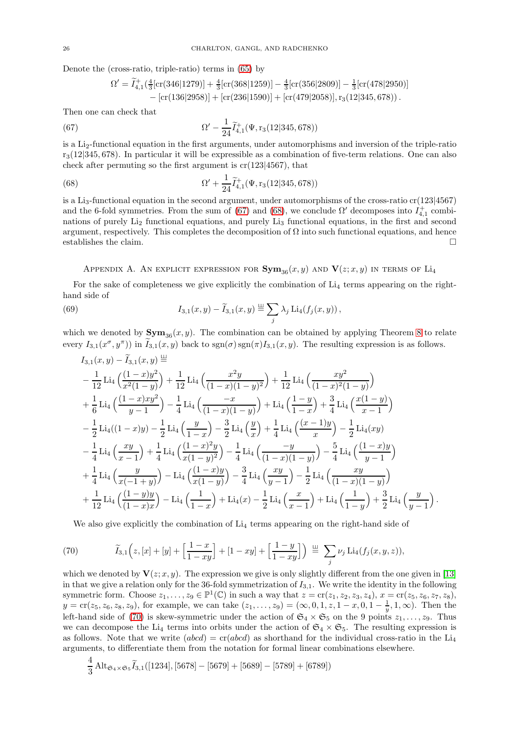Denote the (cross-ratio, triple-ratio) terms in (65) by

$$\Omega' = \widetilde{I}^+_{4,1}\big(\tfrac{4}{3}[\mathrm{cr}(346|1279)] + \tfrac{4}{3}[\mathrm{cr}(368|1259)] - \tfrac{4}{3}[\mathrm{cr}(356|2809)] - \tfrac{1}{3}[\mathrm{cr}(478|2950)] \\ - [\mathrm{cr}(136|2958)] + [\mathrm{cr}(236|1590)] + [\mathrm{cr}(479|2058)], \mathrm{r}_3(12|345,678)\big)\,.$$

Then one can check that

$$\Omega' - \frac{1}{24}\widetilde{I}^+_{4,1}(\Psi, \mathrm{r}_3(12|345,678)) \tag{67}$$

is a $\mathrm{Li}_2$-functional equation in the first arguments, under automorphisms and inversion of the triple-ratio $\mathrm{r}_3(12|345,678)$. In particular it will be expressible as a combination of five-term relations. One can also check after permuting so the first argument is $\mathrm{cr}(123|4567)$, that

$$\Omega' + \frac{1}{24}\widetilde{I}^+_{4,1}(\Psi, \mathrm{r}_3(12|345,678)) \tag{68}$$

is a $\mathrm{Li}_3$-functional equation in the second argument, under automorphisms of the cross-ratio $\mathrm{cr}(123|4567)$ and the 6-fold symmetries. From the sum of (67) and (68), we conclude $\Omega'$ decomposes into $I^+_{4,1}$ combinations of purely $\mathrm{Li}_2$ functional equations, and purely $\mathrm{Li}_3$ functional equations, in the first and second argument, respectively. This completes the decomposition of $\Omega$ into such functional equations, and hence establishes the claim. $\square$

## Appendix A. An explicit expression for $\mathbf{Sym}_{36}(x,y)$ and $\mathbf{V}(z;x,y)$ in terms of $\mathrm{Li}_4$

For the sake of completeness we give explicitly the combination of $\mathrm{Li}_4$ terms appearing on the right-hand side of

$$I_{3,1}(x,y) - \widetilde{I}_{3,1}(x,y) \overset{ш}{=} \sum_j \lambda_j \,\mathrm{Li}_4(f_j(x,y))\,, \tag{69}$$

which we denoted by $\mathbf{Sym}_{36}(x,y)$. The combination can be obtained by applying Theorem 8 to relate every $I_{3,1}(x^\sigma, y^\pi))$ in $\widetilde{I}_{3,1}(x,y)$ back to $\mathrm{sgn}(\sigma)\,\mathrm{sgn}(\pi) I_{3,1}(x,y)$. The resulting expression is as follows.

$$\begin{aligned}
&I_{3,1}(x,y) - \widetilde{I}_{3,1}(x,y) \overset{ш}{=} \\
&- \frac{1}{12}\mathrm{Li}_4\Big(\frac{(1-x)y^2}{x^2(1-y)}\Big) + \frac{1}{12}\mathrm{Li}_4\Big(\frac{x^2y}{(1-x)(1-y)^2}\Big) + \frac{1}{12}\mathrm{Li}_4\Big(\frac{xy^2}{(1-x)^2(1-y)}\Big) \\
&+ \frac{1}{6}\mathrm{Li}_4\Big(\frac{(1-x)xy^2}{y-1}\Big) - \frac{1}{4}\mathrm{Li}_4\Big(\frac{-x}{(1-x)(1-y)}\Big) + \mathrm{Li}_4\Big(\frac{1-y}{1-x}\Big) + \frac{3}{4}\mathrm{Li}_4\Big(\frac{x(1-y)}{x-1}\Big) \\
&- \frac{1}{2}\mathrm{Li}_4((1-x)y) - \frac{1}{2}\mathrm{Li}_4\Big(\frac{y}{1-x}\Big) - \frac{3}{2}\mathrm{Li}_4\Big(\frac{y}{x}\Big) + \frac{1}{4}\mathrm{Li}_4\Big(\frac{(x-1)y}{x}\Big) - \frac{1}{2}\mathrm{Li}_4(xy) \\
&- \frac{1}{4}\mathrm{Li}_4\Big(\frac{xy}{x-1}\Big) + \frac{1}{4}\mathrm{Li}_4\Big(\frac{(1-x)^2y}{x(1-y)^2}\Big) - \frac{1}{4}\mathrm{Li}_4\Big(\frac{-y}{(1-x)(1-y)}\Big) - \frac{5}{4}\mathrm{Li}_4\Big(\frac{(1-x)y}{y-1}\Big) \\
&+ \frac{1}{4}\mathrm{Li}_4\Big(\frac{y}{x(-1+y)}\Big) - \mathrm{Li}_4\Big(\frac{(1-x)y}{x(1-y)}\Big) - \frac{3}{4}\mathrm{Li}_4\Big(\frac{xy}{y-1}\Big) - \frac{1}{2}\mathrm{Li}_4\Big(\frac{xy}{(1-x)(1-y)}\Big) \\
&+ \frac{1}{12}\mathrm{Li}_4\Big(\frac{(1-y)y}{(1-x)x}\Big) - \mathrm{Li}_4\Big(\frac{1}{1-x}\Big) + \mathrm{Li}_4(x) - \frac{1}{2}\mathrm{Li}_4\Big(\frac{x}{x-1}\Big) + \mathrm{Li}_4\Big(\frac{1}{1-y}\Big) + \frac{3}{2}\mathrm{Li}_4\Big(\frac{y}{y-1}\Big)\,.
\end{aligned}$$

We also give explicitly the combination of $\mathrm{Li}_4$ terms appearing on the right-hand side of

$$\widetilde{I}_{3,1}\Big(z, [x] + [y] + \Big[\frac{1-x}{1-xy}\Big] + [1-xy] + \Big[\frac{1-y}{1-xy}\Big]\Big) \overset{ш}{=} \sum_j \nu_j \,\mathrm{Li}_4(f_j(x,y,z)), \tag{70}$$

which we denoted by $\mathbf{V}(z;x,y)$. The expression we give is only slightly different from the one given in [13] in that we give a relation only for the 36-fold symmetrization of $I_{3,1}$. We write the identity in the following symmetric form. Choose $z_1, \ldots, z_9 \in \mathbb{P}^1(\mathbb{C})$ in such a way that $z = \mathrm{cr}(z_1,z_2,z_3,z_4)$, $x = \mathrm{cr}(z_5,z_6,z_7,z_8)$, $y = \mathrm{cr}(z_5,z_6,z_8,z_9)$, for example, we can take $(z_1,\ldots,z_9) = (\infty,0,1,z,1-x,0,1-\frac{1}{y},1,\infty)$. Then the left-hand side of (70) is skew-symmetric under the action of $\mathfrak{S}_4 \times \mathfrak{S}_5$ on the 9 points $z_1,\ldots,z_9$. Thus we can decompose the $\mathrm{Li}_4$ terms into orbits under the action of $\mathfrak{S}_4 \times \mathfrak{S}_5$. The resulting expression is as follows. Note that we write $(abcd) = \mathrm{cr}(abcd)$ as shorthand for the individual cross-ratio in the $\mathrm{Li}_4$ arguments, to differentiate them from the notation for formal linear combinations elsewhere.

$$\frac{4}{3}\mathrm{Alt}_{\mathfrak{S}_4\times\mathfrak{S}_5}\widetilde{I}_{3,1}([1234], [5678] - [5679] + [5689] - [5789] + [6789])$$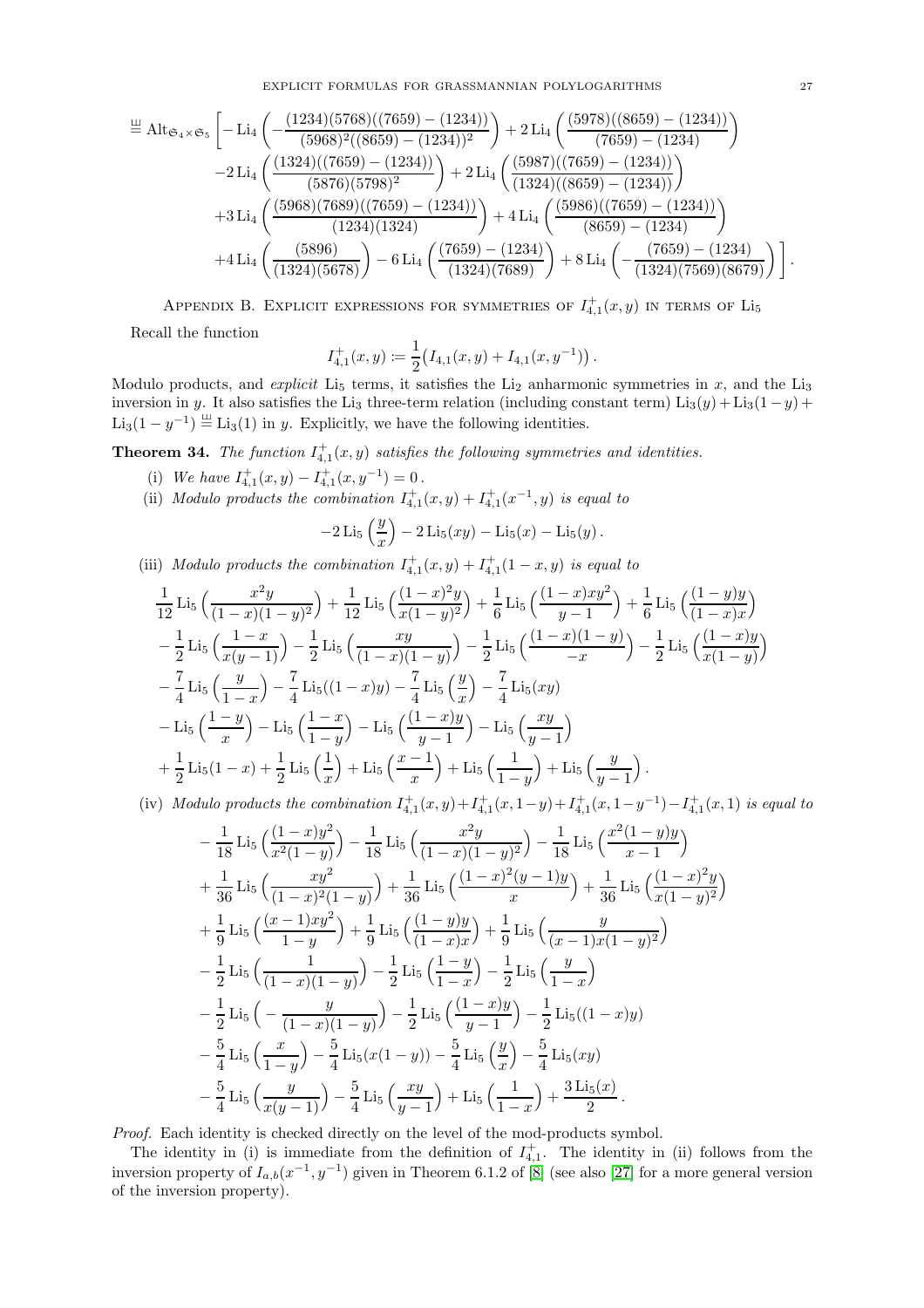$$
\overset{\text{ш}}{=} \operatorname{Alt}_{\mathfrak{S}_4\times\mathfrak{S}_5}\Bigg[-\operatorname{Li}_4\left(-\frac{(1234)(5768)((7659)-(1234))}{(5968)^2((8659)-(1234))^2}\right)+2\operatorname{Li}_4\left(\frac{(5978)((8659)-(1234))}{(7659)-(1234)}\right)
$$
$$
-2\operatorname{Li}_4\left(\frac{(1324)((7659)-(1234))}{(5876)(5798)^2}\right)+2\operatorname{Li}_4\left(\frac{(5987)((7659)-(1234))}{(1324)((8659)-(1234))}\right)
$$
$$
+3\operatorname{Li}_4\left(\frac{(5968)(7689)((7659)-(1234))}{(1234)(1324)}\right)+4\operatorname{Li}_4\left(\frac{(5986)((7659)-(1234))}{(8659)-(1234)}\right)
$$
$$
+4\operatorname{Li}_4\left(\frac{(5896)}{(1324)(5678)}\right)-6\operatorname{Li}_4\left(\frac{(7659)-(1234)}{(1324)(7689)}\right)+8\operatorname{Li}_4\left(-\frac{(7659)-(1234)}{(1324)(7569)(8679)}\right)\Bigg].
$$

## Appendix B. Explicit expressions for symmetries of $I^+_{4,1}(x,y)$ in terms of $\operatorname{Li}_5$

Recall the function

$$
I^+_{4,1}(x,y) := \frac{1}{2}\big(I_{4,1}(x,y)+I_{4,1}(x,y^{-1})\big)\,.
$$

Modulo products, and *explicit* $\operatorname{Li}_5$ terms, it satisfies the $\operatorname{Li}_2$ anharmonic symmetries in $x$, and the $\operatorname{Li}_3$ inversion in $y$. It also satisfies the $\operatorname{Li}_3$ three-term relation (including constant term) $\operatorname{Li}_3(y)+\operatorname{Li}_3(1-y)+\operatorname{Li}_3(1-y^{-1}) \overset{\text{ш}}{=} \operatorname{Li}_3(1)$ in $y$. Explicitly, we have the following identities.

**Theorem 34.** *The function $I^+_{4,1}(x,y)$ satisfies the following symmetries and identities.*

(i) *We have $I^+_{4,1}(x,y)-I^+_{4,1}(x,y^{-1})=0\,.$*

(ii) *Modulo products the combination $I^+_{4,1}(x,y)+I^+_{4,1}(x^{-1},y)$ is equal to*

$$
-2\operatorname{Li}_5\left(\frac{y}{x}\right)-2\operatorname{Li}_5(xy)-\operatorname{Li}_5(x)-\operatorname{Li}_5(y)\,.
$$

(iii) *Modulo products the combination $I^+_{4,1}(x,y)+I^+_{4,1}(1-x,y)$ is equal to*

$$
\frac{1}{12}\operatorname{Li}_5\Big(\frac{x^2y}{(1-x)(1-y)^2}\Big)+\frac{1}{12}\operatorname{Li}_5\Big(\frac{(1-x)^2y}{x(1-y)^2}\Big)+\frac{1}{6}\operatorname{Li}_5\Big(\frac{(1-x)xy^2}{y-1}\Big)+\frac{1}{6}\operatorname{Li}_5\Big(\frac{(1-y)y}{(1-x)x}\Big)
$$
$$
-\frac{1}{2}\operatorname{Li}_5\Big(\frac{1-x}{x(y-1)}\Big)-\frac{1}{2}\operatorname{Li}_5\Big(\frac{xy}{(1-x)(1-y)}\Big)-\frac{1}{2}\operatorname{Li}_5\Big(\frac{(1-x)(1-y)}{-x}\Big)-\frac{1}{2}\operatorname{Li}_5\Big(\frac{(1-x)y}{x(1-y)}\Big)
$$
$$
-\frac{7}{4}\operatorname{Li}_5\Big(\frac{y}{1-x}\Big)-\frac{7}{4}\operatorname{Li}_5((1-x)y)-\frac{7}{4}\operatorname{Li}_5\Big(\frac{y}{x}\Big)-\frac{7}{4}\operatorname{Li}_5(xy)
$$
$$
-\operatorname{Li}_5\Big(\frac{1-y}{x}\Big)-\operatorname{Li}_5\Big(\frac{1-x}{1-y}\Big)-\operatorname{Li}_5\Big(\frac{(1-x)y}{y-1}\Big)-\operatorname{Li}_5\Big(\frac{xy}{y-1}\Big)
$$
$$
+\frac{1}{2}\operatorname{Li}_5(1-x)+\frac{1}{2}\operatorname{Li}_5\Big(\frac{1}{x}\Big)+\operatorname{Li}_5\Big(\frac{x-1}{x}\Big)+\operatorname{Li}_5\Big(\frac{1}{1-y}\Big)+\operatorname{Li}_5\Big(\frac{y}{y-1}\Big)\,.
$$

(iv) *Modulo products the combination $I^+_{4,1}(x,y)+I^+_{4,1}(x,1-y)+I^+_{4,1}(x,1-y^{-1})-I^+_{4,1}(x,1)$ is equal to*

$$
-\frac{1}{18}\operatorname{Li}_5\Big(\frac{(1-x)y^2}{x^2(1-y)}\Big)-\frac{1}{18}\operatorname{Li}_5\Big(\frac{x^2y}{(1-x)(1-y)^2}\Big)-\frac{1}{18}\operatorname{Li}_5\Big(\frac{x^2(1-y)y}{x-1}\Big)
$$
$$
+\frac{1}{36}\operatorname{Li}_5\Big(\frac{xy^2}{(1-x)^2(1-y)}\Big)+\frac{1}{36}\operatorname{Li}_5\Big(\frac{(1-x)^2(y-1)y}{x}\Big)+\frac{1}{36}\operatorname{Li}_5\Big(\frac{(1-x)^2y}{x(1-y)^2}\Big)
$$
$$
+\frac{1}{9}\operatorname{Li}_5\Big(\frac{(x-1)xy^2}{1-y}\Big)+\frac{1}{9}\operatorname{Li}_5\Big(\frac{(1-y)y}{(1-x)x}\Big)+\frac{1}{9}\operatorname{Li}_5\Big(\frac{y}{(x-1)x(1-y)^2}\Big)
$$
$$
-\frac{1}{2}\operatorname{Li}_5\Big(\frac{1}{(1-x)(1-y)}\Big)-\frac{1}{2}\operatorname{Li}_5\Big(\frac{1-y}{1-x}\Big)-\frac{1}{2}\operatorname{Li}_5\Big(\frac{y}{1-x}\Big)
$$
$$
-\frac{1}{2}\operatorname{Li}_5\Big(-\frac{y}{(1-x)(1-y)}\Big)-\frac{1}{2}\operatorname{Li}_5\Big(\frac{(1-x)y}{y-1}\Big)-\frac{1}{2}\operatorname{Li}_5((1-x)y)
$$
$$
-\frac{5}{4}\operatorname{Li}_5\Big(\frac{x}{1-y}\Big)-\frac{5}{4}\operatorname{Li}_5(x(1-y))-\frac{5}{4}\operatorname{Li}_5\Big(\frac{y}{x}\Big)-\frac{5}{4}\operatorname{Li}_5(xy)
$$
$$
-\frac{5}{4}\operatorname{Li}_5\Big(\frac{y}{x(y-1)}\Big)-\frac{5}{4}\operatorname{Li}_5\Big(\frac{xy}{y-1}\Big)+\operatorname{Li}_5\Big(\frac{1}{1-x}\Big)+\frac{3\operatorname{Li}_5(x)}{2}\,.
$$

*Proof.* Each identity is checked directly on the level of the mod-products symbol.

The identity in (i) is immediate from the definition of $I^+_{4,1}$. The identity in (ii) follows from the inversion property of $I_{a,b}(x^{-1},y^{-1})$ given in Theorem 6.1.2 of [8] (see also [27] for a more general version of the inversion property).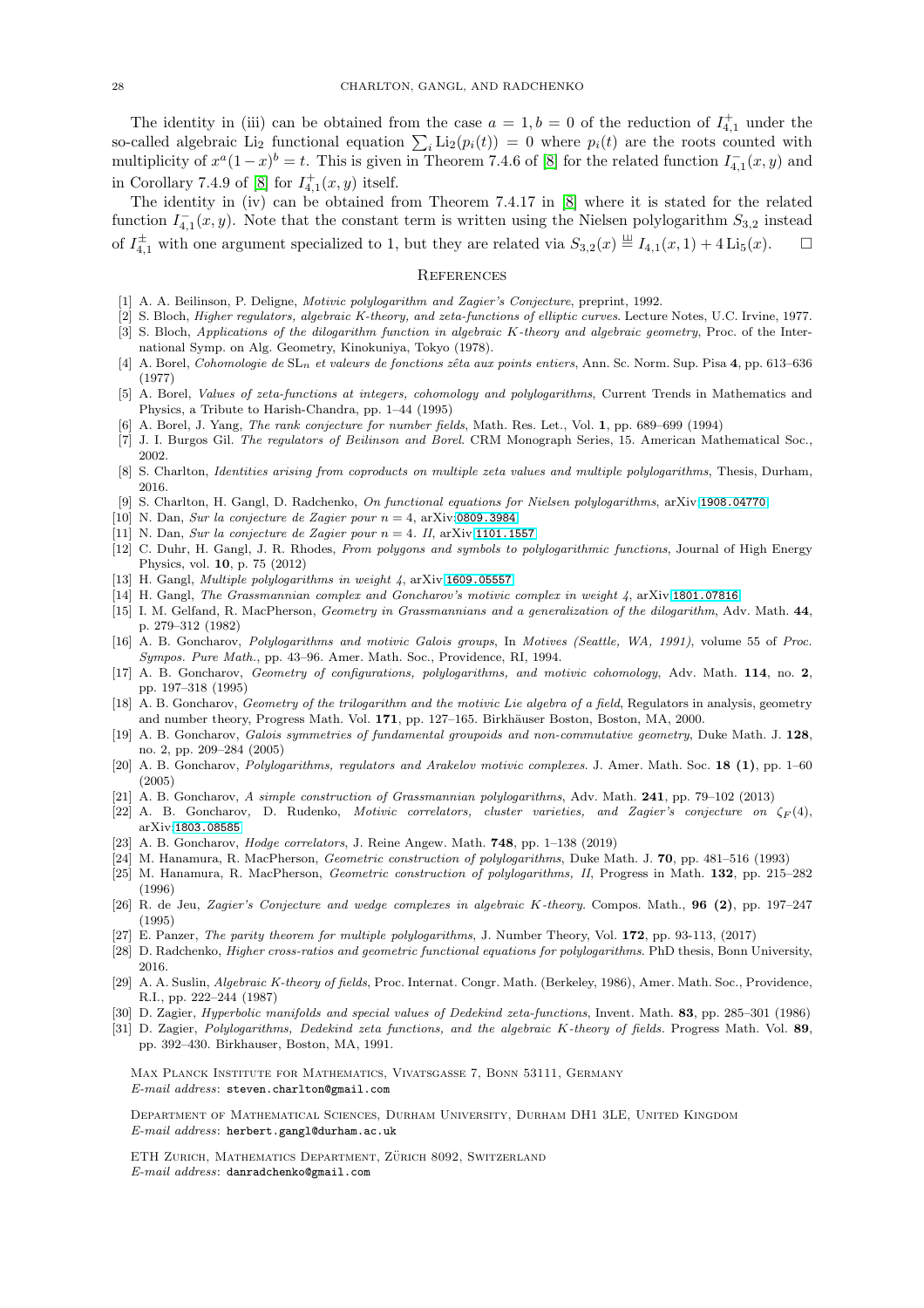The identity in (iii) can be obtained from the case $a = 1, b = 0$ of the reduction of $I^+_{4,1}$ under the so-called algebraic $\mathrm{Li}_2$ functional equation $\sum_i \mathrm{Li}_2(p_i(t)) = 0$ where $p_i(t)$ are the roots counted with multiplicity of $x^a(1-x)^b = t$. This is given in Theorem 7.4.6 of [8] for the related function $I^-_{4,1}(x,y)$ and in Corollary 7.4.9 of [8] for $I^+_{4,1}(x,y)$ itself.

The identity in (iv) can be obtained from Theorem 7.4.17 in [8] where it is stated for the related function $I^-_{4,1}(x,y)$. Note that the constant term is written using the Nielsen polylogarithm $S_{3,2}$ instead of $I^{\pm}_{4,1}$ with one argument specialized to 1, but they are related via $S_{3,2}(x) \overset{ш}{=} I_{4,1}(x,1) + 4\,\mathrm{Li}_5(x)$. □

## References

[1] A. A. Beilinson, P. Deligne, *Motivic polylogarithm and Zagier's Conjecture*, preprint, 1992.

[2] S. Bloch, *Higher regulators, algebraic K-theory, and zeta-functions of elliptic curves.* Lecture Notes, U.C. Irvine, 1977.

[3] S. Bloch, *Applications of the dilogarithm function in algebraic K-theory and algebraic geometry*, Proc. of the International Symp. on Alg. Geometry, Kinokuniya, Tokyo (1978).

[4] A. Borel, *Cohomologie de* $\mathrm{SL}_n$ *et valeurs de fonctions zêta aux points entiers*, Ann. Sc. Norm. Sup. Pisa **4**, pp. 613–636 (1977)

[5] A. Borel, *Values of zeta-functions at integers, cohomology and polylogarithms*, Current Trends in Mathematics and Physics, a Tribute to Harish-Chandra, pp. 1–44 (1995)

[6] A. Borel, J. Yang, *The rank conjecture for number fields*, Math. Res. Let., Vol. **1**, pp. 689–699 (1994)

[7] J. I. Burgos Gil. *The regulators of Beilinson and Borel*. CRM Monograph Series, 15. American Mathematical Soc., 2002.

[8] S. Charlton, *Identities arising from coproducts on multiple zeta values and multiple polylogarithms*, Thesis, Durham, 2016.

[9] S. Charlton, H. Gangl, D. Radchenko, *On functional equations for Nielsen polylogarithms*, arXiv:1908.04770

[10] N. Dan, *Sur la conjecture de Zagier pour n = 4*, arXiv:0809.3984

[11] N. Dan, *Sur la conjecture de Zagier pour n = 4. II*, arXiv:1101.1557

[12] C. Duhr, H. Gangl, J. R. Rhodes, *From polygons and symbols to polylogarithmic functions*, Journal of High Energy Physics, vol. **10**, p. 75 (2012)

[13] H. Gangl, *Multiple polylogarithms in weight 4*, arXiv:1609.05557

[14] H. Gangl, *The Grassmannian complex and Goncharov's motivic complex in weight 4*, arXiv:1801.07816

[15] I. M. Gelfand, R. MacPherson, *Geometry in Grassmannians and a generalization of the dilogarithm*, Adv. Math. **44**, p. 279–312 (1982)

[16] A. B. Goncharov, *Polylogarithms and motivic Galois groups*, In *Motives (Seattle, WA, 1991)*, volume 55 of *Proc. Sympos. Pure Math.*, pp. 43–96. Amer. Math. Soc., Providence, RI, 1994.

[17] A. B. Goncharov, *Geometry of configurations, polylogarithms, and motivic cohomology*, Adv. Math. **114**, no. **2**, pp. 197–318 (1995)

[18] A. B. Goncharov, *Geometry of the trilogarithm and the motivic Lie algebra of a field*, Regulators in analysis, geometry and number theory, Progress Math. Vol. **171**, pp. 127–165. Birkhäuser Boston, Boston, MA, 2000.

[19] A. B. Goncharov, *Galois symmetries of fundamental groupoids and non-commutative geometry*, Duke Math. J. **128**, no. 2, pp. 209–284 (2005)

[20] A. B. Goncharov, *Polylogarithms, regulators and Arakelov motivic complexes*. J. Amer. Math. Soc. **18 (1)**, pp. 1–60 (2005)

[21] A. B. Goncharov, *A simple construction of Grassmannian polylogarithms*, Adv. Math. **241**, pp. 79–102 (2013)

[22] A. B. Goncharov, D. Rudenko, *Motivic correlators, cluster varieties, and Zagier's conjecture on* $\zeta_F(4)$, arXiv:1803.08585

[23] A. B. Goncharov, *Hodge correlators*, J. Reine Angew. Math. **748**, pp. 1–138 (2019)

[24] M. Hanamura, R. MacPherson, *Geometric construction of polylogarithms*, Duke Math. J. **70**, pp. 481–516 (1993)

[25] M. Hanamura, R. MacPherson, *Geometric construction of polylogarithms, II*, Progress in Math. **132**, pp. 215–282 (1996)

[26] R. de Jeu, *Zagier's Conjecture and wedge complexes in algebraic K-theory*. Compos. Math., **96 (2)**, pp. 197–247 (1995)

[27] E. Panzer, *The parity theorem for multiple polylogarithms*, J. Number Theory, Vol. **172**, pp. 93-113, (2017)

[28] D. Radchenko, *Higher cross-ratios and geometric functional equations for polylogarithms*. PhD thesis, Bonn University, 2016.

[29] A. A. Suslin, *Algebraic K-theory of fields*, Proc. Internat. Congr. Math. (Berkeley, 1986), Amer. Math. Soc., Providence, R.I., pp. 222–244 (1987)

[30] D. Zagier, *Hyperbolic manifolds and special values of Dedekind zeta-functions*, Invent. Math. **83**, pp. 285–301 (1986)

[31] D. Zagier, *Polylogarithms, Dedekind zeta functions, and the algebraic K-theory of fields*. Progress Math. Vol. **89**, pp. 392–430. Birkhauser, Boston, MA, 1991.

Max Planck Institute for Mathematics, Vivatsgasse 7, Bonn 53111, Germany
*E-mail address*: steven.charlton@gmail.com

Department of Mathematical Sciences, Durham University, Durham DH1 3LE, United Kingdom
*E-mail address*: herbert.gangl@durham.ac.uk

ETH Zurich, Mathematics Department, Zürich 8092, Switzerland
*E-mail address*: danradchenko@gmail.com